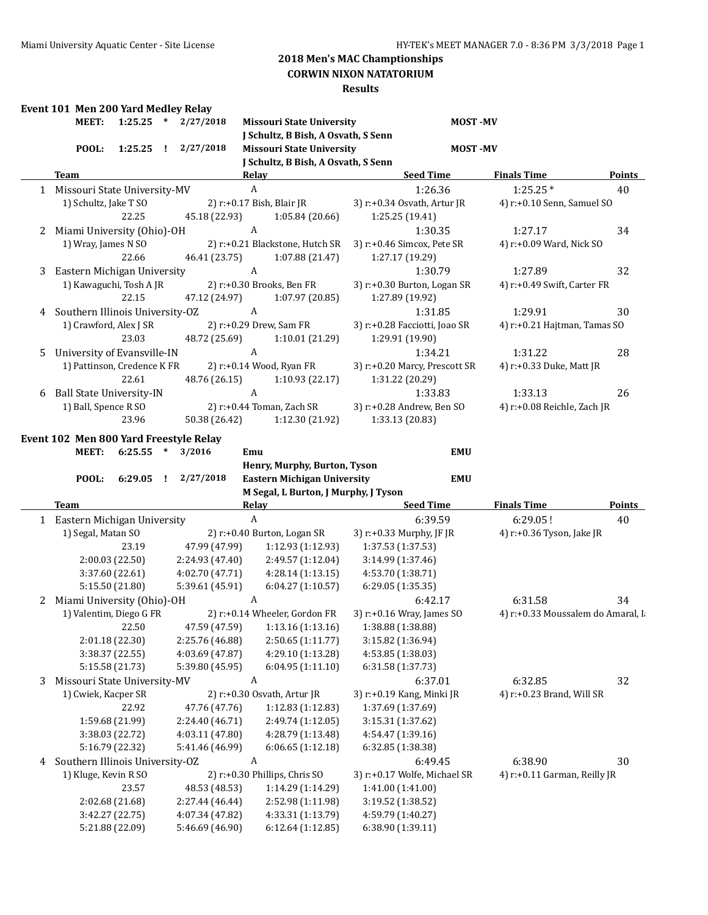## 2018 Men's MAC Championships
### CORWIN NIXON NATATORIUM
### Results

**Event 101 Men 200 Yard Medley Relay**

| | | | | | |
|---|---|---|---|---|---|
| MEET: | 1:25.25 | * | 2/27/2018 | Missouri State University<br>J Schultz, B Bish, A Osvath, S Senn | MOST -MV |
| POOL: | 1:25.25 | ! | 2/27/2018 | Missouri State University<br>J Schultz, B Bish, A Osvath, S Senn | MOST -MV |

| | Team | Relay | Seed Time | Finals Time | Points |
|---|---|---|---|---|---|
| 1 | Missouri State University-MV | A | 1:26.36 | 1:25.25 * | 40 |

1) Schultz, Jake T SO 2) r:+0.17 Bish, Blair JR 3) r:+0.34 Osvath, Artur JR 4) r:+0.10 Senn, Samuel SO
22.25 45.18 (22.93) 1:05.84 (20.66) 1:25.25 (19.41)

| | Team | Relay | Seed Time | Finals Time | Points |
|---|---|---|---|---|---|
| 2 | Miami University (Ohio)-OH | A | 1:30.35 | 1:27.17 | 34 |

1) Wray, James N SO 2) r:+0.21 Blackstone, Hutch SR 3) r:+0.46 Simcox, Pete SR 4) r:+0.09 Ward, Nick SO
22.66 46.41 (23.75) 1:07.88 (21.47) 1:27.17 (19.29)

| | Team | Relay | Seed Time | Finals Time | Points |
|---|---|---|---|---|---|
| 3 | Eastern Michigan University | A | 1:30.79 | 1:27.89 | 32 |

1) Kawaguchi, Tosh A JR 2) r:+0.30 Brooks, Ben FR 3) r:+0.30 Burton, Logan SR 4) r:+0.49 Swift, Carter FR
22.15 47.12 (24.97) 1:07.97 (20.85) 1:27.89 (19.92)

| | Team | Relay | Seed Time | Finals Time | Points |
|---|---|---|---|---|---|
| 4 | Southern Illinois University-OZ | A | 1:31.85 | 1:29.91 | 30 |

1) Crawford, Alex J SR 2) r:+0.29 Drew, Sam FR 3) r:+0.28 Facciotti, Joao SR 4) r:+0.21 Hajtman, Tamas SO
23.03 48.72 (25.69) 1:10.01 (21.29) 1:29.91 (19.90)

| | Team | Relay | Seed Time | Finals Time | Points |
|---|---|---|---|---|---|
| 5 | University of Evansville-IN | A | 1:34.21 | 1:31.22 | 28 |

1) Pattinson, Credence K FR 2) r:+0.14 Wood, Ryan FR 3) r:+0.20 Marcy, Prescott SR 4) r:+0.33 Duke, Matt JR
22.61 48.76 (26.15) 1:10.93 (22.17) 1:31.22 (20.29)

| | Team | Relay | Seed Time | Finals Time | Points |
|---|---|---|---|---|---|
| 6 | Ball State University-IN | A | 1:33.83 | 1:33.13 | 26 |

1) Ball, Spence R SO 2) r:+0.44 Toman, Zach SR 3) r:+0.28 Andrew, Ben SO 4) r:+0.08 Reichle, Zach JR
23.96 50.38 (26.42) 1:12.30 (21.92) 1:33.13 (20.83)

**Event 102 Men 800 Yard Freestyle Relay**

| | | | | | |
|---|---|---|---|---|---|
| MEET: | 6:25.55 | * | 3/2016 | Emu<br>Henry, Murphy, Burton, Tyson | EMU |
| POOL: | 6:29.05 | ! | 2/27/2018 | Eastern Michigan University<br>M Segal, L Burton, J Murphy, J Tyson | EMU |

| | Team | Relay | Seed Time | Finals Time | Points |
|---|---|---|---|---|---|
| 1 | Eastern Michigan University | A | 6:39.59 | 6:29.05 ! | 40 |

1) Segal, Matan SO 2) r:+0.40 Burton, Logan SR 3) r:+0.33 Murphy, JF JR 4) r:+0.36 Tyson, Jake JR
23.19 47.99 (47.99) 1:12.93 (1:12.93) 1:37.53 (1:37.53)
2:00.03 (22.50) 2:24.93 (47.40) 2:49.57 (1:12.04) 3:14.99 (1:37.46)
3:37.60 (22.61) 4:02.70 (47.71) 4:28.14 (1:13.15) 4:53.70 (1:38.71)
5:15.50 (21.80) 5:39.61 (45.91) 6:04.27 (1:10.57) 6:29.05 (1:35.35)

| | Team | Relay | Seed Time | Finals Time | Points |
|---|---|---|---|---|---|
| 2 | Miami University (Ohio)-OH | A | 6:42.17 | 6:31.58 | 34 |

1) Valentim, Diego G FR 2) r:+0.14 Wheeler, Gordon FR 3) r:+0.16 Wray, James SO 4) r:+0.33 Moussalem do Amaral, I
22.50 47.59 (47.59) 1:13.16 (1:13.16) 1:38.88 (1:38.88)
2:01.18 (22.30) 2:25.76 (46.88) 2:50.65 (1:11.77) 3:15.82 (1:36.94)
3:38.37 (22.55) 4:03.69 (47.87) 4:29.10 (1:13.28) 4:53.85 (1:38.03)
5:15.58 (21.73) 5:39.80 (45.95) 6:04.95 (1:11.10) 6:31.58 (1:37.73)

| | Team | Relay | Seed Time | Finals Time | Points |
|---|---|---|---|---|---|
| 3 | Missouri State University-MV | A | 6:37.01 | 6:32.85 | 32 |

1) Cwiek, Kacper SR 2) r:+0.30 Osvath, Artur JR 3) r:+0.19 Kang, Minki JR 4) r:+0.23 Brand, Will SR
22.92 47.76 (47.76) 1:12.83 (1:12.83) 1:37.69 (1:37.69)
1:59.68 (21.99) 2:24.40 (46.71) 2:49.74 (1:12.05) 3:15.31 (1:37.62)
3:38.03 (22.72) 4:03.11 (47.80) 4:28.79 (1:13.48) 4:54.47 (1:39.16)
5:16.79 (22.32) 5:41.46 (46.99) 6:06.65 (1:12.18) 6:32.85 (1:38.38)

| | Team | Relay | Seed Time | Finals Time | Points |
|---|---|---|---|---|---|
| 4 | Southern Illinois University-OZ | A | 6:49.45 | 6:38.90 | 30 |

1) Kluge, Kevin R SO 2) r:+0.30 Phillips, Chris SO 3) r:+0.17 Wolfe, Michael SR 4) r:+0.11 Garman, Reilly JR
23.57 48.53 (48.53) 1:14.29 (1:14.29) 1:41.00 (1:41.00)
2:02.68 (21.68) 2:27.44 (46.44) 2:52.98 (1:11.98) 3:19.52 (1:38.52)
3:42.27 (22.75) 4:07.34 (47.82) 4:33.31 (1:13.79) 4:59.79 (1:40.27)
5:21.88 (22.09) 5:46.69 (46.90) 6:12.64 (1:12.85) 6:38.90 (1:39.11)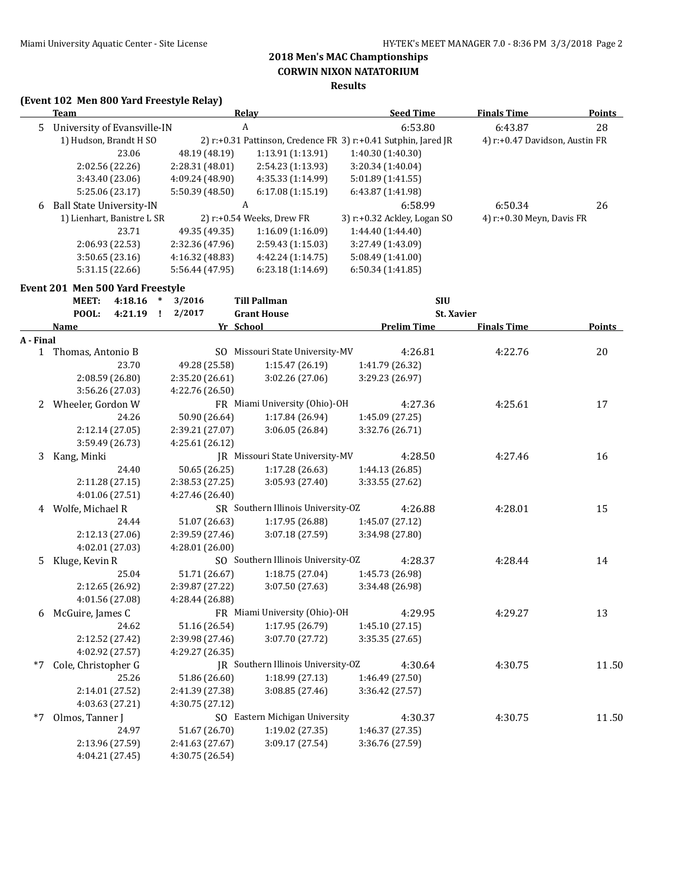## 2018 Men's MAC Championships
### CORWIN NIXON NATATORIUM
### Results

**(Event 102 Men 800 Yard Freestyle Relay)**

| | Team | Relay | Seed Time | Finals Time | Points |
|---|---|---|---|---|---|
| 5 | University of Evansville-IN | A | 6:53.80 | 6:43.87 | 28 |

1) Hudson, Brandt H SO 2) r:+0.31 Pattinson, Credence FR 3) r:+0.41 Sutphin, Jared JR 4) r:+0.47 Davidson, Austin FR

| | | | |
|---|---|---|---|
| 23.06 | 48.19 (48.19) | 1:13.91 (1:13.91) | 1:40.30 (1:40.30) |
| 2:02.56 (22.26) | 2:28.31 (48.01) | 2:54.23 (1:13.93) | 3:20.34 (1:40.04) |
| 3:43.40 (23.06) | 4:09.24 (48.90) | 4:35.33 (1:14.99) | 5:01.89 (1:41.55) |
| 5:25.06 (23.17) | 5:50.39 (48.50) | 6:17.08 (1:15.19) | 6:43.87 (1:41.98) |

| | Team | Relay | Seed Time | Finals Time | Points |
|---|---|---|---|---|---|
| 6 | Ball State University-IN | A | 6:58.99 | 6:50.34 | 26 |

1) Lienhart, Banistre L SR 2) r:+0.54 Weeks, Drew FR 3) r:+0.32 Ackley, Logan SO 4) r:+0.30 Meyn, Davis FR

| | | | |
|---|---|---|---|
| 23.71 | 49.35 (49.35) | 1:16.09 (1:16.09) | 1:44.40 (1:44.40) |
| 2:06.93 (22.53) | 2:32.36 (47.96) | 2:59.43 (1:15.03) | 3:27.49 (1:43.09) |
| 3:50.65 (23.16) | 4:16.32 (48.83) | 4:42.24 (1:14.75) | 5:08.49 (1:41.00) |
| 5:31.15 (22.66) | 5:56.44 (47.95) | 6:23.18 (1:14.69) | 6:50.34 (1:41.85) |

**Event 201 Men 500 Yard Freestyle**

| | | | | | |
|---|---|---|---|---|---|
| MEET: | 4:18.16 | * | 3/2016 | Till Pallman | SIU |
| POOL: | 4:21.19 | ! | 2/2017 | Grant House | St. Xavier |

**A - Final**

| | Name | Yr | School | Prelim Time | Finals Time | Points |
|---|---|---|---|---|---|---|
| 1 | Thomas, Antonio B | SO | Missouri State University-MV | 4:26.81 | 4:22.76 | 20 |
| | 23.70 | 49.28 (25.58) | 1:15.47 (26.19) | 1:41.79 (26.32) | | |
| | 2:08.59 (26.80) | 2:35.20 (26.61) | 3:02.26 (27.06) | 3:29.23 (26.97) | | |
| | 3:56.26 (27.03) | 4:22.76 (26.50) | | | | |
| 2 | Wheeler, Gordon W | FR | Miami University (Ohio)-OH | 4:27.36 | 4:25.61 | 17 |
| | 24.26 | 50.90 (26.64) | 1:17.84 (26.94) | 1:45.09 (27.25) | | |
| | 2:12.14 (27.05) | 2:39.21 (27.07) | 3:06.05 (26.84) | 3:32.76 (26.71) | | |
| | 3:59.49 (26.73) | 4:25.61 (26.12) | | | | |
| 3 | Kang, Minki | JR | Missouri State University-MV | 4:28.50 | 4:27.46 | 16 |
| | 24.40 | 50.65 (26.25) | 1:17.28 (26.63) | 1:44.13 (26.85) | | |
| | 2:11.28 (27.15) | 2:38.53 (27.25) | 3:05.93 (27.40) | 3:33.55 (27.62) | | |
| | 4:01.06 (27.51) | 4:27.46 (26.40) | | | | |
| 4 | Wolfe, Michael R | SR | Southern Illinois University-OZ | 4:26.88 | 4:28.01 | 15 |
| | 24.44 | 51.07 (26.63) | 1:17.95 (26.88) | 1:45.07 (27.12) | | |
| | 2:12.13 (27.06) | 2:39.59 (27.46) | 3:07.18 (27.59) | 3:34.98 (27.80) | | |
| | 4:02.01 (27.03) | 4:28.01 (26.00) | | | | |
| 5 | Kluge, Kevin R | SO | Southern Illinois University-OZ | 4:28.37 | 4:28.44 | 14 |
| | 25.04 | 51.71 (26.67) | 1:18.75 (27.04) | 1:45.73 (26.98) | | |
| | 2:12.65 (26.92) | 2:39.87 (27.22) | 3:07.50 (27.63) | 3:34.48 (26.98) | | |
| | 4:01.56 (27.08) | 4:28.44 (26.88) | | | | |
| 6 | McGuire, James C | FR | Miami University (Ohio)-OH | 4:29.95 | 4:29.27 | 13 |
| | 24.62 | 51.16 (26.54) | 1:17.95 (26.79) | 1:45.10 (27.15) | | |
| | 2:12.52 (27.42) | 2:39.98 (27.46) | 3:07.70 (27.72) | 3:35.35 (27.65) | | |
| | 4:02.92 (27.57) | 4:29.27 (26.35) | | | | |
| *7 | Cole, Christopher G | JR | Southern Illinois University-OZ | 4:30.64 | 4:30.75 | 11.50 |
| | 25.26 | 51.86 (26.60) | 1:18.99 (27.13) | 1:46.49 (27.50) | | |
| | 2:14.01 (27.52) | 2:41.39 (27.38) | 3:08.85 (27.46) | 3:36.42 (27.57) | | |
| | 4:03.63 (27.21) | 4:30.75 (27.12) | | | | |
| *7 | Olmos, Tanner J | SO | Eastern Michigan University | 4:30.37 | 4:30.75 | 11.50 |
| | 24.97 | 51.67 (26.70) | 1:19.02 (27.35) | 1:46.37 (27.35) | | |
| | 2:13.96 (27.59) | 2:41.63 (27.67) | 3:09.17 (27.54) | 3:36.76 (27.59) | | |
| | 4:04.21 (27.45) | 4:30.75 (26.54) | | | | |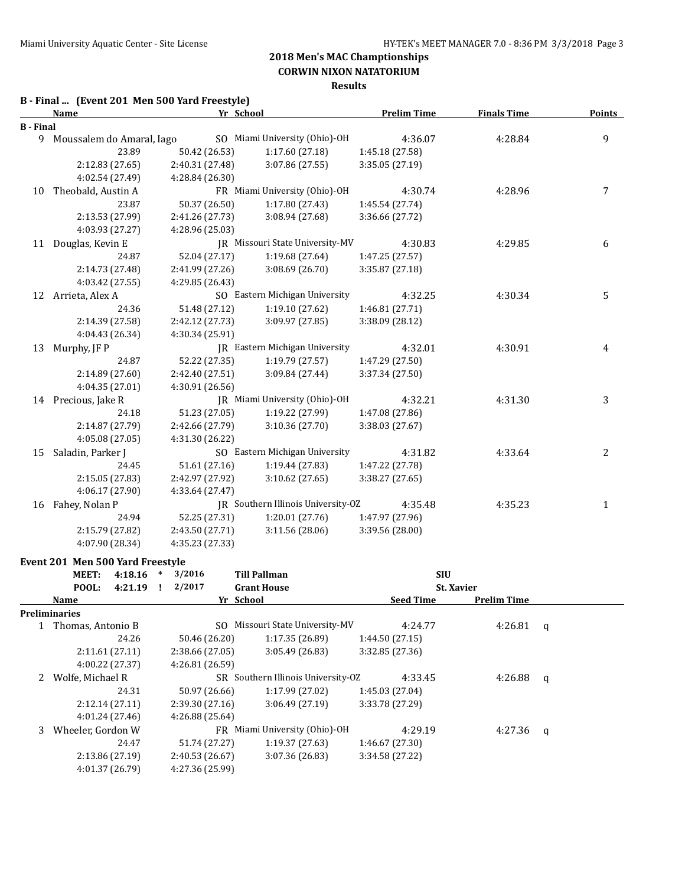## 2018 Men's MAC Championships
### CORWIN NIXON NATATORIUM
### Results

**B - Final ... (Event 201 Men 500 Yard Freestyle)**

| | Name | Yr | School | Prelim Time | Finals Time | Points |
|---|---|---|---|---|---|---|
| **B - Final** | | | | | | |
| 9 | Moussalem do Amaral, Iago | SO | Miami University (Ohio)-OH | 4:36.07 | 4:28.84 | 9 |
| | 23.89 | 50.42 (26.53) | 1:17.60 (27.18) | 1:45.18 (27.58) | | |
| | 2:12.83 (27.65) | 2:40.31 (27.48) | 3:07.86 (27.55) | 3:35.05 (27.19) | | |
| | 4:02.54 (27.49) | 4:28.84 (26.30) | | | | |
| 10 | Theobald, Austin A | FR | Miami University (Ohio)-OH | 4:30.74 | 4:28.96 | 7 |
| | 23.87 | 50.37 (26.50) | 1:17.80 (27.43) | 1:45.54 (27.74) | | |
| | 2:13.53 (27.99) | 2:41.26 (27.73) | 3:08.94 (27.68) | 3:36.66 (27.72) | | |
| | 4:03.93 (27.27) | 4:28.96 (25.03) | | | | |
| 11 | Douglas, Kevin E | JR | Missouri State University-MV | 4:30.83 | 4:29.85 | 6 |
| | 24.87 | 52.04 (27.17) | 1:19.68 (27.64) | 1:47.25 (27.57) | | |
| | 2:14.73 (27.48) | 2:41.99 (27.26) | 3:08.69 (26.70) | 3:35.87 (27.18) | | |
| | 4:03.42 (27.55) | 4:29.85 (26.43) | | | | |
| 12 | Arrieta, Alex A | SO | Eastern Michigan University | 4:32.25 | 4:30.34 | 5 |
| | 24.36 | 51.48 (27.12) | 1:19.10 (27.62) | 1:46.81 (27.71) | | |
| | 2:14.39 (27.58) | 2:42.12 (27.73) | 3:09.97 (27.85) | 3:38.09 (28.12) | | |
| | 4:04.43 (26.34) | 4:30.34 (25.91) | | | | |
| 13 | Murphy, JF P | JR | Eastern Michigan University | 4:32.01 | 4:30.91 | 4 |
| | 24.87 | 52.22 (27.35) | 1:19.79 (27.57) | 1:47.29 (27.50) | | |
| | 2:14.89 (27.60) | 2:42.40 (27.51) | 3:09.84 (27.44) | 3:37.34 (27.50) | | |
| | 4:04.35 (27.01) | 4:30.91 (26.56) | | | | |
| 14 | Precious, Jake R | JR | Miami University (Ohio)-OH | 4:32.21 | 4:31.30 | 3 |
| | 24.18 | 51.23 (27.05) | 1:19.22 (27.99) | 1:47.08 (27.86) | | |
| | 2:14.87 (27.79) | 2:42.66 (27.79) | 3:10.36 (27.70) | 3:38.03 (27.67) | | |
| | 4:05.08 (27.05) | 4:31.30 (26.22) | | | | |
| 15 | Saladin, Parker J | SO | Eastern Michigan University | 4:31.82 | 4:33.64 | 2 |
| | 24.45 | 51.61 (27.16) | 1:19.44 (27.83) | 1:47.22 (27.78) | | |
| | 2:15.05 (27.83) | 2:42.97 (27.92) | 3:10.62 (27.65) | 3:38.27 (27.65) | | |
| | 4:06.17 (27.90) | 4:33.64 (27.47) | | | | |
| 16 | Fahey, Nolan P | JR | Southern Illinois University-OZ | 4:35.48 | 4:35.23 | 1 |
| | 24.94 | 52.25 (27.31) | 1:20.01 (27.76) | 1:47.97 (27.96) | | |
| | 2:15.79 (27.82) | 2:43.50 (27.71) | 3:11.56 (28.06) | 3:39.56 (28.00) | | |
| | 4:07.90 (28.34) | 4:35.23 (27.33) | | | | |

**Event 201 Men 500 Yard Freestyle**

| | Time | | Date | Name | School |
|---|---|---|---|---|---|
| MEET: | 4:18.16 | * | 3/2016 | Till Pallman | SIU |
| POOL: | 4:21.19 | ! | 2/2017 | Grant House | St. Xavier |

| | Name | Yr | School | Seed Time | Prelim Time | |
|---|---|---|---|---|---|---|
| **Preliminaries** | | | | | | |
| 1 | Thomas, Antonio B | SO | Missouri State University-MV | 4:24.77 | 4:26.81 | q |
| | 24.26 | 50.46 (26.20) | 1:17.35 (26.89) | 1:44.50 (27.15) | | |
| | 2:11.61 (27.11) | 2:38.66 (27.05) | 3:05.49 (26.83) | 3:32.85 (27.36) | | |
| | 4:00.22 (27.37) | 4:26.81 (26.59) | | | | |
| 2 | Wolfe, Michael R | SR | Southern Illinois University-OZ | 4:33.45 | 4:26.88 | q |
| | 24.31 | 50.97 (26.66) | 1:17.99 (27.02) | 1:45.03 (27.04) | | |
| | 2:12.14 (27.11) | 2:39.30 (27.16) | 3:06.49 (27.19) | 3:33.78 (27.29) | | |
| | 4:01.24 (27.46) | 4:26.88 (25.64) | | | | |
| 3 | Wheeler, Gordon W | FR | Miami University (Ohio)-OH | 4:29.19 | 4:27.36 | q |
| | 24.47 | 51.74 (27.27) | 1:19.37 (27.63) | 1:46.67 (27.30) | | |
| | 2:13.86 (27.19) | 2:40.53 (26.67) | 3:07.36 (26.83) | 3:34.58 (27.22) | | |
| | 4:01.37 (26.79) | 4:27.36 (25.99) | | | | |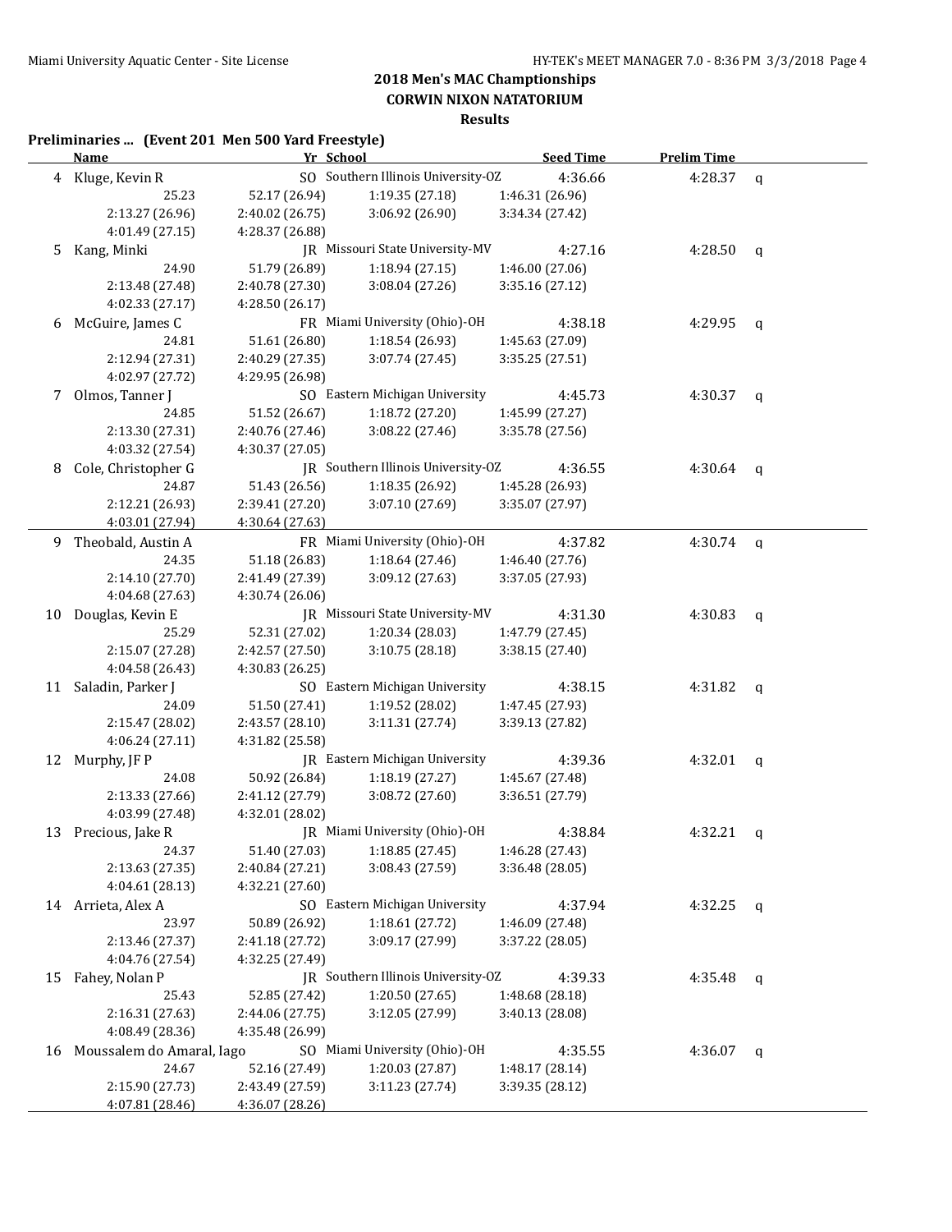## 2018 Men's MAC Championships
### CORWIN NIXON NATATORIUM
### Results

**Preliminaries ... (Event 201 Men 500 Yard Freestyle)**

| | Name | Yr | School | Seed Time | Prelim Time | |
|---|---|---|---|---|---|---|
| 4 | Kluge, Kevin R | SO | Southern Illinois University-OZ | 4:36.66 | 4:28.37 | q |
| | 25.23 | 52.17 (26.94) | 1:19.35 (27.18) | 1:46.31 (26.96) | | |
| | 2:13.27 (26.96) | 2:40.02 (26.75) | 3:06.92 (26.90) | 3:34.34 (27.42) | | |
| | 4:01.49 (27.15) | 4:28.37 (26.88) | | | | |
| 5 | Kang, Minki | JR | Missouri State University-MV | 4:27.16 | 4:28.50 | q |
| | 24.90 | 51.79 (26.89) | 1:18.94 (27.15) | 1:46.00 (27.06) | | |
| | 2:13.48 (27.48) | 2:40.78 (27.30) | 3:08.04 (27.26) | 3:35.16 (27.12) | | |
| | 4:02.33 (27.17) | 4:28.50 (26.17) | | | | |
| 6 | McGuire, James C | FR | Miami University (Ohio)-OH | 4:38.18 | 4:29.95 | q |
| | 24.81 | 51.61 (26.80) | 1:18.54 (26.93) | 1:45.63 (27.09) | | |
| | 2:12.94 (27.31) | 2:40.29 (27.35) | 3:07.74 (27.45) | 3:35.25 (27.51) | | |
| | 4:02.97 (27.72) | 4:29.95 (26.98) | | | | |
| 7 | Olmos, Tanner J | SO | Eastern Michigan University | 4:45.73 | 4:30.37 | q |
| | 24.85 | 51.52 (26.67) | 1:18.72 (27.20) | 1:45.99 (27.27) | | |
| | 2:13.30 (27.31) | 2:40.76 (27.46) | 3:08.22 (27.46) | 3:35.78 (27.56) | | |
| | 4:03.32 (27.54) | 4:30.37 (27.05) | | | | |
| 8 | Cole, Christopher G | JR | Southern Illinois University-OZ | 4:36.55 | 4:30.64 | q |
| | 24.87 | 51.43 (26.56) | 1:18.35 (26.92) | 1:45.28 (26.93) | | |
| | 2:12.21 (26.93) | 2:39.41 (27.20) | 3:07.10 (27.69) | 3:35.07 (27.97) | | |
| | 4:03.01 (27.94) | 4:30.64 (27.63) | | | | |
| 9 | Theobald, Austin A | FR | Miami University (Ohio)-OH | 4:37.82 | 4:30.74 | q |
| | 24.35 | 51.18 (26.83) | 1:18.64 (27.46) | 1:46.40 (27.76) | | |
| | 2:14.10 (27.70) | 2:41.49 (27.39) | 3:09.12 (27.63) | 3:37.05 (27.93) | | |
| | 4:04.68 (27.63) | 4:30.74 (26.06) | | | | |
| 10 | Douglas, Kevin E | JR | Missouri State University-MV | 4:31.30 | 4:30.83 | q |
| | 25.29 | 52.31 (27.02) | 1:20.34 (28.03) | 1:47.79 (27.45) | | |
| | 2:15.07 (27.28) | 2:42.57 (27.50) | 3:10.75 (28.18) | 3:38.15 (27.40) | | |
| | 4:04.58 (26.43) | 4:30.83 (26.25) | | | | |
| 11 | Saladin, Parker J | SO | Eastern Michigan University | 4:38.15 | 4:31.82 | q |
| | 24.09 | 51.50 (27.41) | 1:19.52 (28.02) | 1:47.45 (27.93) | | |
| | 2:15.47 (28.02) | 2:43.57 (28.10) | 3:11.31 (27.74) | 3:39.13 (27.82) | | |
| | 4:06.24 (27.11) | 4:31.82 (25.58) | | | | |
| 12 | Murphy, JF P | JR | Eastern Michigan University | 4:39.36 | 4:32.01 | q |
| | 24.08 | 50.92 (26.84) | 1:18.19 (27.27) | 1:45.67 (27.48) | | |
| | 2:13.33 (27.66) | 2:41.12 (27.79) | 3:08.72 (27.60) | 3:36.51 (27.79) | | |
| | 4:03.99 (27.48) | 4:32.01 (28.02) | | | | |
| 13 | Precious, Jake R | JR | Miami University (Ohio)-OH | 4:38.84 | 4:32.21 | q |
| | 24.37 | 51.40 (27.03) | 1:18.85 (27.45) | 1:46.28 (27.43) | | |
| | 2:13.63 (27.35) | 2:40.84 (27.21) | 3:08.43 (27.59) | 3:36.48 (28.05) | | |
| | 4:04.61 (28.13) | 4:32.21 (27.60) | | | | |
| 14 | Arrieta, Alex A | SO | Eastern Michigan University | 4:37.94 | 4:32.25 | q |
| | 23.97 | 50.89 (26.92) | 1:18.61 (27.72) | 1:46.09 (27.48) | | |
| | 2:13.46 (27.37) | 2:41.18 (27.72) | 3:09.17 (27.99) | 3:37.22 (28.05) | | |
| | 4:04.76 (27.54) | 4:32.25 (27.49) | | | | |
| 15 | Fahey, Nolan P | JR | Southern Illinois University-OZ | 4:39.33 | 4:35.48 | q |
| | 25.43 | 52.85 (27.42) | 1:20.50 (27.65) | 1:48.68 (28.18) | | |
| | 2:16.31 (27.63) | 2:44.06 (27.75) | 3:12.05 (27.99) | 3:40.13 (28.08) | | |
| | 4:08.49 (28.36) | 4:35.48 (26.99) | | | | |
| 16 | Moussalem do Amaral, Iago | SO | Miami University (Ohio)-OH | 4:35.55 | 4:36.07 | q |
| | 24.67 | 52.16 (27.49) | 1:20.03 (27.87) | 1:48.17 (28.14) | | |
| | 2:15.90 (27.73) | 2:43.49 (27.59) | 3:11.23 (27.74) | 3:39.35 (28.12) | | |
| | 4:07.81 (28.46) | 4:36.07 (28.26) | | | | |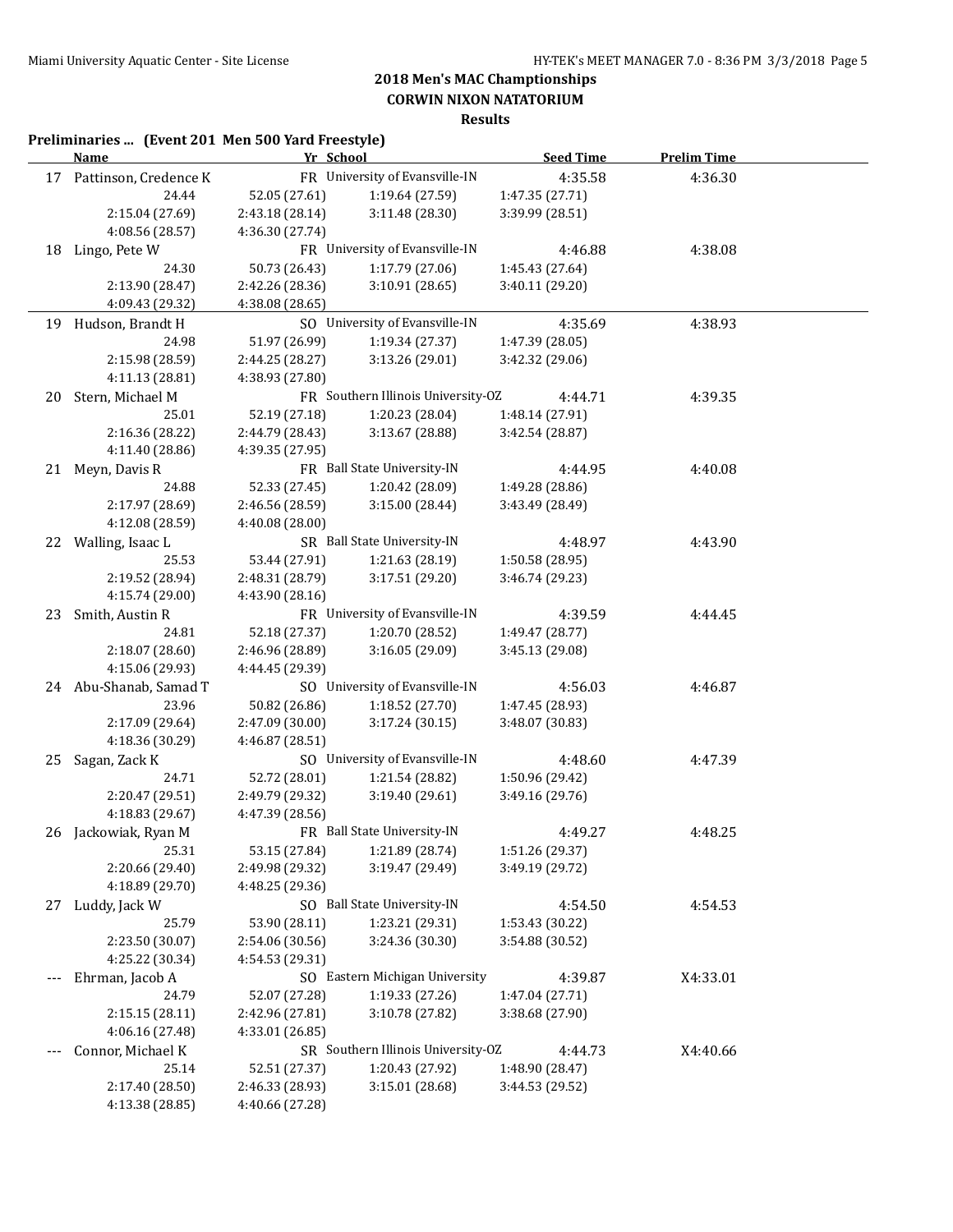**2018 Men's MAC Championships**

**CORWIN NIXON NATATORIUM**

**Results**

**Preliminaries ... (Event 201 Men 500 Yard Freestyle)**

| | Name | Yr | School | Seed Time | Prelim Time |
|---|---|---|---|---|---|
| 17 | Pattinson, Credence K | FR | University of Evansville-IN | 4:35.58 | 4:36.30 |
| | 24.44 | 52.05 (27.61) | 1:19.64 (27.59) | 1:47.35 (27.71) | |
| | 2:15.04 (27.69) | 2:43.18 (28.14) | 3:11.48 (28.30) | 3:39.99 (28.51) | |
| | 4:08.56 (28.57) | 4:36.30 (27.74) | | | |
| 18 | Lingo, Pete W | FR | University of Evansville-IN | 4:46.88 | 4:38.08 |
| | 24.30 | 50.73 (26.43) | 1:17.79 (27.06) | 1:45.43 (27.64) | |
| | 2:13.90 (28.47) | 2:42.26 (28.36) | 3:10.91 (28.65) | 3:40.11 (29.20) | |
| | 4:09.43 (29.32) | 4:38.08 (28.65) | | | |
| 19 | Hudson, Brandt H | SO | University of Evansville-IN | 4:35.69 | 4:38.93 |
| | 24.98 | 51.97 (26.99) | 1:19.34 (27.37) | 1:47.39 (28.05) | |
| | 2:15.98 (28.59) | 2:44.25 (28.27) | 3:13.26 (29.01) | 3:42.32 (29.06) | |
| | 4:11.13 (28.81) | 4:38.93 (27.80) | | | |
| 20 | Stern, Michael M | FR | Southern Illinois University-OZ | 4:44.71 | 4:39.35 |
| | 25.01 | 52.19 (27.18) | 1:20.23 (28.04) | 1:48.14 (27.91) | |
| | 2:16.36 (28.22) | 2:44.79 (28.43) | 3:13.67 (28.88) | 3:42.54 (28.87) | |
| | 4:11.40 (28.86) | 4:39.35 (27.95) | | | |
| 21 | Meyn, Davis R | FR | Ball State University-IN | 4:44.95 | 4:40.08 |
| | 24.88 | 52.33 (27.45) | 1:20.42 (28.09) | 1:49.28 (28.86) | |
| | 2:17.97 (28.69) | 2:46.56 (28.59) | 3:15.00 (28.44) | 3:43.49 (28.49) | |
| | 4:12.08 (28.59) | 4:40.08 (28.00) | | | |
| 22 | Walling, Isaac L | SR | Ball State University-IN | 4:48.97 | 4:43.90 |
| | 25.53 | 53.44 (27.91) | 1:21.63 (28.19) | 1:50.58 (28.95) | |
| | 2:19.52 (28.94) | 2:48.31 (28.79) | 3:17.51 (29.20) | 3:46.74 (29.23) | |
| | 4:15.74 (29.00) | 4:43.90 (28.16) | | | |
| 23 | Smith, Austin R | FR | University of Evansville-IN | 4:39.59 | 4:44.45 |
| | 24.81 | 52.18 (27.37) | 1:20.70 (28.52) | 1:49.47 (28.77) | |
| | 2:18.07 (28.60) | 2:46.96 (28.89) | 3:16.05 (29.09) | 3:45.13 (29.08) | |
| | 4:15.06 (29.93) | 4:44.45 (29.39) | | | |
| 24 | Abu-Shanab, Samad T | SO | University of Evansville-IN | 4:56.03 | 4:46.87 |
| | 23.96 | 50.82 (26.86) | 1:18.52 (27.70) | 1:47.45 (28.93) | |
| | 2:17.09 (29.64) | 2:47.09 (30.00) | 3:17.24 (30.15) | 3:48.07 (30.83) | |
| | 4:18.36 (30.29) | 4:46.87 (28.51) | | | |
| 25 | Sagan, Zack K | SO | University of Evansville-IN | 4:48.60 | 4:47.39 |
| | 24.71 | 52.72 (28.01) | 1:21.54 (28.82) | 1:50.96 (29.42) | |
| | 2:20.47 (29.51) | 2:49.79 (29.32) | 3:19.40 (29.61) | 3:49.16 (29.76) | |
| | 4:18.83 (29.67) | 4:47.39 (28.56) | | | |
| 26 | Jackowiak, Ryan M | FR | Ball State University-IN | 4:49.27 | 4:48.25 |
| | 25.31 | 53.15 (27.84) | 1:21.89 (28.74) | 1:51.26 (29.37) | |
| | 2:20.66 (29.40) | 2:49.98 (29.32) | 3:19.47 (29.49) | 3:49.19 (29.72) | |
| | 4:18.89 (29.70) | 4:48.25 (29.36) | | | |
| 27 | Luddy, Jack W | SO | Ball State University-IN | 4:54.50 | 4:54.53 |
| | 25.79 | 53.90 (28.11) | 1:23.21 (29.31) | 1:53.43 (30.22) | |
| | 2:23.50 (30.07) | 2:54.06 (30.56) | 3:24.36 (30.30) | 3:54.88 (30.52) | |
| | 4:25.22 (30.34) | 4:54.53 (29.31) | | | |
| --- | Ehrman, Jacob A | SO | Eastern Michigan University | 4:39.87 | X4:33.01 |
| | 24.79 | 52.07 (27.28) | 1:19.33 (27.26) | 1:47.04 (27.71) | |
| | 2:15.15 (28.11) | 2:42.96 (27.81) | 3:10.78 (27.82) | 3:38.68 (27.90) | |
| | 4:06.16 (27.48) | 4:33.01 (26.85) | | | |
| --- | Connor, Michael K | SR | Southern Illinois University-OZ | 4:44.73 | X4:40.66 |
| | 25.14 | 52.51 (27.37) | 1:20.43 (27.92) | 1:48.90 (28.47) | |
| | 2:17.40 (28.50) | 2:46.33 (28.93) | 3:15.01 (28.68) | 3:44.53 (29.52) | |
| | 4:13.38 (28.85) | 4:40.66 (27.28) | | | |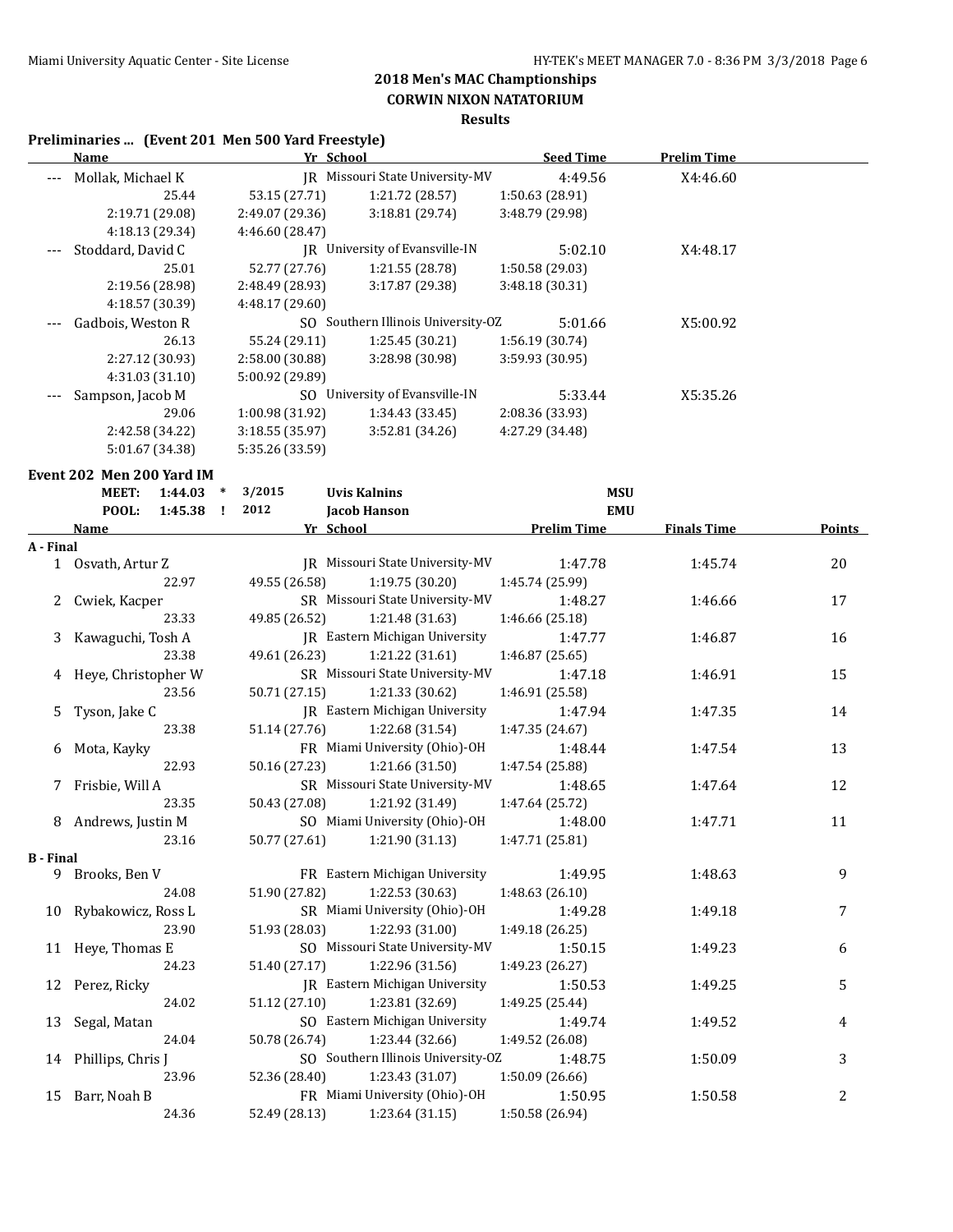## 2018 Men's MAC Championships
### CORWIN NIXON NATATORIUM
### Results

**Preliminaries ... (Event 201 Men 500 Yard Freestyle)**

| | Name | Yr | School | Seed Time | Prelim Time |
|---|---|---|---|---|---|
| --- | Mollak, Michael K | JR | Missouri State University-MV | 4:49.56 | X4:46.60 |
| | 25.44 | 53.15 (27.71) | 1:21.72 (28.57) | 1:50.63 (28.91) | |
| | 2:19.71 (29.08) | 2:49.07 (29.36) | 3:18.81 (29.74) | 3:48.79 (29.98) | |
| | 4:18.13 (29.34) | 4:46.60 (28.47) | | | |
| --- | Stoddard, David C | JR | University of Evansville-IN | 5:02.10 | X4:48.17 |
| | 25.01 | 52.77 (27.76) | 1:21.55 (28.78) | 1:50.58 (29.03) | |
| | 2:19.56 (28.98) | 2:48.49 (28.93) | 3:17.87 (29.38) | 3:48.18 (30.31) | |
| | 4:18.57 (30.39) | 4:48.17 (29.60) | | | |
| --- | Gadbois, Weston R | SO | Southern Illinois University-OZ | 5:01.66 | X5:00.92 |
| | 26.13 | 55.24 (29.11) | 1:25.45 (30.21) | 1:56.19 (30.74) | |
| | 2:27.12 (30.93) | 2:58.00 (30.88) | 3:28.98 (30.98) | 3:59.93 (30.95) | |
| | 4:31.03 (31.10) | 5:00.92 (29.89) | | | |
| --- | Sampson, Jacob M | SO | University of Evansville-IN | 5:33.44 | X5:35.26 |
| | 29.06 | 1:00.98 (31.92) | 1:34.43 (33.45) | 2:08.36 (33.93) | |
| | 2:42.58 (34.22) | 3:18.55 (35.97) | 3:52.81 (34.26) | 4:27.29 (34.48) | |
| | 5:01.67 (34.38) | 5:35.26 (33.59) | | | |

**Event 202 Men 200 Yard IM**

| | | | | | |
|---|---|---|---|---|---|
| MEET: | 1:44.03 | * | 3/2015 | Uvis Kalnins | MSU |
| POOL: | 1:45.38 | ! | 2012 | Jacob Hanson | EMU |

| | Name | Yr | School | Prelim Time | Finals Time | Points |
|---|---|---|---|---|---|---|
| **A - Final** | | | | | | |
| 1 | Osvath, Artur Z | JR | Missouri State University-MV | 1:47.78 | 1:45.74 | 20 |
| | 22.97 | 49.55 (26.58) | 1:19.75 (30.20) | 1:45.74 (25.99) | | |
| 2 | Cwiek, Kacper | SR | Missouri State University-MV | 1:48.27 | 1:46.66 | 17 |
| | 23.33 | 49.85 (26.52) | 1:21.48 (31.63) | 1:46.66 (25.18) | | |
| 3 | Kawaguchi, Tosh A | JR | Eastern Michigan University | 1:47.77 | 1:46.87 | 16 |
| | 23.38 | 49.61 (26.23) | 1:21.22 (31.61) | 1:46.87 (25.65) | | |
| 4 | Heye, Christopher W | SR | Missouri State University-MV | 1:47.18 | 1:46.91 | 15 |
| | 23.56 | 50.71 (27.15) | 1:21.33 (30.62) | 1:46.91 (25.58) | | |
| 5 | Tyson, Jake C | JR | Eastern Michigan University | 1:47.94 | 1:47.35 | 14 |
| | 23.38 | 51.14 (27.76) | 1:22.68 (31.54) | 1:47.35 (24.67) | | |
| 6 | Mota, Kayky | FR | Miami University (Ohio)-OH | 1:48.44 | 1:47.54 | 13 |
| | 22.93 | 50.16 (27.23) | 1:21.66 (31.50) | 1:47.54 (25.88) | | |
| 7 | Frisbie, Will A | SR | Missouri State University-MV | 1:48.65 | 1:47.64 | 12 |
| | 23.35 | 50.43 (27.08) | 1:21.92 (31.49) | 1:47.64 (25.72) | | |
| 8 | Andrews, Justin M | SO | Miami University (Ohio)-OH | 1:48.00 | 1:47.71 | 11 |
| | 23.16 | 50.77 (27.61) | 1:21.90 (31.13) | 1:47.71 (25.81) | | |
| **B - Final** | | | | | | |
| 9 | Brooks, Ben V | FR | Eastern Michigan University | 1:49.95 | 1:48.63 | 9 |
| | 24.08 | 51.90 (27.82) | 1:22.53 (30.63) | 1:48.63 (26.10) | | |
| 10 | Rybakowicz, Ross L | SR | Miami University (Ohio)-OH | 1:49.28 | 1:49.18 | 7 |
| | 23.90 | 51.93 (28.03) | 1:22.93 (31.00) | 1:49.18 (26.25) | | |
| 11 | Heye, Thomas E | SO | Missouri State University-MV | 1:50.15 | 1:49.23 | 6 |
| | 24.23 | 51.40 (27.17) | 1:22.96 (31.56) | 1:49.23 (26.27) | | |
| 12 | Perez, Ricky | JR | Eastern Michigan University | 1:50.53 | 1:49.25 | 5 |
| | 24.02 | 51.12 (27.10) | 1:23.81 (32.69) | 1:49.25 (25.44) | | |
| 13 | Segal, Matan | SO | Eastern Michigan University | 1:49.74 | 1:49.52 | 4 |
| | 24.04 | 50.78 (26.74) | 1:23.44 (32.66) | 1:49.52 (26.08) | | |
| 14 | Phillips, Chris J | SO | Southern Illinois University-OZ | 1:48.75 | 1:50.09 | 3 |
| | 23.96 | 52.36 (28.40) | 1:23.43 (31.07) | 1:50.09 (26.66) | | |
| 15 | Barr, Noah B | FR | Miami University (Ohio)-OH | 1:50.95 | 1:50.58 | 2 |
| | 24.36 | 52.49 (28.13) | 1:23.64 (31.15) | 1:50.58 (26.94) | | |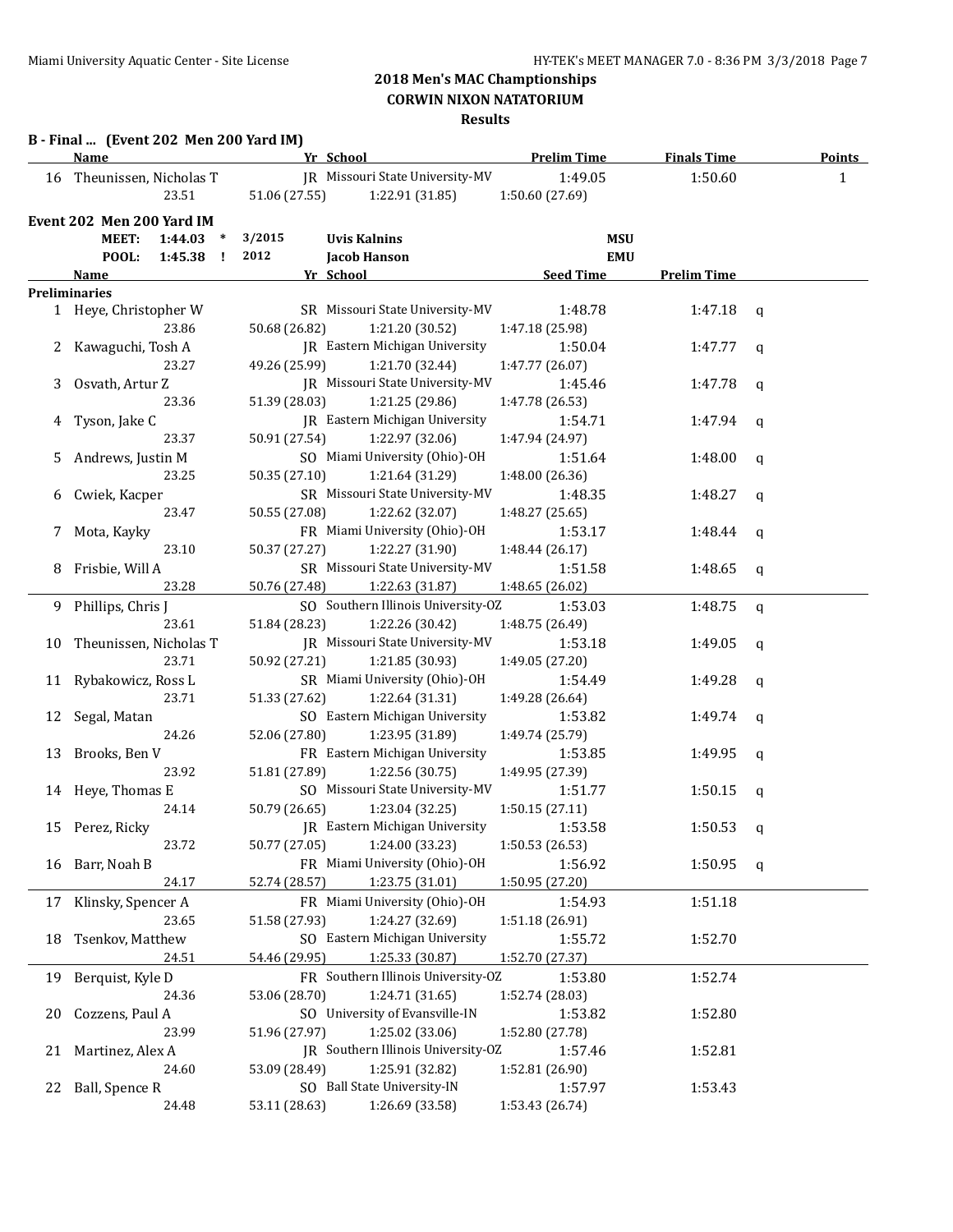**2018 Men's MAC Championships**
**CORWIN NIXON NATATORIUM**
**Results**

**B - Final ... (Event 202 Men 200 Yard IM)**

| | Name | Yr | School | Prelim Time | Finals Time | Points |
|---|---|---|---|---|---|---|
| 16 | Theunissen, Nicholas T | JR | Missouri State University-MV | 1:49.05 | 1:50.60 | 1 |
| | 23.51 | 51.06 (27.55) | 1:22.91 (31.85) | 1:50.60 (27.69) | | |

**Event 202 Men 200 Yard IM**

| | | | | |
|---|---|---|---|---|
| MEET: | 1:44.03 * | 3/2015 | Uvis Kalnins | MSU |
| POOL: | 1:45.38 ! | 2012 | Jacob Hanson | EMU |

**Preliminaries**

| | Name | Yr | School | Seed Time | Prelim Time | |
|---|---|---|---|---|---|---|
| 1 | Heye, Christopher W | SR | Missouri State University-MV | 1:48.78 | 1:47.18 | q |
| | 23.86 | 50.68 (26.82) | 1:21.20 (30.52) | 1:47.18 (25.98) | | |
| 2 | Kawaguchi, Tosh A | JR | Eastern Michigan University | 1:50.04 | 1:47.77 | q |
| | 23.27 | 49.26 (25.99) | 1:21.70 (32.44) | 1:47.77 (26.07) | | |
| 3 | Osvath, Artur Z | JR | Missouri State University-MV | 1:45.46 | 1:47.78 | q |
| | 23.36 | 51.39 (28.03) | 1:21.25 (29.86) | 1:47.78 (26.53) | | |
| 4 | Tyson, Jake C | JR | Eastern Michigan University | 1:54.71 | 1:47.94 | q |
| | 23.37 | 50.91 (27.54) | 1:22.97 (32.06) | 1:47.94 (24.97) | | |
| 5 | Andrews, Justin M | SO | Miami University (Ohio)-OH | 1:51.64 | 1:48.00 | q |
| | 23.25 | 50.35 (27.10) | 1:21.64 (31.29) | 1:48.00 (26.36) | | |
| 6 | Cwiek, Kacper | SR | Missouri State University-MV | 1:48.35 | 1:48.27 | q |
| | 23.47 | 50.55 (27.08) | 1:22.62 (32.07) | 1:48.27 (25.65) | | |
| 7 | Mota, Kayky | FR | Miami University (Ohio)-OH | 1:53.17 | 1:48.44 | q |
| | 23.10 | 50.37 (27.27) | 1:22.27 (31.90) | 1:48.44 (26.17) | | |
| 8 | Frisbie, Will A | SR | Missouri State University-MV | 1:51.58 | 1:48.65 | q |
| | 23.28 | 50.76 (27.48) | 1:22.63 (31.87) | 1:48.65 (26.02) | | |
| 9 | Phillips, Chris J | SO | Southern Illinois University-OZ | 1:53.03 | 1:48.75 | q |
| | 23.61 | 51.84 (28.23) | 1:22.26 (30.42) | 1:48.75 (26.49) | | |
| 10 | Theunissen, Nicholas T | JR | Missouri State University-MV | 1:53.18 | 1:49.05 | q |
| | 23.71 | 50.92 (27.21) | 1:21.85 (30.93) | 1:49.05 (27.20) | | |
| 11 | Rybakowicz, Ross L | SR | Miami University (Ohio)-OH | 1:54.49 | 1:49.28 | q |
| | 23.71 | 51.33 (27.62) | 1:22.64 (31.31) | 1:49.28 (26.64) | | |
| 12 | Segal, Matan | SO | Eastern Michigan University | 1:53.82 | 1:49.74 | q |
| | 24.26 | 52.06 (27.80) | 1:23.95 (31.89) | 1:49.74 (25.79) | | |
| 13 | Brooks, Ben V | FR | Eastern Michigan University | 1:53.85 | 1:49.95 | q |
| | 23.92 | 51.81 (27.89) | 1:22.56 (30.75) | 1:49.95 (27.39) | | |
| 14 | Heye, Thomas E | SO | Missouri State University-MV | 1:51.77 | 1:50.15 | q |
| | 24.14 | 50.79 (26.65) | 1:23.04 (32.25) | 1:50.15 (27.11) | | |
| 15 | Perez, Ricky | JR | Eastern Michigan University | 1:53.58 | 1:50.53 | q |
| | 23.72 | 50.77 (27.05) | 1:24.00 (33.23) | 1:50.53 (26.53) | | |
| 16 | Barr, Noah B | FR | Miami University (Ohio)-OH | 1:56.92 | 1:50.95 | q |
| | 24.17 | 52.74 (28.57) | 1:23.75 (31.01) | 1:50.95 (27.20) | | |
| 17 | Klinsky, Spencer A | FR | Miami University (Ohio)-OH | 1:54.93 | 1:51.18 | |
| | 23.65 | 51.58 (27.93) | 1:24.27 (32.69) | 1:51.18 (26.91) | | |
| 18 | Tsenkov, Matthew | SO | Eastern Michigan University | 1:55.72 | 1:52.70 | |
| | 24.51 | 54.46 (29.95) | 1:25.33 (30.87) | 1:52.70 (27.37) | | |
| 19 | Berquist, Kyle D | FR | Southern Illinois University-OZ | 1:53.80 | 1:52.74 | |
| | 24.36 | 53.06 (28.70) | 1:24.71 (31.65) | 1:52.74 (28.03) | | |
| 20 | Cozzens, Paul A | SO | University of Evansville-IN | 1:53.82 | 1:52.80 | |
| | 23.99 | 51.96 (27.97) | 1:25.02 (33.06) | 1:52.80 (27.78) | | |
| 21 | Martinez, Alex A | JR | Southern Illinois University-OZ | 1:57.46 | 1:52.81 | |
| | 24.60 | 53.09 (28.49) | 1:25.91 (32.82) | 1:52.81 (26.90) | | |
| 22 | Ball, Spence R | SO | Ball State University-IN | 1:57.97 | 1:53.43 | |
| | 24.48 | 53.11 (28.63) | 1:26.69 (33.58) | 1:53.43 (26.74) | | |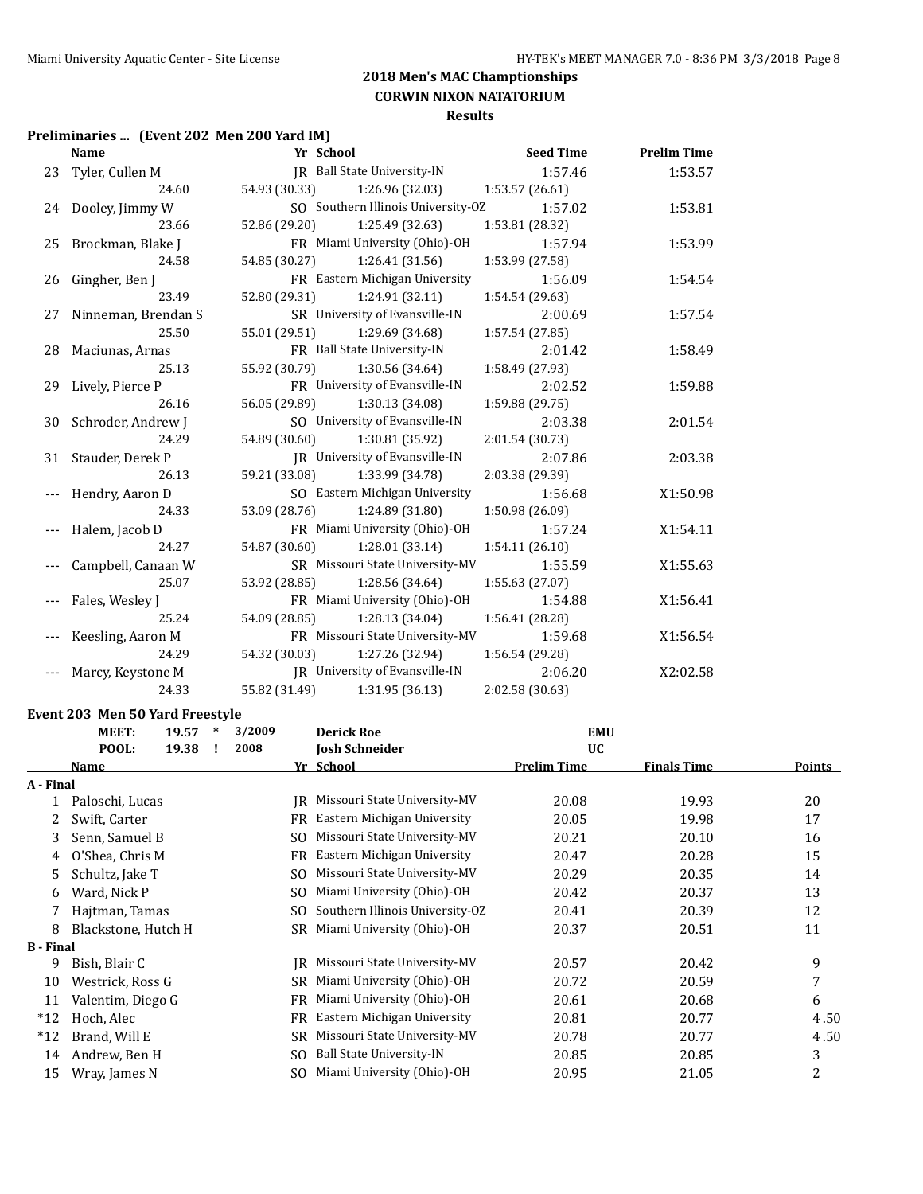**2018 Men's MAC Championships**
**CORWIN NIXON NATATORIUM**
**Results**

### Preliminaries ... (Event 202 Men 200 Yard IM)

| | Name | Yr | School | Seed Time | Prelim Time |
|---|---|---|---|---|---|
| 23 | Tyler, Cullen M | JR | Ball State University-IN | 1:57.46 | 1:53.57 |
| | 24.60 | 54.93 (30.33) | 1:26.96 (32.03) | 1:53.57 (26.61) | |
| 24 | Dooley, Jimmy W | SO | Southern Illinois University-OZ | 1:57.02 | 1:53.81 |
| | 23.66 | 52.86 (29.20) | 1:25.49 (32.63) | 1:53.81 (28.32) | |
| 25 | Brockman, Blake J | FR | Miami University (Ohio)-OH | 1:57.94 | 1:53.99 |
| | 24.58 | 54.85 (30.27) | 1:26.41 (31.56) | 1:53.99 (27.58) | |
| 26 | Gingher, Ben J | FR | Eastern Michigan University | 1:56.09 | 1:54.54 |
| | 23.49 | 52.80 (29.31) | 1:24.91 (32.11) | 1:54.54 (29.63) | |
| 27 | Ninneman, Brendan S | SR | University of Evansville-IN | 2:00.69 | 1:57.54 |
| | 25.50 | 55.01 (29.51) | 1:29.69 (34.68) | 1:57.54 (27.85) | |
| 28 | Maciunas, Arnas | FR | Ball State University-IN | 2:01.42 | 1:58.49 |
| | 25.13 | 55.92 (30.79) | 1:30.56 (34.64) | 1:58.49 (27.93) | |
| 29 | Lively, Pierce P | FR | University of Evansville-IN | 2:02.52 | 1:59.88 |
| | 26.16 | 56.05 (29.89) | 1:30.13 (34.08) | 1:59.88 (29.75) | |
| 30 | Schroder, Andrew J | SO | University of Evansville-IN | 2:03.38 | 2:01.54 |
| | 24.29 | 54.89 (30.60) | 1:30.81 (35.92) | 2:01.54 (30.73) | |
| 31 | Stauder, Derek P | JR | University of Evansville-IN | 2:07.86 | 2:03.38 |
| | 26.13 | 59.21 (33.08) | 1:33.99 (34.78) | 2:03.38 (29.39) | |
| --- | Hendry, Aaron D | SO | Eastern Michigan University | 1:56.68 | X1:50.98 |
| | 24.33 | 53.09 (28.76) | 1:24.89 (31.80) | 1:50.98 (26.09) | |
| --- | Halem, Jacob D | FR | Miami University (Ohio)-OH | 1:57.24 | X1:54.11 |
| | 24.27 | 54.87 (30.60) | 1:28.01 (33.14) | 1:54.11 (26.10) | |
| --- | Campbell, Canaan W | SR | Missouri State University-MV | 1:55.59 | X1:55.63 |
| | 25.07 | 53.92 (28.85) | 1:28.56 (34.64) | 1:55.63 (27.07) | |
| --- | Fales, Wesley J | FR | Miami University (Ohio)-OH | 1:54.88 | X1:56.41 |
| | 25.24 | 54.09 (28.85) | 1:28.13 (34.04) | 1:56.41 (28.28) | |
| --- | Keesling, Aaron M | FR | Missouri State University-MV | 1:59.68 | X1:56.54 |
| | 24.29 | 54.32 (30.03) | 1:27.26 (32.94) | 1:56.54 (29.28) | |
| --- | Marcy, Keystone M | JR | University of Evansville-IN | 2:06.20 | X2:02.58 |
| | 24.33 | 55.82 (31.49) | 1:31.95 (36.13) | 2:02.58 (30.63) | |

### Event 203 Men 50 Yard Freestyle

| | | | | |
|---|---|---|---|---|
| MEET: | 19.57 * | 3/2009 | Derick Roe | EMU |
| POOL: | 19.38 ! | 2008 | Josh Schneider | UC |

| | Name | Yr | School | Prelim Time | Finals Time | Points |
|---|---|---|---|---|---|---|
| **A - Final** | | | | | | |
| 1 | Paloschi, Lucas | JR | Missouri State University-MV | 20.08 | 19.93 | 20 |
| 2 | Swift, Carter | FR | Eastern Michigan University | 20.05 | 19.98 | 17 |
| 3 | Senn, Samuel B | SO | Missouri State University-MV | 20.21 | 20.10 | 16 |
| 4 | O'Shea, Chris M | FR | Eastern Michigan University | 20.47 | 20.28 | 15 |
| 5 | Schultz, Jake T | SO | Missouri State University-MV | 20.29 | 20.35 | 14 |
| 6 | Ward, Nick P | SO | Miami University (Ohio)-OH | 20.42 | 20.37 | 13 |
| 7 | Hajtman, Tamas | SO | Southern Illinois University-OZ | 20.41 | 20.39 | 12 |
| 8 | Blackstone, Hutch H | SR | Miami University (Ohio)-OH | 20.37 | 20.51 | 11 |
| **B - Final** | | | | | | |
| 9 | Bish, Blair C | JR | Missouri State University-MV | 20.57 | 20.42 | 9 |
| 10 | Westrick, Ross G | SR | Miami University (Ohio)-OH | 20.72 | 20.59 | 7 |
| 11 | Valentim, Diego G | FR | Miami University (Ohio)-OH | 20.61 | 20.68 | 6 |
| *12 | Hoch, Alec | FR | Eastern Michigan University | 20.81 | 20.77 | 4.50 |
| *12 | Brand, Will E | SR | Missouri State University-MV | 20.78 | 20.77 | 4.50 |
| 14 | Andrew, Ben H | SO | Ball State University-IN | 20.85 | 20.85 | 3 |
| 15 | Wray, James N | SO | Miami University (Ohio)-OH | 20.95 | 21.05 | 2 |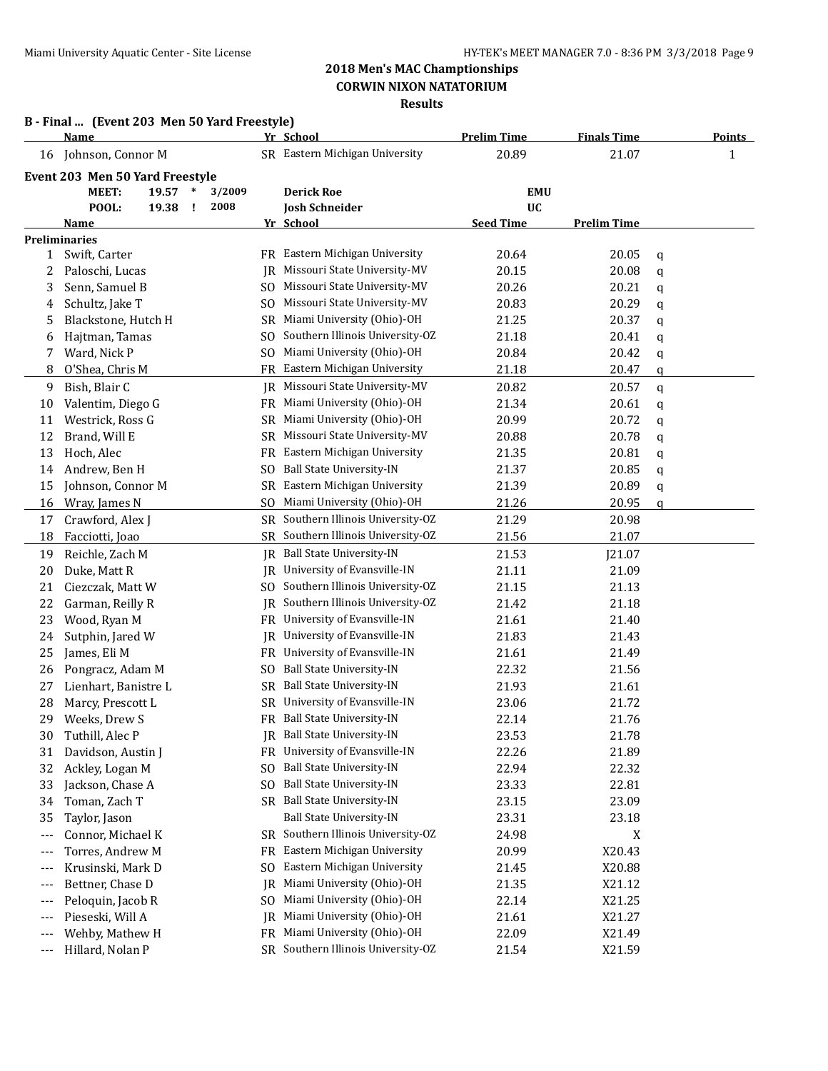## 2018 Men's MAC Championships
## CORWIN NIXON NATATORIUM
### Results

**B - Final ... (Event 203 Men 50 Yard Freestyle)**

| | Name | Yr | School | Prelim Time | Finals Time | Points |
|---|---|---|---|---|---|---|
| 16 | Johnson, Connor M | SR | Eastern Michigan University | 20.89 | 21.07 | 1 |

**Event 203 Men 50 Yard Freestyle**

| | | | | |
|---|---|---|---|---|
| MEET: | 19.57 * | 3/2009 | Derick Roe | EMU |
| POOL: | 19.38 ! | 2008 | Josh Schneider | UC |

**Preliminaries**

| | Name | Yr | School | Seed Time | Prelim Time | |
|---|---|---|---|---|---|---|
| 1 | Swift, Carter | FR | Eastern Michigan University | 20.64 | 20.05 | q |
| 2 | Paloschi, Lucas | JR | Missouri State University-MV | 20.15 | 20.08 | q |
| 3 | Senn, Samuel B | SO | Missouri State University-MV | 20.26 | 20.21 | q |
| 4 | Schultz, Jake T | SO | Missouri State University-MV | 20.83 | 20.29 | q |
| 5 | Blackstone, Hutch H | SR | Miami University (Ohio)-OH | 21.25 | 20.37 | q |
| 6 | Hajtman, Tamas | SO | Southern Illinois University-OZ | 21.18 | 20.41 | q |
| 7 | Ward, Nick P | SO | Miami University (Ohio)-OH | 20.84 | 20.42 | q |
| 8 | O'Shea, Chris M | FR | Eastern Michigan University | 21.18 | 20.47 | q |
| 9 | Bish, Blair C | JR | Missouri State University-MV | 20.82 | 20.57 | q |
| 10 | Valentim, Diego G | FR | Miami University (Ohio)-OH | 21.34 | 20.61 | q |
| 11 | Westrick, Ross G | SR | Miami University (Ohio)-OH | 20.99 | 20.72 | q |
| 12 | Brand, Will E | SR | Missouri State University-MV | 20.88 | 20.78 | q |
| 13 | Hoch, Alec | FR | Eastern Michigan University | 21.35 | 20.81 | q |
| 14 | Andrew, Ben H | SO | Ball State University-IN | 21.37 | 20.85 | q |
| 15 | Johnson, Connor M | SR | Eastern Michigan University | 21.39 | 20.89 | q |
| 16 | Wray, James N | SO | Miami University (Ohio)-OH | 21.26 | 20.95 | q |
| 17 | Crawford, Alex J | SR | Southern Illinois University-OZ | 21.29 | 20.98 | |
| 18 | Facciotti, Joao | SR | Southern Illinois University-OZ | 21.56 | 21.07 | |
| 19 | Reichle, Zach M | JR | Ball State University-IN | 21.53 | J21.07 | |
| 20 | Duke, Matt R | JR | University of Evansville-IN | 21.11 | 21.09 | |
| 21 | Ciezczak, Matt W | SO | Southern Illinois University-OZ | 21.15 | 21.13 | |
| 22 | Garman, Reilly R | JR | Southern Illinois University-OZ | 21.42 | 21.18 | |
| 23 | Wood, Ryan M | FR | University of Evansville-IN | 21.61 | 21.40 | |
| 24 | Sutphin, Jared W | JR | University of Evansville-IN | 21.83 | 21.43 | |
| 25 | James, Eli M | FR | University of Evansville-IN | 21.61 | 21.49 | |
| 26 | Pongracz, Adam M | SO | Ball State University-IN | 22.32 | 21.56 | |
| 27 | Lienhart, Banistre L | SR | Ball State University-IN | 21.93 | 21.61 | |
| 28 | Marcy, Prescott L | SR | University of Evansville-IN | 23.06 | 21.72 | |
| 29 | Weeks, Drew S | FR | Ball State University-IN | 22.14 | 21.76 | |
| 30 | Tuthill, Alec P | JR | Ball State University-IN | 23.53 | 21.78 | |
| 31 | Davidson, Austin J | FR | University of Evansville-IN | 22.26 | 21.89 | |
| 32 | Ackley, Logan M | SO | Ball State University-IN | 22.94 | 22.32 | |
| 33 | Jackson, Chase A | SO | Ball State University-IN | 23.33 | 22.81 | |
| 34 | Toman, Zach T | SR | Ball State University-IN | 23.15 | 23.09 | |
| 35 | Taylor, Jason | | Ball State University-IN | 23.31 | 23.18 | |
| --- | Connor, Michael K | SR | Southern Illinois University-OZ | 24.98 | X | |
| --- | Torres, Andrew M | FR | Eastern Michigan University | 20.99 | X20.43 | |
| --- | Krusinski, Mark D | SO | Eastern Michigan University | 21.45 | X20.88 | |
| --- | Bettner, Chase D | JR | Miami University (Ohio)-OH | 21.35 | X21.12 | |
| --- | Peloquin, Jacob R | SO | Miami University (Ohio)-OH | 22.14 | X21.25 | |
| --- | Pieseski, Will A | JR | Miami University (Ohio)-OH | 21.61 | X21.27 | |
| --- | Wehby, Mathew H | FR | Miami University (Ohio)-OH | 22.09 | X21.49 | |
| --- | Hillard, Nolan P | SR | Southern Illinois University-OZ | 21.54 | X21.59 | |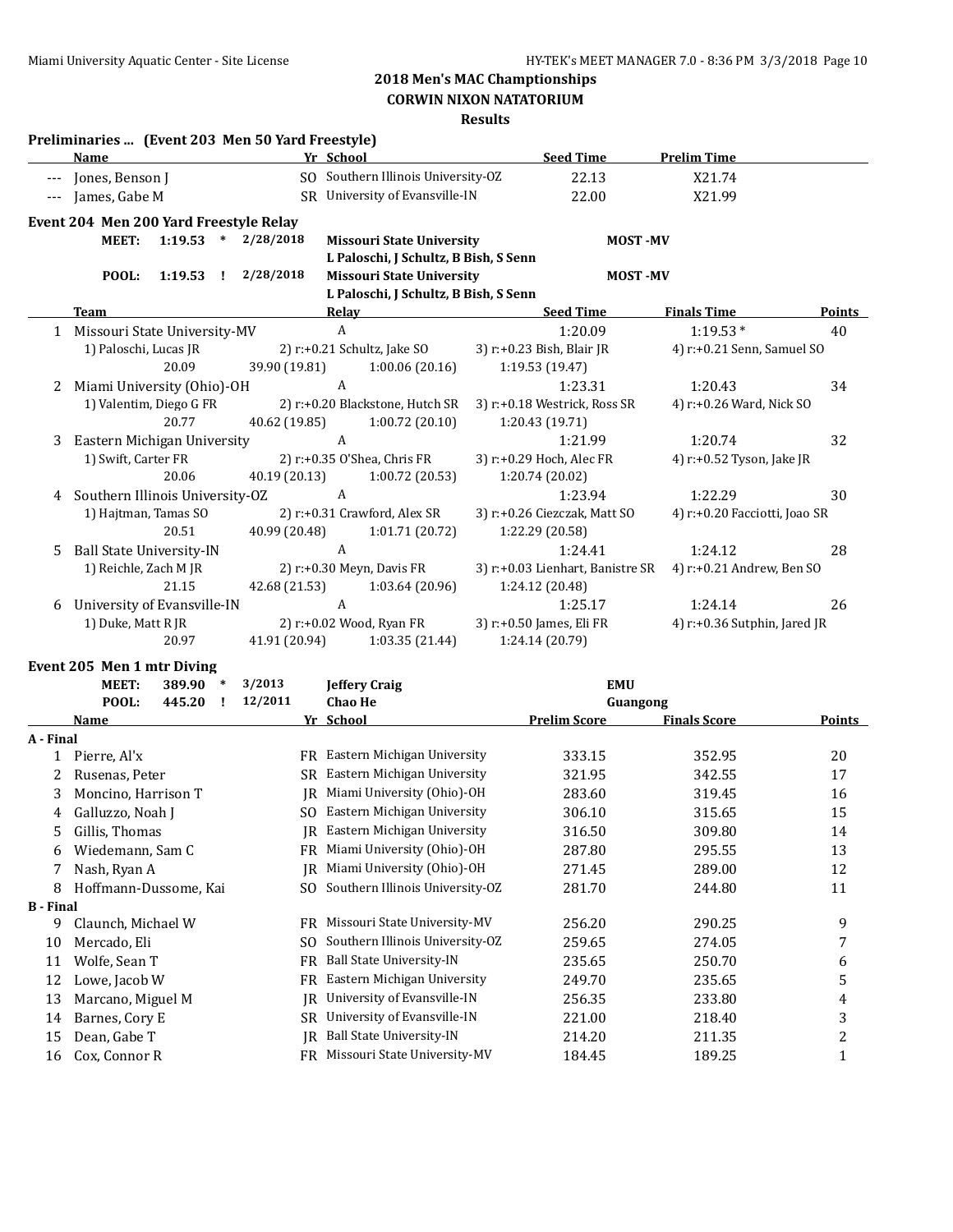## 2018 Men's MAC Championships
### CORWIN NIXON NATATORIUM
### Results

**Preliminaries ... (Event 203 Men 50 Yard Freestyle)**

| | Name | Yr | School | Seed Time | Prelim Time |
|---|---|---|---|---|---|
| --- | Jones, Benson J | SO | Southern Illinois University-OZ | 22.13 | X21.74 |
| --- | James, Gabe M | SR | University of Evansville-IN | 22.00 | X21.99 |

**Event 204 Men 200 Yard Freestyle Relay**

| | | | | | |
|---|---|---|---|---|---|
| MEET: | 1:19.53 | * | 2/28/2018 | Missouri State University<br>L Paloschi, J Schultz, B Bish, S Senn | MOST -MV |
| POOL: | 1:19.53 | ! | 2/28/2018 | Missouri State University<br>L Paloschi, J Schultz, B Bish, S Senn | MOST -MV |

| | Team | Relay | Seed Time | Finals Time | Points |
|---|---|---|---|---|---|
| 1 | Missouri State University-MV | A | 1:20.09 | 1:19.53 * | 40 |
| | 1) Paloschi, Lucas JR | 2) r:+0.21 Schultz, Jake SO | 3) r:+0.23 Bish, Blair JR | 4) r:+0.21 Senn, Samuel SO | |
| | 20.09 | 39.90 (19.81) | 1:00.06 (20.16) | 1:19.53 (19.47) | |
| 2 | Miami University (Ohio)-OH | A | 1:23.31 | 1:20.43 | 34 |
| | 1) Valentim, Diego G FR | 2) r:+0.20 Blackstone, Hutch SR | 3) r:+0.18 Westrick, Ross SR | 4) r:+0.26 Ward, Nick SO | |
| | 20.77 | 40.62 (19.85) | 1:00.72 (20.10) | 1:20.43 (19.71) | |
| 3 | Eastern Michigan University | A | 1:21.99 | 1:20.74 | 32 |
| | 1) Swift, Carter FR | 2) r:+0.35 O'Shea, Chris FR | 3) r:+0.29 Hoch, Alec FR | 4) r:+0.52 Tyson, Jake JR | |
| | 20.06 | 40.19 (20.13) | 1:00.72 (20.53) | 1:20.74 (20.02) | |
| 4 | Southern Illinois University-OZ | A | 1:23.94 | 1:22.29 | 30 |
| | 1) Hajtman, Tamas SO | 2) r:+0.31 Crawford, Alex SR | 3) r:+0.26 Ciezczak, Matt SO | 4) r:+0.20 Facciotti, Joao SR | |
| | 20.51 | 40.99 (20.48) | 1:01.71 (20.72) | 1:22.29 (20.58) | |
| 5 | Ball State University-IN | A | 1:24.41 | 1:24.12 | 28 |
| | 1) Reichle, Zach M JR | 2) r:+0.30 Meyn, Davis FR | 3) r:+0.03 Lienhart, Banistre SR | 4) r:+0.21 Andrew, Ben SO | |
| | 21.15 | 42.68 (21.53) | 1:03.64 (20.96) | 1:24.12 (20.48) | |
| 6 | University of Evansville-IN | A | 1:25.17 | 1:24.14 | 26 |
| | 1) Duke, Matt R JR | 2) r:+0.02 Wood, Ryan FR | 3) r:+0.50 James, Eli FR | 4) r:+0.36 Sutphin, Jared JR | |
| | 20.97 | 41.91 (20.94) | 1:03.35 (21.44) | 1:24.14 (20.79) | |

**Event 205 Men 1 mtr Diving**

| | | | | | |
|---|---|---|---|---|---|
| MEET: | 389.90 | * | 3/2013 | Jeffery Craig | EMU |
| POOL: | 445.20 | ! | 12/2011 | Chao He | Guangong |

| | Name | Yr | School | Prelim Score | Finals Score | Points |
|---|---|---|---|---|---|---|
| **A - Final** | | | | | | |
| 1 | Pierre, Al'x | FR | Eastern Michigan University | 333.15 | 352.95 | 20 |
| 2 | Rusenas, Peter | SR | Eastern Michigan University | 321.95 | 342.55 | 17 |
| 3 | Moncino, Harrison T | JR | Miami University (Ohio)-OH | 283.60 | 319.45 | 16 |
| 4 | Galluzzo, Noah J | SO | Eastern Michigan University | 306.10 | 315.65 | 15 |
| 5 | Gillis, Thomas | JR | Eastern Michigan University | 316.50 | 309.80 | 14 |
| 6 | Wiedemann, Sam C | FR | Miami University (Ohio)-OH | 287.80 | 295.55 | 13 |
| 7 | Nash, Ryan A | JR | Miami University (Ohio)-OH | 271.45 | 289.00 | 12 |
| 8 | Hoffmann-Dussome, Kai | SO | Southern Illinois University-OZ | 281.70 | 244.80 | 11 |
| **B - Final** | | | | | | |
| 9 | Claunch, Michael W | FR | Missouri State University-MV | 256.20 | 290.25 | 9 |
| 10 | Mercado, Eli | SO | Southern Illinois University-OZ | 259.65 | 274.05 | 7 |
| 11 | Wolfe, Sean T | FR | Ball State University-IN | 235.65 | 250.70 | 6 |
| 12 | Lowe, Jacob W | FR | Eastern Michigan University | 249.70 | 235.65 | 5 |
| 13 | Marcano, Miguel M | JR | University of Evansville-IN | 256.35 | 233.80 | 4 |
| 14 | Barnes, Cory E | SR | University of Evansville-IN | 221.00 | 218.40 | 3 |
| 15 | Dean, Gabe T | JR | Ball State University-IN | 214.20 | 211.35 | 2 |
| 16 | Cox, Connor R | FR | Missouri State University-MV | 184.45 | 189.25 | 1 |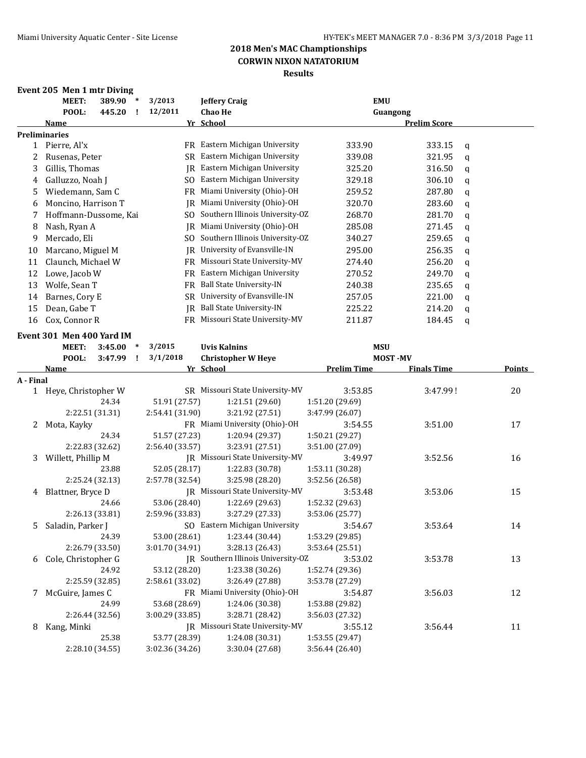## 2018 Men's MAC Championships
## CORWIN NIXON NATATORIUM
## Results

### Event 205 Men 1 mtr Diving

| | | | | |
|---|---|---|---|---|
| MEET: | 389.90 * | 3/2013 | Jeffery Craig | EMU |
| POOL: | 445.20 ! | 12/2011 | Chao He | Guangong |

**Preliminaries**

| | Name | Yr | School | | Prelim Score | |
|---|---|---|---|---|---|---|
| 1 | Pierre, Al'x | FR | Eastern Michigan University | 333.90 | 333.15 | q |
| 2 | Rusenas, Peter | SR | Eastern Michigan University | 339.08 | 321.95 | q |
| 3 | Gillis, Thomas | JR | Eastern Michigan University | 325.20 | 316.50 | q |
| 4 | Galluzzo, Noah J | SO | Eastern Michigan University | 329.18 | 306.10 | q |
| 5 | Wiedemann, Sam C | FR | Miami University (Ohio)-OH | 259.52 | 287.80 | q |
| 6 | Moncino, Harrison T | JR | Miami University (Ohio)-OH | 320.70 | 283.60 | q |
| 7 | Hoffmann-Dussome, Kai | SO | Southern Illinois University-OZ | 268.70 | 281.70 | q |
| 8 | Nash, Ryan A | JR | Miami University (Ohio)-OH | 285.08 | 271.45 | q |
| 9 | Mercado, Eli | SO | Southern Illinois University-OZ | 340.27 | 259.65 | q |
| 10 | Marcano, Miguel M | JR | University of Evansville-IN | 295.00 | 256.35 | q |
| 11 | Claunch, Michael W | FR | Missouri State University-MV | 274.40 | 256.20 | q |
| 12 | Lowe, Jacob W | FR | Eastern Michigan University | 270.52 | 249.70 | q |
| 13 | Wolfe, Sean T | FR | Ball State University-IN | 240.38 | 235.65 | q |
| 14 | Barnes, Cory E | SR | University of Evansville-IN | 257.05 | 221.00 | q |
| 15 | Dean, Gabe T | JR | Ball State University-IN | 225.22 | 214.20 | q |
| 16 | Cox, Connor R | FR | Missouri State University-MV | 211.87 | 184.45 | q |

### Event 301 Men 400 Yard IM

| | | | | |
|---|---|---|---|---|
| MEET: | 3:45.00 * | 3/2015 | Uvis Kalnins | MSU |
| POOL: | 3:47.99 ! | 3/1/2018 | Christopher W Heye | MOST -MV |

**A - Final**

| | Name | Yr | School | Prelim Time | Finals Time | Points |
|---|---|---|---|---|---|---|
| 1 | Heye, Christopher W | SR | Missouri State University-MV | 3:53.85 | 3:47.99 ! | 20 |
| | 24.34 | 51.91 (27.57) | 1:21.51 (29.60) | 1:51.20 (29.69) | | |
| | 2:22.51 (31.31) | 2:54.41 (31.90) | 3:21.92 (27.51) | 3:47.99 (26.07) | | |
| 2 | Mota, Kayky | FR | Miami University (Ohio)-OH | 3:54.55 | 3:51.00 | 17 |
| | 24.34 | 51.57 (27.23) | 1:20.94 (29.37) | 1:50.21 (29.27) | | |
| | 2:22.83 (32.62) | 2:56.40 (33.57) | 3:23.91 (27.51) | 3:51.00 (27.09) | | |
| 3 | Willett, Phillip M | JR | Missouri State University-MV | 3:49.97 | 3:52.56 | 16 |
| | 23.88 | 52.05 (28.17) | 1:22.83 (30.78) | 1:53.11 (30.28) | | |
| | 2:25.24 (32.13) | 2:57.78 (32.54) | 3:25.98 (28.20) | 3:52.56 (26.58) | | |
| 4 | Blattner, Bryce D | JR | Missouri State University-MV | 3:53.48 | 3:53.06 | 15 |
| | 24.66 | 53.06 (28.40) | 1:22.69 (29.63) | 1:52.32 (29.63) | | |
| | 2:26.13 (33.81) | 2:59.96 (33.83) | 3:27.29 (27.33) | 3:53.06 (25.77) | | |
| 5 | Saladin, Parker J | SO | Eastern Michigan University | 3:54.67 | 3:53.64 | 14 |
| | 24.39 | 53.00 (28.61) | 1:23.44 (30.44) | 1:53.29 (29.85) | | |
| | 2:26.79 (33.50) | 3:01.70 (34.91) | 3:28.13 (26.43) | 3:53.64 (25.51) | | |
| 6 | Cole, Christopher G | JR | Southern Illinois University-OZ | 3:53.02 | 3:53.78 | 13 |
| | 24.92 | 53.12 (28.20) | 1:23.38 (30.26) | 1:52.74 (29.36) | | |
| | 2:25.59 (32.85) | 2:58.61 (33.02) | 3:26.49 (27.88) | 3:53.78 (27.29) | | |
| 7 | McGuire, James C | FR | Miami University (Ohio)-OH | 3:54.87 | 3:56.03 | 12 |
| | 24.99 | 53.68 (28.69) | 1:24.06 (30.38) | 1:53.88 (29.82) | | |
| | 2:26.44 (32.56) | 3:00.29 (33.85) | 3:28.71 (28.42) | 3:56.03 (27.32) | | |
| 8 | Kang, Minki | JR | Missouri State University-MV | 3:55.12 | 3:56.44 | 11 |
| | 25.38 | 53.77 (28.39) | 1:24.08 (30.31) | 1:53.55 (29.47) | | |
| | 2:28.10 (34.55) | 3:02.36 (34.26) | 3:30.04 (27.68) | 3:56.44 (26.40) | | |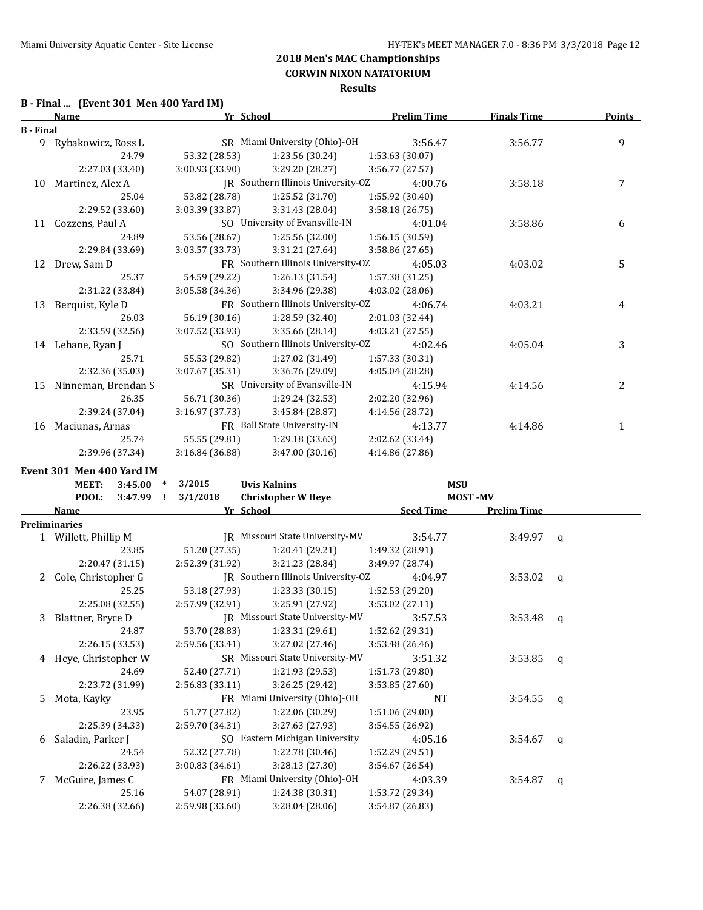## 2018 Men's MAC Championships
### CORWIN NIXON NATATORIUM
### Results

**B - Final ... (Event 301 Men 400 Yard IM)**

| | Name | Yr | School | Prelim Time | Finals Time | Points |
|---|---|---|---|---|---|---|
| **B - Final** | | | | | | |
| 9 | Rybakowicz, Ross L | SR | Miami University (Ohio)-OH | 3:56.47 | 3:56.77 | 9 |
| | 24.79 / 53.32 (28.53) / 1:23.56 (30.24) / 1:53.63 (30.07) | | | | | |
| | 2:27.03 (33.40) / 3:00.93 (33.90) / 3:29.20 (28.27) / 3:56.77 (27.57) | | | | | |
| 10 | Martinez, Alex A | JR | Southern Illinois University-OZ | 4:00.76 | 3:58.18 | 7 |
| | 25.04 / 53.82 (28.78) / 1:25.52 (31.70) / 1:55.92 (30.40) | | | | | |
| | 2:29.52 (33.60) / 3:03.39 (33.87) / 3:31.43 (28.04) / 3:58.18 (26.75) | | | | | |
| 11 | Cozzens, Paul A | SO | University of Evansville-IN | 4:01.04 | 3:58.86 | 6 |
| | 24.89 / 53.56 (28.67) / 1:25.56 (32.00) / 1:56.15 (30.59) | | | | | |
| | 2:29.84 (33.69) / 3:03.57 (33.73) / 3:31.21 (27.64) / 3:58.86 (27.65) | | | | | |
| 12 | Drew, Sam D | FR | Southern Illinois University-OZ | 4:05.03 | 4:03.02 | 5 |
| | 25.37 / 54.59 (29.22) / 1:26.13 (31.54) / 1:57.38 (31.25) | | | | | |
| | 2:31.22 (33.84) / 3:05.58 (34.36) / 3:34.96 (29.38) / 4:03.02 (28.06) | | | | | |
| 13 | Berquist, Kyle D | FR | Southern Illinois University-OZ | 4:06.74 | 4:03.21 | 4 |
| | 26.03 / 56.19 (30.16) / 1:28.59 (32.40) / 2:01.03 (32.44) | | | | | |
| | 2:33.59 (32.56) / 3:07.52 (33.93) / 3:35.66 (28.14) / 4:03.21 (27.55) | | | | | |
| 14 | Lehane, Ryan J | SO | Southern Illinois University-OZ | 4:02.46 | 4:05.04 | 3 |
| | 25.71 / 55.53 (29.82) / 1:27.02 (31.49) / 1:57.33 (30.31) | | | | | |
| | 2:32.36 (35.03) / 3:07.67 (35.31) / 3:36.76 (29.09) / 4:05.04 (28.28) | | | | | |
| 15 | Ninneman, Brendan S | SR | University of Evansville-IN | 4:15.94 | 4:14.56 | 2 |
| | 26.35 / 56.71 (30.36) / 1:29.24 (32.53) / 2:02.20 (32.96) | | | | | |
| | 2:39.24 (37.04) / 3:16.97 (37.73) / 3:45.84 (28.87) / 4:14.56 (28.72) | | | | | |
| 16 | Maciunas, Arnas | FR | Ball State University-IN | 4:13.77 | 4:14.86 | 1 |
| | 25.74 / 55.55 (29.81) / 1:29.18 (33.63) / 2:02.62 (33.44) | | | | | |
| | 2:39.96 (37.34) / 3:16.84 (36.88) / 3:47.00 (30.16) / 4:14.86 (27.86) | | | | | |

**Event 301 Men 400 Yard IM**

MEET: 3:45.00 * 3/2015 Uvis Kalnins MSU
POOL: 3:47.99 ! 3/1/2018 Christopher W Heye MOST -MV

| | Name | Yr | School | Seed Time | Prelim Time | |
|---|---|---|---|---|---|---|
| **Preliminaries** | | | | | | |
| 1 | Willett, Phillip M | JR | Missouri State University-MV | 3:54.77 | 3:49.97 | q |
| | 23.85 / 51.20 (27.35) / 1:20.41 (29.21) / 1:49.32 (28.91) | | | | | |
| | 2:20.47 (31.15) / 2:52.39 (31.92) / 3:21.23 (28.84) / 3:49.97 (28.74) | | | | | |
| 2 | Cole, Christopher G | JR | Southern Illinois University-OZ | 4:04.97 | 3:53.02 | q |
| | 25.25 / 53.18 (27.93) / 1:23.33 (30.15) / 1:52.53 (29.20) | | | | | |
| | 2:25.08 (32.55) / 2:57.99 (32.91) / 3:25.91 (27.92) / 3:53.02 (27.11) | | | | | |
| 3 | Blattner, Bryce D | JR | Missouri State University-MV | 3:57.53 | 3:53.48 | q |
| | 24.87 / 53.70 (28.83) / 1:23.31 (29.61) / 1:52.62 (29.31) | | | | | |
| | 2:26.15 (33.53) / 2:59.56 (33.41) / 3:27.02 (27.46) / 3:53.48 (26.46) | | | | | |
| 4 | Heye, Christopher W | SR | Missouri State University-MV | 3:51.32 | 3:53.85 | q |
| | 24.69 / 52.40 (27.71) / 1:21.93 (29.53) / 1:51.73 (29.80) | | | | | |
| | 2:23.72 (31.99) / 2:56.83 (33.11) / 3:26.25 (29.42) / 3:53.85 (27.60) | | | | | |
| 5 | Mota, Kayky | FR | Miami University (Ohio)-OH | NT | 3:54.55 | q |
| | 23.95 / 51.77 (27.82) / 1:22.06 (30.29) / 1:51.06 (29.00) | | | | | |
| | 2:25.39 (34.33) / 2:59.70 (34.31) / 3:27.63 (27.93) / 3:54.55 (26.92) | | | | | |
| 6 | Saladin, Parker J | SO | Eastern Michigan University | 4:05.16 | 3:54.67 | q |
| | 24.54 / 52.32 (27.78) / 1:22.78 (30.46) / 1:52.29 (29.51) | | | | | |
| | 2:26.22 (33.93) / 3:00.83 (34.61) / 3:28.13 (27.30) / 3:54.67 (26.54) | | | | | |
| 7 | McGuire, James C | FR | Miami University (Ohio)-OH | 4:03.39 | 3:54.87 | q |
| | 25.16 / 54.07 (28.91) / 1:24.38 (30.31) / 1:53.72 (29.34) | | | | | |
| | 2:26.38 (32.66) / 2:59.98 (33.60) / 3:28.04 (28.06) / 3:54.87 (26.83) | | | | | |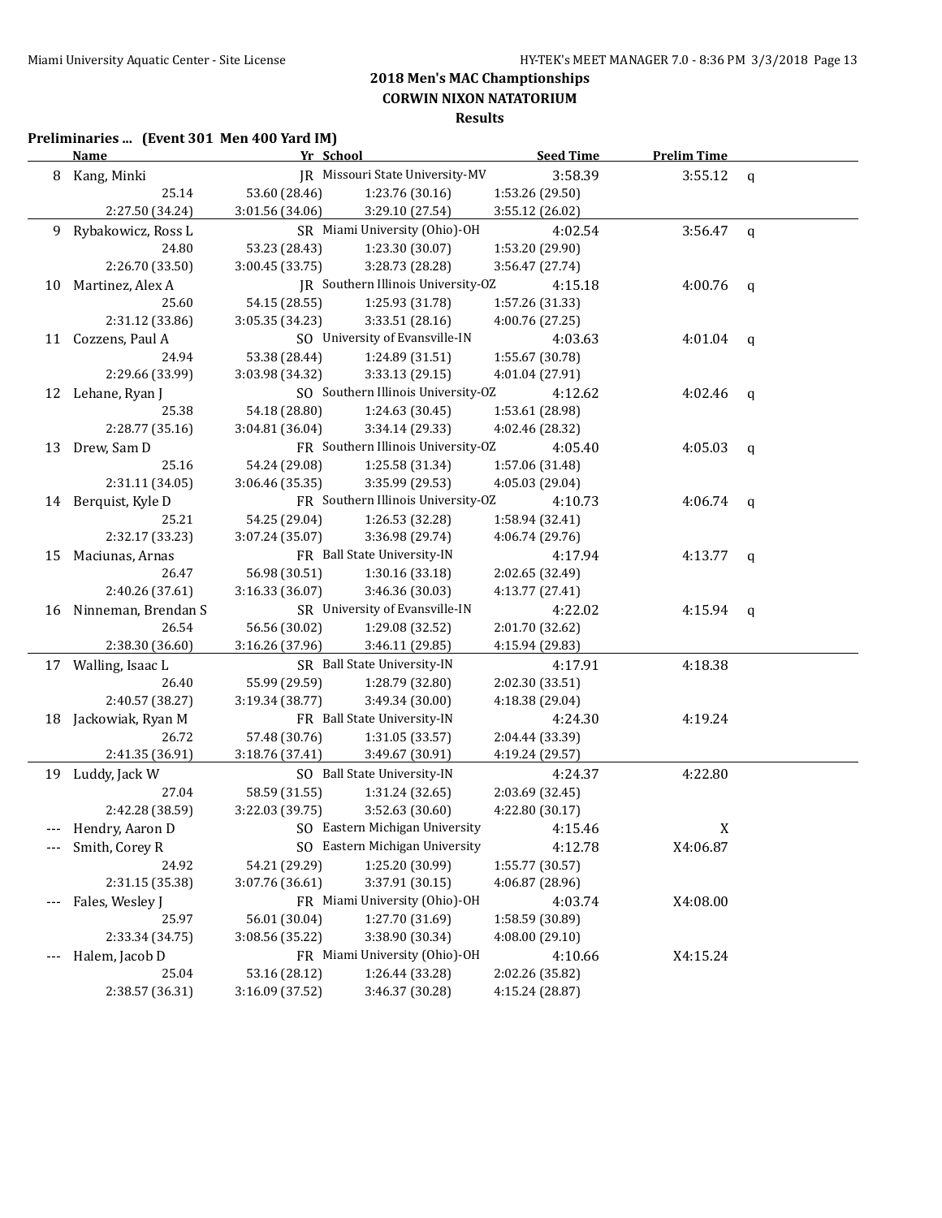## 2018 Men's MAC Champtionships
### CORWIN NIXON NATATORIUM
### Results

**Preliminaries ... (Event 301 Men 400 Yard IM)**

| | Name | Yr | School | Seed Time | Prelim Time | |
|---|---|---|---|---|---|---|
| 8 | Kang, Minki | JR | Missouri State University-MV | 3:58.39 | 3:55.12 | q |
| | 25.14 | 53.60 (28.46) | 1:23.76 (30.16) | 1:53.26 (29.50) | | |
| | 2:27.50 (34.24) | 3:01.56 (34.06) | 3:29.10 (27.54) | 3:55.12 (26.02) | | |
| 9 | Rybakowicz, Ross L | SR | Miami University (Ohio)-OH | 4:02.54 | 3:56.47 | q |
| | 24.80 | 53.23 (28.43) | 1:23.30 (30.07) | 1:53.20 (29.90) | | |
| | 2:26.70 (33.50) | 3:00.45 (33.75) | 3:28.73 (28.28) | 3:56.47 (27.74) | | |
| 10 | Martinez, Alex A | JR | Southern Illinois University-OZ | 4:15.18 | 4:00.76 | q |
| | 25.60 | 54.15 (28.55) | 1:25.93 (31.78) | 1:57.26 (31.33) | | |
| | 2:31.12 (33.86) | 3:05.35 (34.23) | 3:33.51 (28.16) | 4:00.76 (27.25) | | |
| 11 | Cozzens, Paul A | SO | University of Evansville-IN | 4:03.63 | 4:01.04 | q |
| | 24.94 | 53.38 (28.44) | 1:24.89 (31.51) | 1:55.67 (30.78) | | |
| | 2:29.66 (33.99) | 3:03.98 (34.32) | 3:33.13 (29.15) | 4:01.04 (27.91) | | |
| 12 | Lehane, Ryan J | SO | Southern Illinois University-OZ | 4:12.62 | 4:02.46 | q |
| | 25.38 | 54.18 (28.80) | 1:24.63 (30.45) | 1:53.61 (28.98) | | |
| | 2:28.77 (35.16) | 3:04.81 (36.04) | 3:34.14 (29.33) | 4:02.46 (28.32) | | |
| 13 | Drew, Sam D | FR | Southern Illinois University-OZ | 4:05.40 | 4:05.03 | q |
| | 25.16 | 54.24 (29.08) | 1:25.58 (31.34) | 1:57.06 (31.48) | | |
| | 2:31.11 (34.05) | 3:06.46 (35.35) | 3:35.99 (29.53) | 4:05.03 (29.04) | | |
| 14 | Berquist, Kyle D | FR | Southern Illinois University-OZ | 4:10.73 | 4:06.74 | q |
| | 25.21 | 54.25 (29.04) | 1:26.53 (32.28) | 1:58.94 (32.41) | | |
| | 2:32.17 (33.23) | 3:07.24 (35.07) | 3:36.98 (29.74) | 4:06.74 (29.76) | | |
| 15 | Maciunas, Arnas | FR | Ball State University-IN | 4:17.94 | 4:13.77 | q |
| | 26.47 | 56.98 (30.51) | 1:30.16 (33.18) | 2:02.65 (32.49) | | |
| | 2:40.26 (37.61) | 3:16.33 (36.07) | 3:46.36 (30.03) | 4:13.77 (27.41) | | |
| 16 | Ninneman, Brendan S | SR | University of Evansville-IN | 4:22.02 | 4:15.94 | q |
| | 26.54 | 56.56 (30.02) | 1:29.08 (32.52) | 2:01.70 (32.62) | | |
| | 2:38.30 (36.60) | 3:16.26 (37.96) | 3:46.11 (29.85) | 4:15.94 (29.83) | | |
| 17 | Walling, Isaac L | SR | Ball State University-IN | 4:17.91 | 4:18.38 | |
| | 26.40 | 55.99 (29.59) | 1:28.79 (32.80) | 2:02.30 (33.51) | | |
| | 2:40.57 (38.27) | 3:19.34 (38.77) | 3:49.34 (30.00) | 4:18.38 (29.04) | | |
| 18 | Jackowiak, Ryan M | FR | Ball State University-IN | 4:24.30 | 4:19.24 | |
| | 26.72 | 57.48 (30.76) | 1:31.05 (33.57) | 2:04.44 (33.39) | | |
| | 2:41.35 (36.91) | 3:18.76 (37.41) | 3:49.67 (30.91) | 4:19.24 (29.57) | | |
| 19 | Luddy, Jack W | SO | Ball State University-IN | 4:24.37 | 4:22.80 | |
| | 27.04 | 58.59 (31.55) | 1:31.24 (32.65) | 2:03.69 (32.45) | | |
| | 2:42.28 (38.59) | 3:22.03 (39.75) | 3:52.63 (30.60) | 4:22.80 (30.17) | | |
| --- | Hendry, Aaron D | SO | Eastern Michigan University | 4:15.46 | X | |
| --- | Smith, Corey R | SO | Eastern Michigan University | 4:12.78 | X4:06.87 | |
| | 24.92 | 54.21 (29.29) | 1:25.20 (30.99) | 1:55.77 (30.57) | | |
| | 2:31.15 (35.38) | 3:07.76 (36.61) | 3:37.91 (30.15) | 4:06.87 (28.96) | | |
| --- | Fales, Wesley J | FR | Miami University (Ohio)-OH | 4:03.74 | X4:08.00 | |
| | 25.97 | 56.01 (30.04) | 1:27.70 (31.69) | 1:58.59 (30.89) | | |
| | 2:33.34 (34.75) | 3:08.56 (35.22) | 3:38.90 (30.34) | 4:08.00 (29.10) | | |
| --- | Halem, Jacob D | FR | Miami University (Ohio)-OH | 4:10.66 | X4:15.24 | |
| | 25.04 | 53.16 (28.12) | 1:26.44 (33.28) | 2:02.26 (35.82) | | |
| | 2:38.57 (36.31) | 3:16.09 (37.52) | 3:46.37 (30.28) | 4:15.24 (28.87) | | |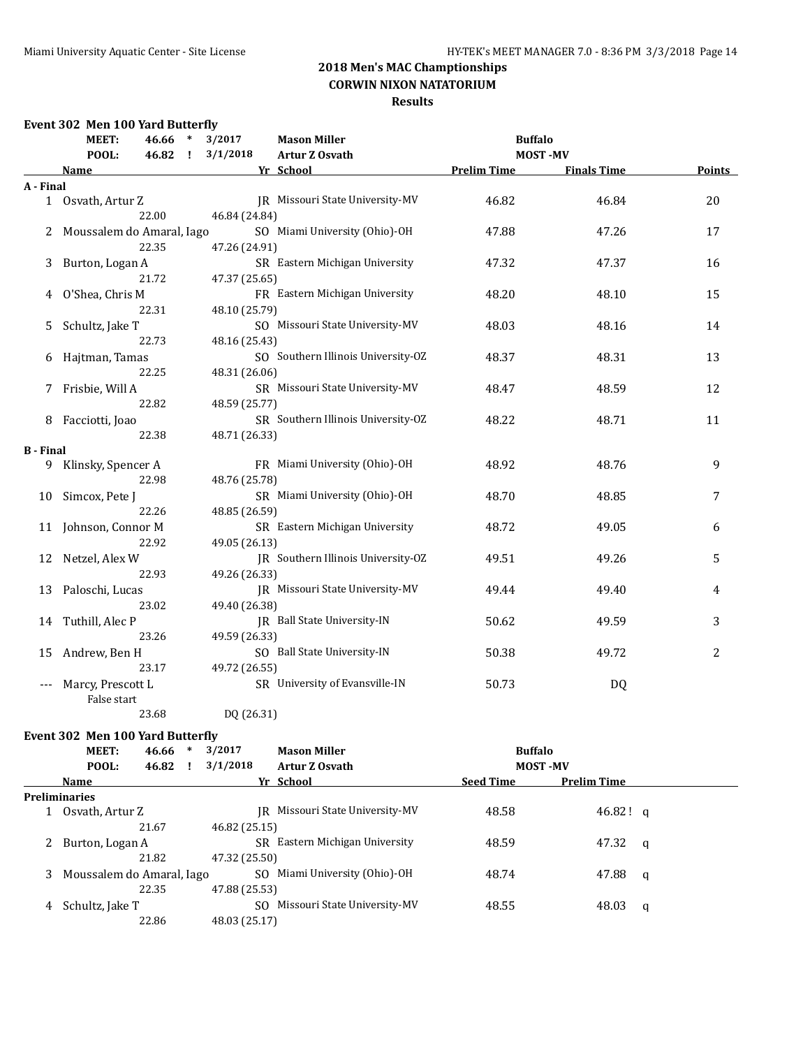## 2018 Men's MAC Championships
### CORWIN NIXON NATATORIUM
### Results

**Event 302 Men 100 Yard Butterfly**

| | | | | | |
|---|---|---|---|---|---|
| MEET: | 46.66 * | 3/2017 | Mason Miller | Buffalo | |
| POOL: | 46.82 ! | 3/1/2018 | Artur Z Osvath | MOST -MV | |

| | Name | Yr | School | Prelim Time | Finals Time | Points |
|---|---|---|---|---|---|---|
| **A - Final** | | | | | | |
| 1 | Osvath, Artur Z | JR | Missouri State University-MV | 46.82 | 46.84 | 20 |
| | 22.00 &nbsp; 46.84 (24.84) | | | | | |
| 2 | Moussalem do Amaral, Iago | SO | Miami University (Ohio)-OH | 47.88 | 47.26 | 17 |
| | 22.35 &nbsp; 47.26 (24.91) | | | | | |
| 3 | Burton, Logan A | SR | Eastern Michigan University | 47.32 | 47.37 | 16 |
| | 21.72 &nbsp; 47.37 (25.65) | | | | | |
| 4 | O'Shea, Chris M | FR | Eastern Michigan University | 48.20 | 48.10 | 15 |
| | 22.31 &nbsp; 48.10 (25.79) | | | | | |
| 5 | Schultz, Jake T | SO | Missouri State University-MV | 48.03 | 48.16 | 14 |
| | 22.73 &nbsp; 48.16 (25.43) | | | | | |
| 6 | Hajtman, Tamas | SO | Southern Illinois University-OZ | 48.37 | 48.31 | 13 |
| | 22.25 &nbsp; 48.31 (26.06) | | | | | |
| 7 | Frisbie, Will A | SR | Missouri State University-MV | 48.47 | 48.59 | 12 |
| | 22.82 &nbsp; 48.59 (25.77) | | | | | |
| 8 | Facciotti, Joao | SR | Southern Illinois University-OZ | 48.22 | 48.71 | 11 |
| | 22.38 &nbsp; 48.71 (26.33) | | | | | |
| **B - Final** | | | | | | |
| 9 | Klinsky, Spencer A | FR | Miami University (Ohio)-OH | 48.92 | 48.76 | 9 |
| | 22.98 &nbsp; 48.76 (25.78) | | | | | |
| 10 | Simcox, Pete J | SR | Miami University (Ohio)-OH | 48.70 | 48.85 | 7 |
| | 22.26 &nbsp; 48.85 (26.59) | | | | | |
| 11 | Johnson, Connor M | SR | Eastern Michigan University | 48.72 | 49.05 | 6 |
| | 22.92 &nbsp; 49.05 (26.13) | | | | | |
| 12 | Netzel, Alex W | JR | Southern Illinois University-OZ | 49.51 | 49.26 | 5 |
| | 22.93 &nbsp; 49.26 (26.33) | | | | | |
| 13 | Paloschi, Lucas | JR | Missouri State University-MV | 49.44 | 49.40 | 4 |
| | 23.02 &nbsp; 49.40 (26.38) | | | | | |
| 14 | Tuthill, Alec P | JR | Ball State University-IN | 50.62 | 49.59 | 3 |
| | 23.26 &nbsp; 49.59 (26.33) | | | | | |
| 15 | Andrew, Ben H | SO | Ball State University-IN | 50.38 | 49.72 | 2 |
| | 23.17 &nbsp; 49.72 (26.55) | | | | | |
| --- | Marcy, Prescott L | SR | University of Evansville-IN | 50.73 | DQ | |
| | False start | | | | | |
| | 23.68 &nbsp; DQ (26.31) | | | | | |

**Event 302 Men 100 Yard Butterfly**

| | | | | | |
|---|---|---|---|---|---|
| MEET: | 46.66 * | 3/2017 | Mason Miller | Buffalo | |
| POOL: | 46.82 ! | 3/1/2018 | Artur Z Osvath | MOST -MV | |

| | Name | Yr | School | Seed Time | Prelim Time | |
|---|---|---|---|---|---|---|
| **Preliminaries** | | | | | | |
| 1 | Osvath, Artur Z | JR | Missouri State University-MV | 48.58 | 46.82 ! | q |
| | 21.67 &nbsp; 46.82 (25.15) | | | | | |
| 2 | Burton, Logan A | SR | Eastern Michigan University | 48.59 | 47.32 | q |
| | 21.82 &nbsp; 47.32 (25.50) | | | | | |
| 3 | Moussalem do Amaral, Iago | SO | Miami University (Ohio)-OH | 48.74 | 47.88 | q |
| | 22.35 &nbsp; 47.88 (25.53) | | | | | |
| 4 | Schultz, Jake T | SO | Missouri State University-MV | 48.55 | 48.03 | q |
| | 22.86 &nbsp; 48.03 (25.17) | | | | | |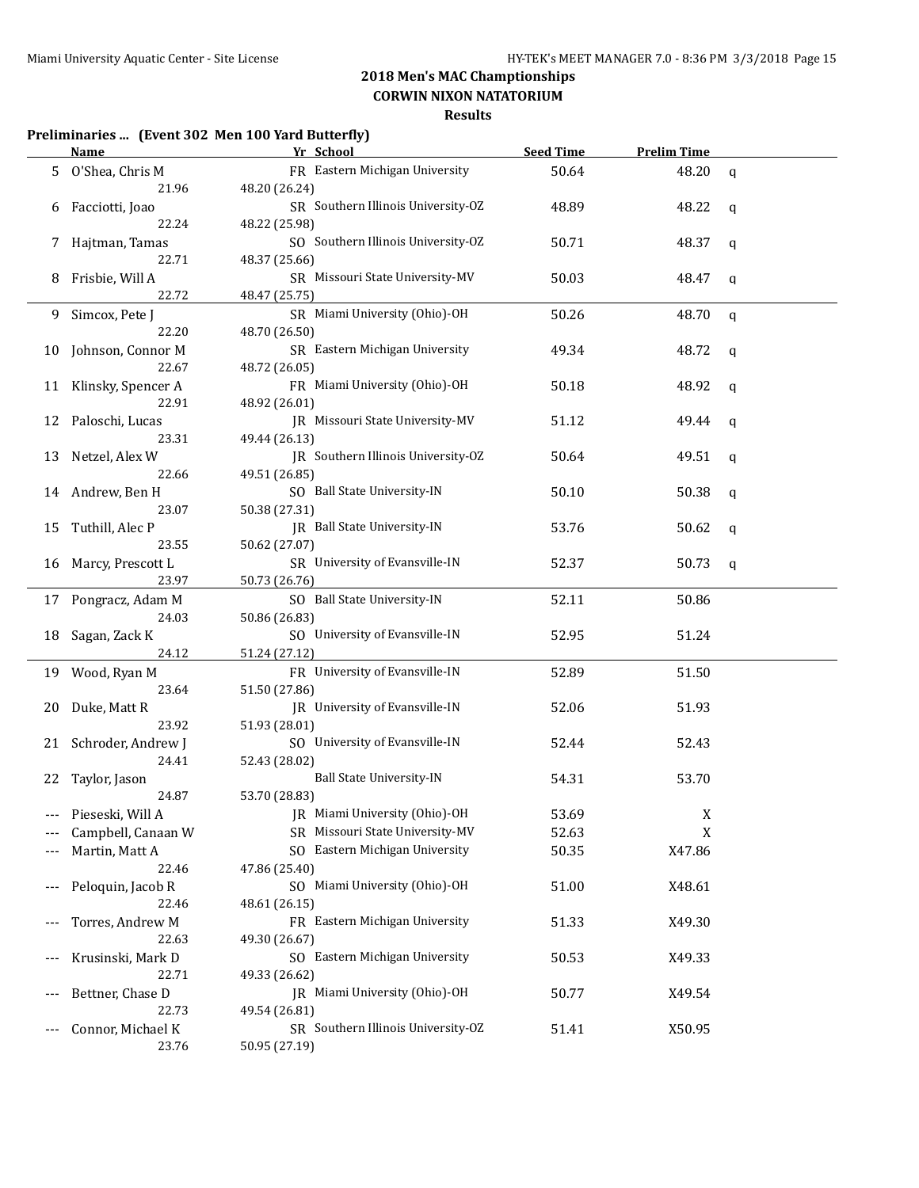## 2018 Men's MAC Championships
## CORWIN NIXON NATATORIUM
## Results

**Preliminaries ... (Event 302 Men 100 Yard Butterfly)**

| | Name | Yr | School | Seed Time | Prelim Time | |
|---|---|---|---|---|---|---|
| 5 | O'Shea, Chris M | FR | Eastern Michigan University | 50.64 | 48.20 | q |
| | 21.96 | 48.20 (26.24) | | | | |
| 6 | Facciotti, Joao | SR | Southern Illinois University-OZ | 48.89 | 48.22 | q |
| | 22.24 | 48.22 (25.98) | | | | |
| 7 | Hajtman, Tamas | SO | Southern Illinois University-OZ | 50.71 | 48.37 | q |
| | 22.71 | 48.37 (25.66) | | | | |
| 8 | Frisbie, Will A | SR | Missouri State University-MV | 50.03 | 48.47 | q |
| | 22.72 | 48.47 (25.75) | | | | |
| 9 | Simcox, Pete J | SR | Miami University (Ohio)-OH | 50.26 | 48.70 | q |
| | 22.20 | 48.70 (26.50) | | | | |
| 10 | Johnson, Connor M | SR | Eastern Michigan University | 49.34 | 48.72 | q |
| | 22.67 | 48.72 (26.05) | | | | |
| 11 | Klinsky, Spencer A | FR | Miami University (Ohio)-OH | 50.18 | 48.92 | q |
| | 22.91 | 48.92 (26.01) | | | | |
| 12 | Paloschi, Lucas | JR | Missouri State University-MV | 51.12 | 49.44 | q |
| | 23.31 | 49.44 (26.13) | | | | |
| 13 | Netzel, Alex W | JR | Southern Illinois University-OZ | 50.64 | 49.51 | q |
| | 22.66 | 49.51 (26.85) | | | | |
| 14 | Andrew, Ben H | SO | Ball State University-IN | 50.10 | 50.38 | q |
| | 23.07 | 50.38 (27.31) | | | | |
| 15 | Tuthill, Alec P | JR | Ball State University-IN | 53.76 | 50.62 | q |
| | 23.55 | 50.62 (27.07) | | | | |
| 16 | Marcy, Prescott L | SR | University of Evansville-IN | 52.37 | 50.73 | q |
| | 23.97 | 50.73 (26.76) | | | | |
| 17 | Pongracz, Adam M | SO | Ball State University-IN | 52.11 | 50.86 | |
| | 24.03 | 50.86 (26.83) | | | | |
| 18 | Sagan, Zack K | SO | University of Evansville-IN | 52.95 | 51.24 | |
| | 24.12 | 51.24 (27.12) | | | | |
| 19 | Wood, Ryan M | FR | University of Evansville-IN | 52.89 | 51.50 | |
| | 23.64 | 51.50 (27.86) | | | | |
| 20 | Duke, Matt R | JR | University of Evansville-IN | 52.06 | 51.93 | |
| | 23.92 | 51.93 (28.01) | | | | |
| 21 | Schroder, Andrew J | SO | University of Evansville-IN | 52.44 | 52.43 | |
| | 24.41 | 52.43 (28.02) | | | | |
| 22 | Taylor, Jason | | Ball State University-IN | 54.31 | 53.70 | |
| | 24.87 | 53.70 (28.83) | | | | |
| --- | Pieseski, Will A | JR | Miami University (Ohio)-OH | 53.69 | X | |
| --- | Campbell, Canaan W | SR | Missouri State University-MV | 52.63 | X | |
| --- | Martin, Matt A | SO | Eastern Michigan University | 50.35 | X47.86 | |
| | 22.46 | 47.86 (25.40) | | | | |
| --- | Peloquin, Jacob R | SO | Miami University (Ohio)-OH | 51.00 | X48.61 | |
| | 22.46 | 48.61 (26.15) | | | | |
| --- | Torres, Andrew M | FR | Eastern Michigan University | 51.33 | X49.30 | |
| | 22.63 | 49.30 (26.67) | | | | |
| --- | Krusinski, Mark D | SO | Eastern Michigan University | 50.53 | X49.33 | |
| | 22.71 | 49.33 (26.62) | | | | |
| --- | Bettner, Chase D | JR | Miami University (Ohio)-OH | 50.77 | X49.54 | |
| | 22.73 | 49.54 (26.81) | | | | |
| --- | Connor, Michael K | SR | Southern Illinois University-OZ | 51.41 | X50.95 | |
| | 23.76 | 50.95 (27.19) | | | | |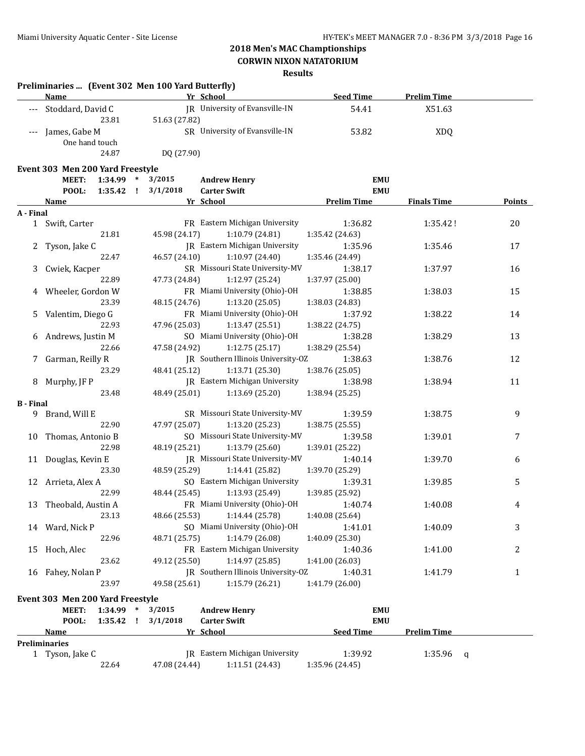## 2018 Men's MAC Championships
### CORWIN NIXON NATATORIUM
### Results

**Preliminaries ... (Event 302 Men 100 Yard Butterfly)**

| | Name | Yr | School | Seed Time | Prelim Time |
|---|---|---|---|---|---|
| --- | Stoddard, David C | JR | University of Evansville-IN | 54.41 | X51.63 |
| | 23.81 | 51.63 (27.82) | | | |
| --- | James, Gabe M | SR | University of Evansville-IN | 53.82 | XDQ |
| | One hand touch | | | | |
| | 24.87 | DQ (27.90) | | | |

**Event 303 Men 200 Yard Freestyle**

MEET: 1:34.99 * 3/2015 Andrew Henry EMU
POOL: 1:35.42 ! 3/1/2018 Carter Swift EMU

| | Name | Yr | School | Prelim Time | Finals Time | Points |
|---|---|---|---|---|---|---|
| **A - Final** | | | | | | |
| 1 | Swift, Carter | FR | Eastern Michigan University | 1:36.82 | 1:35.42 ! | 20 |
| | 21.81 | 45.98 (24.17) | 1:10.79 (24.81) | 1:35.42 (24.63) | | |
| 2 | Tyson, Jake C | JR | Eastern Michigan University | 1:35.96 | 1:35.46 | 17 |
| | 22.47 | 46.57 (24.10) | 1:10.97 (24.40) | 1:35.46 (24.49) | | |
| 3 | Cwiek, Kacper | SR | Missouri State University-MV | 1:38.17 | 1:37.97 | 16 |
| | 22.89 | 47.73 (24.84) | 1:12.97 (25.24) | 1:37.97 (25.00) | | |
| 4 | Wheeler, Gordon W | FR | Miami University (Ohio)-OH | 1:38.85 | 1:38.03 | 15 |
| | 23.39 | 48.15 (24.76) | 1:13.20 (25.05) | 1:38.03 (24.83) | | |
| 5 | Valentim, Diego G | FR | Miami University (Ohio)-OH | 1:37.92 | 1:38.22 | 14 |
| | 22.93 | 47.96 (25.03) | 1:13.47 (25.51) | 1:38.22 (24.75) | | |
| 6 | Andrews, Justin M | SO | Miami University (Ohio)-OH | 1:38.28 | 1:38.29 | 13 |
| | 22.66 | 47.58 (24.92) | 1:12.75 (25.17) | 1:38.29 (25.54) | | |
| 7 | Garman, Reilly R | JR | Southern Illinois University-OZ | 1:38.63 | 1:38.76 | 12 |
| | 23.29 | 48.41 (25.12) | 1:13.71 (25.30) | 1:38.76 (25.05) | | |
| 8 | Murphy, JF P | JR | Eastern Michigan University | 1:38.98 | 1:38.94 | 11 |
| | 23.48 | 48.49 (25.01) | 1:13.69 (25.20) | 1:38.94 (25.25) | | |
| **B - Final** | | | | | | |
| 9 | Brand, Will E | SR | Missouri State University-MV | 1:39.59 | 1:38.75 | 9 |
| | 22.90 | 47.97 (25.07) | 1:13.20 (25.23) | 1:38.75 (25.55) | | |
| 10 | Thomas, Antonio B | SO | Missouri State University-MV | 1:39.58 | 1:39.01 | 7 |
| | 22.98 | 48.19 (25.21) | 1:13.79 (25.60) | 1:39.01 (25.22) | | |
| 11 | Douglas, Kevin E | JR | Missouri State University-MV | 1:40.14 | 1:39.70 | 6 |
| | 23.30 | 48.59 (25.29) | 1:14.41 (25.82) | 1:39.70 (25.29) | | |
| 12 | Arrieta, Alex A | SO | Eastern Michigan University | 1:39.31 | 1:39.85 | 5 |
| | 22.99 | 48.44 (25.45) | 1:13.93 (25.49) | 1:39.85 (25.92) | | |
| 13 | Theobald, Austin A | FR | Miami University (Ohio)-OH | 1:40.74 | 1:40.08 | 4 |
| | 23.13 | 48.66 (25.53) | 1:14.44 (25.78) | 1:40.08 (25.64) | | |
| 14 | Ward, Nick P | SO | Miami University (Ohio)-OH | 1:41.01 | 1:40.09 | 3 |
| | 22.96 | 48.71 (25.75) | 1:14.79 (26.08) | 1:40.09 (25.30) | | |
| 15 | Hoch, Alec | FR | Eastern Michigan University | 1:40.36 | 1:41.00 | 2 |
| | 23.62 | 49.12 (25.50) | 1:14.97 (25.85) | 1:41.00 (26.03) | | |
| 16 | Fahey, Nolan P | JR | Southern Illinois University-OZ | 1:40.31 | 1:41.79 | 1 |
| | 23.97 | 49.58 (25.61) | 1:15.79 (26.21) | 1:41.79 (26.00) | | |

**Event 303 Men 200 Yard Freestyle**

MEET: 1:34.99 * 3/2015 Andrew Henry EMU
POOL: 1:35.42 ! 3/1/2018 Carter Swift EMU

| | Name | Yr | School | Seed Time | Prelim Time | |
|---|---|---|---|---|---|---|
| **Preliminaries** | | | | | | |
| 1 | Tyson, Jake C | JR | Eastern Michigan University | 1:39.92 | 1:35.96 | q |
| | 22.64 | 47.08 (24.44) | 1:11.51 (24.43) | 1:35.96 (24.45) | | |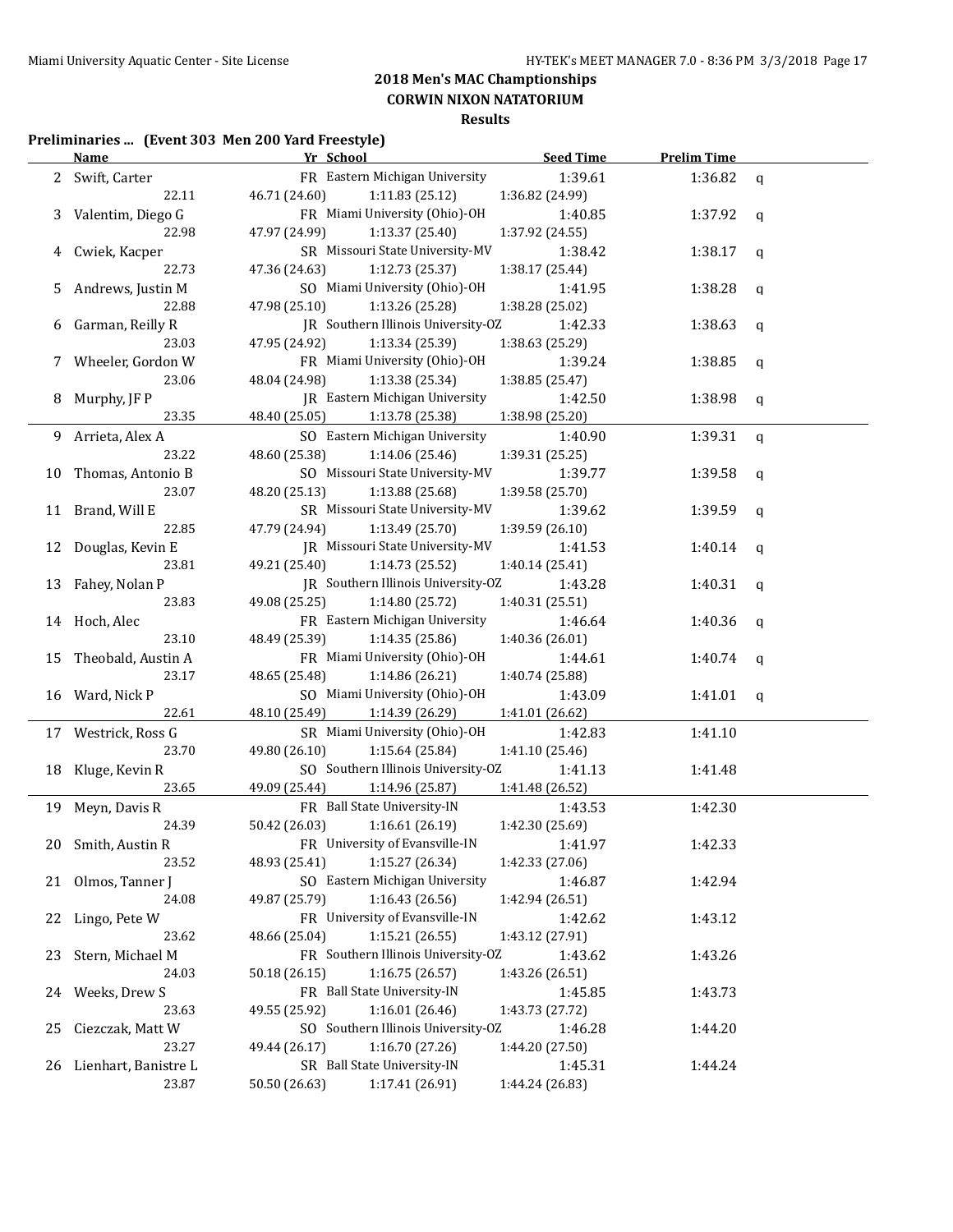## 2018 Men's MAC Championships

### CORWIN NIXON NATATORIUM

### Results

**Preliminaries ... (Event 303 Men 200 Yard Freestyle)**

| | Name | Yr | School | Seed Time | Prelim Time | |
|---|---|---|---|---|---|---|
| 2 | Swift, Carter | FR | Eastern Michigan University | 1:39.61 | 1:36.82 | q |
| | 22.11 | 46.71 (24.60) | 1:11.83 (25.12) | 1:36.82 (24.99) | | |
| 3 | Valentim, Diego G | FR | Miami University (Ohio)-OH | 1:40.85 | 1:37.92 | q |
| | 22.98 | 47.97 (24.99) | 1:13.37 (25.40) | 1:37.92 (24.55) | | |
| 4 | Cwiek, Kacper | SR | Missouri State University-MV | 1:38.42 | 1:38.17 | q |
| | 22.73 | 47.36 (24.63) | 1:12.73 (25.37) | 1:38.17 (25.44) | | |
| 5 | Andrews, Justin M | SO | Miami University (Ohio)-OH | 1:41.95 | 1:38.28 | q |
| | 22.88 | 47.98 (25.10) | 1:13.26 (25.28) | 1:38.28 (25.02) | | |
| 6 | Garman, Reilly R | JR | Southern Illinois University-OZ | 1:42.33 | 1:38.63 | q |
| | 23.03 | 47.95 (24.92) | 1:13.34 (25.39) | 1:38.63 (25.29) | | |
| 7 | Wheeler, Gordon W | FR | Miami University (Ohio)-OH | 1:39.24 | 1:38.85 | q |
| | 23.06 | 48.04 (24.98) | 1:13.38 (25.34) | 1:38.85 (25.47) | | |
| 8 | Murphy, JF P | JR | Eastern Michigan University | 1:42.50 | 1:38.98 | q |
| | 23.35 | 48.40 (25.05) | 1:13.78 (25.38) | 1:38.98 (25.20) | | |
| 9 | Arrieta, Alex A | SO | Eastern Michigan University | 1:40.90 | 1:39.31 | q |
| | 23.22 | 48.60 (25.38) | 1:14.06 (25.46) | 1:39.31 (25.25) | | |
| 10 | Thomas, Antonio B | SO | Missouri State University-MV | 1:39.77 | 1:39.58 | q |
| | 23.07 | 48.20 (25.13) | 1:13.88 (25.68) | 1:39.58 (25.70) | | |
| 11 | Brand, Will E | SR | Missouri State University-MV | 1:39.62 | 1:39.59 | q |
| | 22.85 | 47.79 (24.94) | 1:13.49 (25.70) | 1:39.59 (26.10) | | |
| 12 | Douglas, Kevin E | JR | Missouri State University-MV | 1:41.53 | 1:40.14 | q |
| | 23.81 | 49.21 (25.40) | 1:14.73 (25.52) | 1:40.14 (25.41) | | |
| 13 | Fahey, Nolan P | JR | Southern Illinois University-OZ | 1:43.28 | 1:40.31 | q |
| | 23.83 | 49.08 (25.25) | 1:14.80 (25.72) | 1:40.31 (25.51) | | |
| 14 | Hoch, Alec | FR | Eastern Michigan University | 1:46.64 | 1:40.36 | q |
| | 23.10 | 48.49 (25.39) | 1:14.35 (25.86) | 1:40.36 (26.01) | | |
| 15 | Theobald, Austin A | FR | Miami University (Ohio)-OH | 1:44.61 | 1:40.74 | q |
| | 23.17 | 48.65 (25.48) | 1:14.86 (26.21) | 1:40.74 (25.88) | | |
| 16 | Ward, Nick P | SO | Miami University (Ohio)-OH | 1:43.09 | 1:41.01 | q |
| | 22.61 | 48.10 (25.49) | 1:14.39 (26.29) | 1:41.01 (26.62) | | |
| 17 | Westrick, Ross G | SR | Miami University (Ohio)-OH | 1:42.83 | 1:41.10 | |
| | 23.70 | 49.80 (26.10) | 1:15.64 (25.84) | 1:41.10 (25.46) | | |
| 18 | Kluge, Kevin R | SO | Southern Illinois University-OZ | 1:41.13 | 1:41.48 | |
| | 23.65 | 49.09 (25.44) | 1:14.96 (25.87) | 1:41.48 (26.52) | | |
| 19 | Meyn, Davis R | FR | Ball State University-IN | 1:43.53 | 1:42.30 | |
| | 24.39 | 50.42 (26.03) | 1:16.61 (26.19) | 1:42.30 (25.69) | | |
| 20 | Smith, Austin R | FR | University of Evansville-IN | 1:41.97 | 1:42.33 | |
| | 23.52 | 48.93 (25.41) | 1:15.27 (26.34) | 1:42.33 (27.06) | | |
| 21 | Olmos, Tanner J | SO | Eastern Michigan University | 1:46.87 | 1:42.94 | |
| | 24.08 | 49.87 (25.79) | 1:16.43 (26.56) | 1:42.94 (26.51) | | |
| 22 | Lingo, Pete W | FR | University of Evansville-IN | 1:42.62 | 1:43.12 | |
| | 23.62 | 48.66 (25.04) | 1:15.21 (26.55) | 1:43.12 (27.91) | | |
| 23 | Stern, Michael M | FR | Southern Illinois University-OZ | 1:43.62 | 1:43.26 | |
| | 24.03 | 50.18 (26.15) | 1:16.75 (26.57) | 1:43.26 (26.51) | | |
| 24 | Weeks, Drew S | FR | Ball State University-IN | 1:45.85 | 1:43.73 | |
| | 23.63 | 49.55 (25.92) | 1:16.01 (26.46) | 1:43.73 (27.72) | | |
| 25 | Ciezczak, Matt W | SO | Southern Illinois University-OZ | 1:46.28 | 1:44.20 | |
| | 23.27 | 49.44 (26.17) | 1:16.70 (27.26) | 1:44.20 (27.50) | | |
| 26 | Lienhart, Banistre L | SR | Ball State University-IN | 1:45.31 | 1:44.24 | |
| | 23.87 | 50.50 (26.63) | 1:17.41 (26.91) | 1:44.24 (26.83) | | |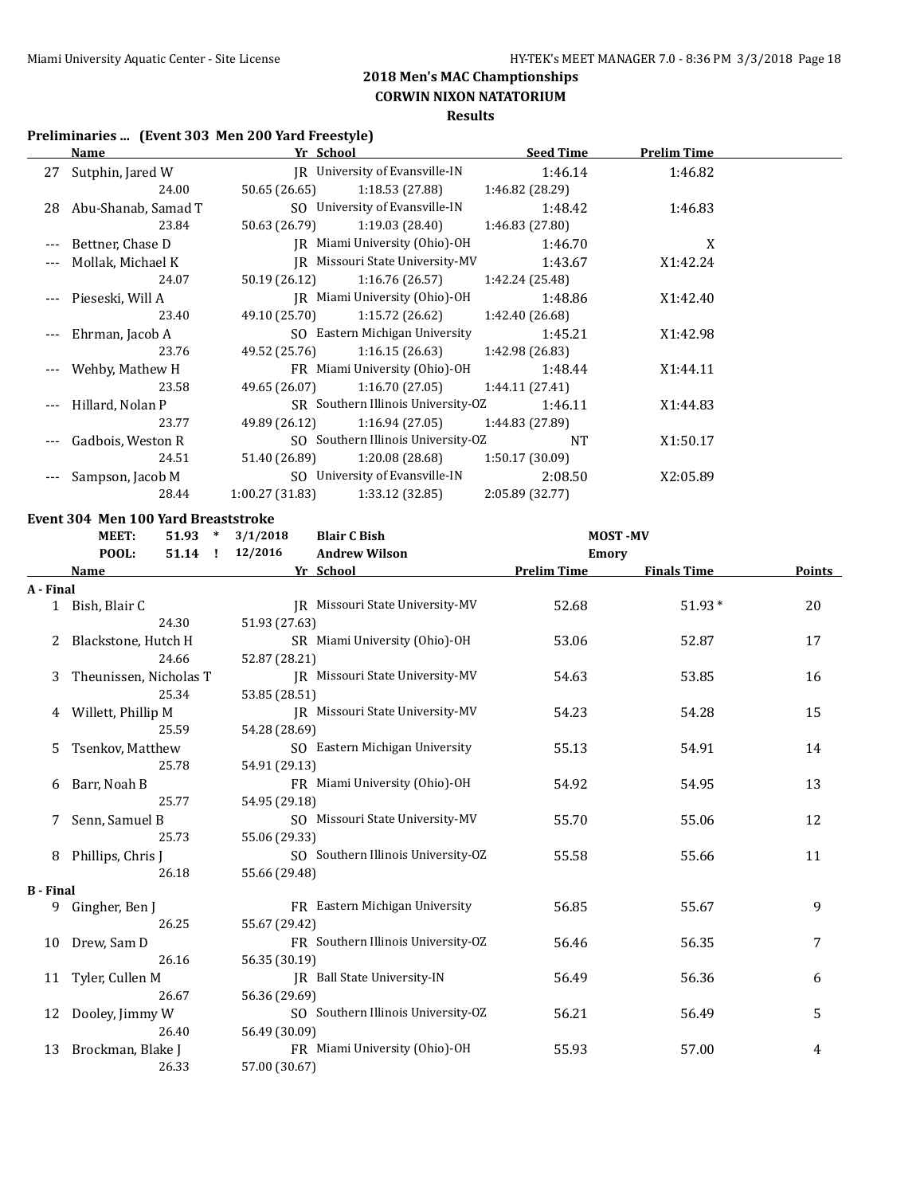## 2018 Men's MAC Championships
## CORWIN NIXON NATATORIUM
## Results

### Preliminaries ... (Event 303 Men 200 Yard Freestyle)

| | Name | Yr | School | Seed Time | Prelim Time |
|---|---|---|---|---|---|
| 27 | Sutphin, Jared W | JR | University of Evansville-IN | 1:46.14 | 1:46.82 |
| | 24.00 | 50.65 (26.65) | 1:18.53 (27.88) | 1:46.82 (28.29) | |
| 28 | Abu-Shanab, Samad T | SO | University of Evansville-IN | 1:48.42 | 1:46.83 |
| | 23.84 | 50.63 (26.79) | 1:19.03 (28.40) | 1:46.83 (27.80) | |
| --- | Bettner, Chase D | JR | Miami University (Ohio)-OH | 1:46.70 | X |
| --- | Mollak, Michael K | JR | Missouri State University-MV | 1:43.67 | X1:42.24 |
| | 24.07 | 50.19 (26.12) | 1:16.76 (26.57) | 1:42.24 (25.48) | |
| --- | Pieseski, Will A | JR | Miami University (Ohio)-OH | 1:48.86 | X1:42.40 |
| | 23.40 | 49.10 (25.70) | 1:15.72 (26.62) | 1:42.40 (26.68) | |
| --- | Ehrman, Jacob A | SO | Eastern Michigan University | 1:45.21 | X1:42.98 |
| | 23.76 | 49.52 (25.76) | 1:16.15 (26.63) | 1:42.98 (26.83) | |
| --- | Wehby, Mathew H | FR | Miami University (Ohio)-OH | 1:48.44 | X1:44.11 |
| | 23.58 | 49.65 (26.07) | 1:16.70 (27.05) | 1:44.11 (27.41) | |
| --- | Hillard, Nolan P | SR | Southern Illinois University-OZ | 1:46.11 | X1:44.83 |
| | 23.77 | 49.89 (26.12) | 1:16.94 (27.05) | 1:44.83 (27.89) | |
| --- | Gadbois, Weston R | SO | Southern Illinois University-OZ | NT | X1:50.17 |
| | 24.51 | 51.40 (26.89) | 1:20.08 (28.68) | 1:50.17 (30.09) | |
| --- | Sampson, Jacob M | SO | University of Evansville-IN | 2:08.50 | X2:05.89 |
| | 28.44 | 1:00.27 (31.83) | 1:33.12 (32.85) | 2:05.89 (32.77) | |

### Event 304 Men 100 Yard Breaststroke

| | | | | | |
|---|---|---|---|---|---|
| MEET: | 51.93 | * | 3/1/2018 | Blair C Bish | MOST -MV |
| POOL: | 51.14 | ! | 12/2016 | Andrew Wilson | Emory |

| | Name | Yr | School | Prelim Time | Finals Time | Points |
|---|---|---|---|---|---|---|
| **A - Final** | | | | | | |
| 1 | Bish, Blair C | JR | Missouri State University-MV | 52.68 | 51.93* | 20 |
| | 24.30 | 51.93 (27.63) | | | | |
| 2 | Blackstone, Hutch H | SR | Miami University (Ohio)-OH | 53.06 | 52.87 | 17 |
| | 24.66 | 52.87 (28.21) | | | | |
| 3 | Theunissen, Nicholas T | JR | Missouri State University-MV | 54.63 | 53.85 | 16 |
| | 25.34 | 53.85 (28.51) | | | | |
| 4 | Willett, Phillip M | JR | Missouri State University-MV | 54.23 | 54.28 | 15 |
| | 25.59 | 54.28 (28.69) | | | | |
| 5 | Tsenkov, Matthew | SO | Eastern Michigan University | 55.13 | 54.91 | 14 |
| | 25.78 | 54.91 (29.13) | | | | |
| 6 | Barr, Noah B | FR | Miami University (Ohio)-OH | 54.92 | 54.95 | 13 |
| | 25.77 | 54.95 (29.18) | | | | |
| 7 | Senn, Samuel B | SO | Missouri State University-MV | 55.70 | 55.06 | 12 |
| | 25.73 | 55.06 (29.33) | | | | |
| 8 | Phillips, Chris J | SO | Southern Illinois University-OZ | 55.58 | 55.66 | 11 |
| | 26.18 | 55.66 (29.48) | | | | |
| **B - Final** | | | | | | |
| 9 | Gingher, Ben J | FR | Eastern Michigan University | 56.85 | 55.67 | 9 |
| | 26.25 | 55.67 (29.42) | | | | |
| 10 | Drew, Sam D | FR | Southern Illinois University-OZ | 56.46 | 56.35 | 7 |
| | 26.16 | 56.35 (30.19) | | | | |
| 11 | Tyler, Cullen M | JR | Ball State University-IN | 56.49 | 56.36 | 6 |
| | 26.67 | 56.36 (29.69) | | | | |
| 12 | Dooley, Jimmy W | SO | Southern Illinois University-OZ | 56.21 | 56.49 | 5 |
| | 26.40 | 56.49 (30.09) | | | | |
| 13 | Brockman, Blake J | FR | Miami University (Ohio)-OH | 55.93 | 57.00 | 4 |
| | 26.33 | 57.00 (30.67) | | | | |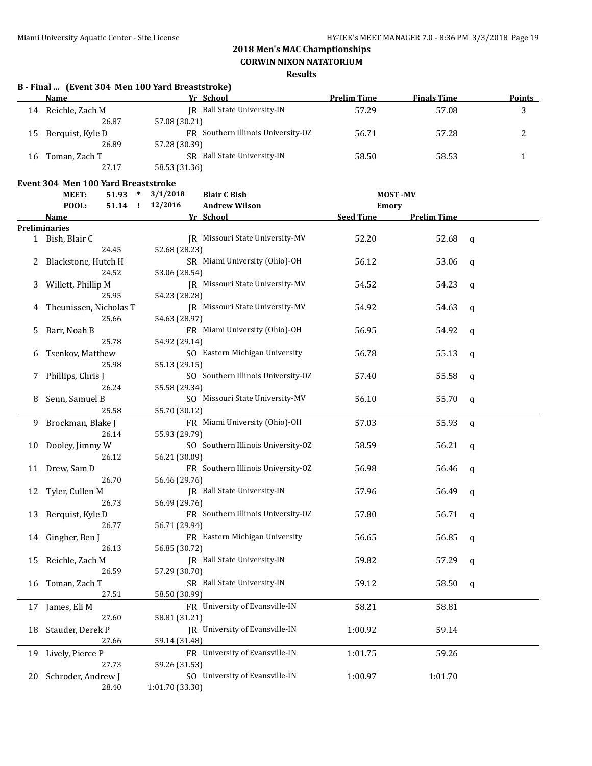## 2018 Men's MAC Championships
### CORWIN NIXON NATATORIUM
### Results

**B - Final ... (Event 304 Men 100 Yard Breaststroke)**

| | Name | Yr | School | Prelim Time | Finals Time | Points |
|---|---|---|---|---|---|---|
| 14 | Reichle, Zach M | JR | Ball State University-IN | 57.29 | 57.08 | 3 |
| | 26.87 | 57.08 (30.21) | | | | |
| 15 | Berquist, Kyle D | FR | Southern Illinois University-OZ | 56.71 | 57.28 | 2 |
| | 26.89 | 57.28 (30.39) | | | | |
| 16 | Toman, Zach T | SR | Ball State University-IN | 58.50 | 58.53 | 1 |
| | 27.17 | 58.53 (31.36) | | | | |

**Event 304 Men 100 Yard Breaststroke**

| | | | | |
|---|---|---|---|---|
| MEET: | 51.93 * | 3/1/2018 | Blair C Bish | MOST -MV |
| POOL: | 51.14 ! | 12/2016 | Andrew Wilson | Emory |

**Preliminaries**

| | Name | Yr | School | Seed Time | Prelim Time | |
|---|---|---|---|---|---|---|
| 1 | Bish, Blair C | JR | Missouri State University-MV | 52.20 | 52.68 | q |
| | 24.45 | 52.68 (28.23) | | | | |
| 2 | Blackstone, Hutch H | SR | Miami University (Ohio)-OH | 56.12 | 53.06 | q |
| | 24.52 | 53.06 (28.54) | | | | |
| 3 | Willett, Phillip M | JR | Missouri State University-MV | 54.52 | 54.23 | q |
| | 25.95 | 54.23 (28.28) | | | | |
| 4 | Theunissen, Nicholas T | JR | Missouri State University-MV | 54.92 | 54.63 | q |
| | 25.66 | 54.63 (28.97) | | | | |
| 5 | Barr, Noah B | FR | Miami University (Ohio)-OH | 56.95 | 54.92 | q |
| | 25.78 | 54.92 (29.14) | | | | |
| 6 | Tsenkov, Matthew | SO | Eastern Michigan University | 56.78 | 55.13 | q |
| | 25.98 | 55.13 (29.15) | | | | |
| 7 | Phillips, Chris J | SO | Southern Illinois University-OZ | 57.40 | 55.58 | q |
| | 26.24 | 55.58 (29.34) | | | | |
| 8 | Senn, Samuel B | SO | Missouri State University-MV | 56.10 | 55.70 | q |
| | 25.58 | 55.70 (30.12) | | | | |
| 9 | Brockman, Blake J | FR | Miami University (Ohio)-OH | 57.03 | 55.93 | q |
| | 26.14 | 55.93 (29.79) | | | | |
| 10 | Dooley, Jimmy W | SO | Southern Illinois University-OZ | 58.59 | 56.21 | q |
| | 26.12 | 56.21 (30.09) | | | | |
| 11 | Drew, Sam D | FR | Southern Illinois University-OZ | 56.98 | 56.46 | q |
| | 26.70 | 56.46 (29.76) | | | | |
| 12 | Tyler, Cullen M | JR | Ball State University-IN | 57.96 | 56.49 | q |
| | 26.73 | 56.49 (29.76) | | | | |
| 13 | Berquist, Kyle D | FR | Southern Illinois University-OZ | 57.80 | 56.71 | q |
| | 26.77 | 56.71 (29.94) | | | | |
| 14 | Gingher, Ben J | FR | Eastern Michigan University | 56.65 | 56.85 | q |
| | 26.13 | 56.85 (30.72) | | | | |
| 15 | Reichle, Zach M | JR | Ball State University-IN | 59.82 | 57.29 | q |
| | 26.59 | 57.29 (30.70) | | | | |
| 16 | Toman, Zach T | SR | Ball State University-IN | 59.12 | 58.50 | q |
| | 27.51 | 58.50 (30.99) | | | | |
| 17 | James, Eli M | FR | University of Evansville-IN | 58.21 | 58.81 | |
| | 27.60 | 58.81 (31.21) | | | | |
| 18 | Stauder, Derek P | JR | University of Evansville-IN | 1:00.92 | 59.14 | |
| | 27.66 | 59.14 (31.48) | | | | |
| 19 | Lively, Pierce P | FR | University of Evansville-IN | 1:01.75 | 59.26 | |
| | 27.73 | 59.26 (31.53) | | | | |
| 20 | Schroder, Andrew J | SO | University of Evansville-IN | 1:00.97 | 1:01.70 | |
| | 28.40 | 1:01.70 (33.30) | | | | |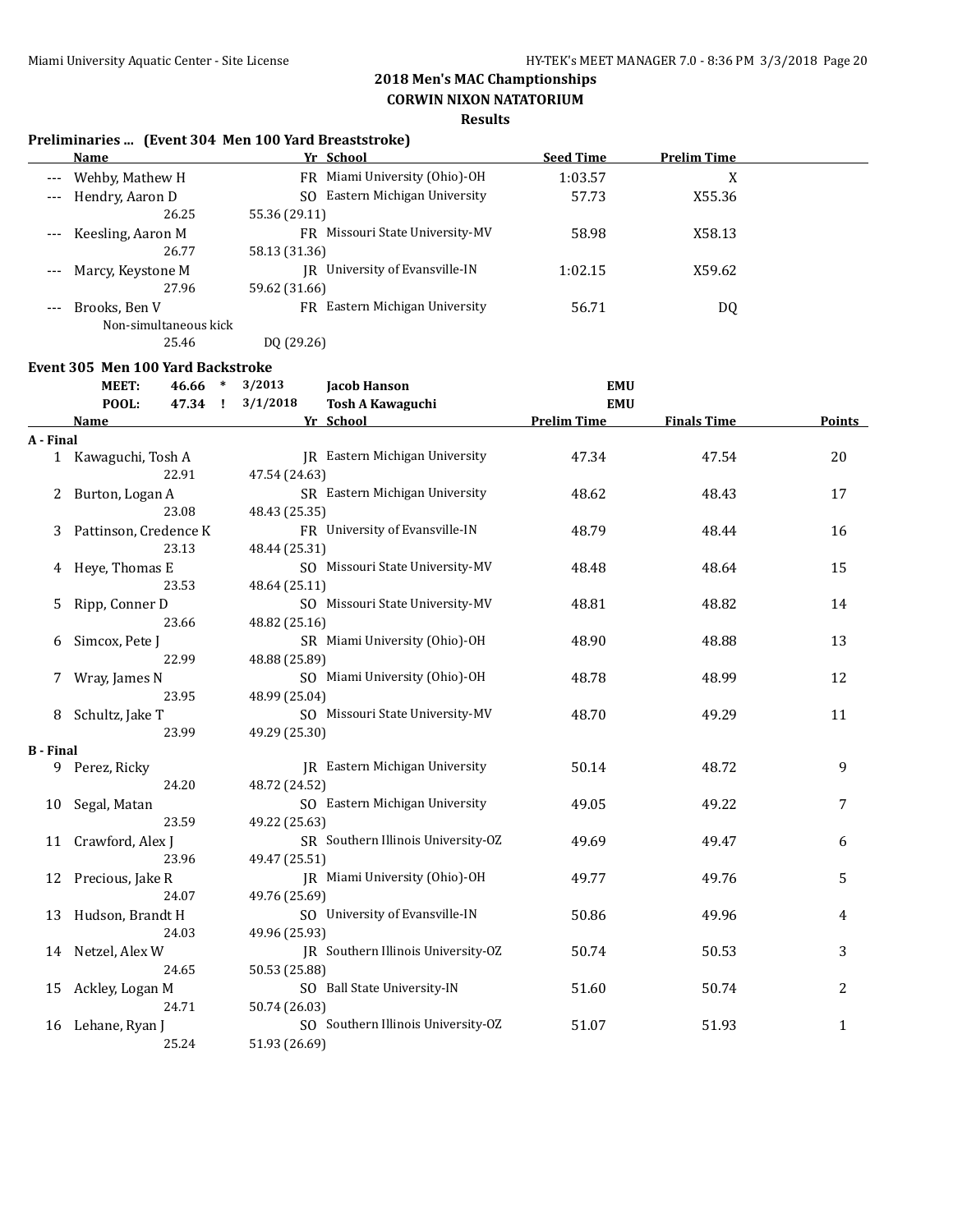## 2018 Men's MAC Championships
### CORWIN NIXON NATATORIUM
### Results

**Preliminaries ... (Event 304 Men 100 Yard Breaststroke)**

| | Name | Yr | School | Seed Time | Prelim Time |
|---|---|---|---|---|---|
| --- | Wehby, Mathew H | FR | Miami University (Ohio)-OH | 1:03.57 | X |
| --- | Hendry, Aaron D | SO | Eastern Michigan University | 57.73 | X55.36 |
| | 26.25 | | 55.36 (29.11) | | |
| --- | Keesling, Aaron M | FR | Missouri State University-MV | 58.98 | X58.13 |
| | 26.77 | | 58.13 (31.36) | | |
| --- | Marcy, Keystone M | JR | University of Evansville-IN | 1:02.15 | X59.62 |
| | 27.96 | | 59.62 (31.66) | | |
| --- | Brooks, Ben V | FR | Eastern Michigan University | 56.71 | DQ |
| | Non-simultaneous kick | | | | |
| | 25.46 | | DQ (29.26) | | |

**Event 305 Men 100 Yard Backstroke**

| | | | | |
|---|---|---|---|---|
| MEET: | 46.66 * | 3/2013 | Jacob Hanson | EMU |
| POOL: | 47.34 ! | 3/1/2018 | Tosh A Kawaguchi | EMU |

| | Name | Yr | School | Prelim Time | Finals Time | Points |
|---|---|---|---|---|---|---|
| **A - Final** | | | | | | |
| 1 | Kawaguchi, Tosh A | JR | Eastern Michigan University | 47.34 | 47.54 | 20 |
| | 22.91 | | 47.54 (24.63) | | | |
| 2 | Burton, Logan A | SR | Eastern Michigan University | 48.62 | 48.43 | 17 |
| | 23.08 | | 48.43 (25.35) | | | |
| 3 | Pattinson, Credence K | FR | University of Evansville-IN | 48.79 | 48.44 | 16 |
| | 23.13 | | 48.44 (25.31) | | | |
| 4 | Heye, Thomas E | SO | Missouri State University-MV | 48.48 | 48.64 | 15 |
| | 23.53 | | 48.64 (25.11) | | | |
| 5 | Ripp, Conner D | SO | Missouri State University-MV | 48.81 | 48.82 | 14 |
| | 23.66 | | 48.82 (25.16) | | | |
| 6 | Simcox, Pete J | SR | Miami University (Ohio)-OH | 48.90 | 48.88 | 13 |
| | 22.99 | | 48.88 (25.89) | | | |
| 7 | Wray, James N | SO | Miami University (Ohio)-OH | 48.78 | 48.99 | 12 |
| | 23.95 | | 48.99 (25.04) | | | |
| 8 | Schultz, Jake T | SO | Missouri State University-MV | 48.70 | 49.29 | 11 |
| | 23.99 | | 49.29 (25.30) | | | |
| **B - Final** | | | | | | |
| 9 | Perez, Ricky | JR | Eastern Michigan University | 50.14 | 48.72 | 9 |
| | 24.20 | | 48.72 (24.52) | | | |
| 10 | Segal, Matan | SO | Eastern Michigan University | 49.05 | 49.22 | 7 |
| | 23.59 | | 49.22 (25.63) | | | |
| 11 | Crawford, Alex J | SR | Southern Illinois University-OZ | 49.69 | 49.47 | 6 |
| | 23.96 | | 49.47 (25.51) | | | |
| 12 | Precious, Jake R | JR | Miami University (Ohio)-OH | 49.77 | 49.76 | 5 |
| | 24.07 | | 49.76 (25.69) | | | |
| 13 | Hudson, Brandt H | SO | University of Evansville-IN | 50.86 | 49.96 | 4 |
| | 24.03 | | 49.96 (25.93) | | | |
| 14 | Netzel, Alex W | JR | Southern Illinois University-OZ | 50.74 | 50.53 | 3 |
| | 24.65 | | 50.53 (25.88) | | | |
| 15 | Ackley, Logan M | SO | Ball State University-IN | 51.60 | 50.74 | 2 |
| | 24.71 | | 50.74 (26.03) | | | |
| 16 | Lehane, Ryan J | SO | Southern Illinois University-OZ | 51.07 | 51.93 | 1 |
| | 25.24 | | 51.93 (26.69) | | | |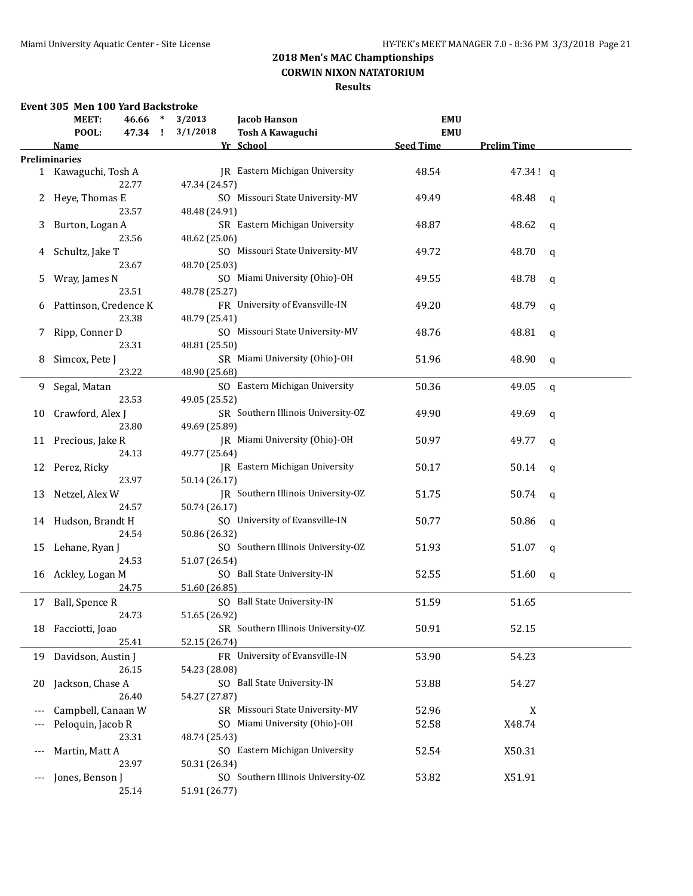## 2018 Men's MAC Championships

### CORWIN NIXON NATATORIUM

### Results

**Event 305 Men 100 Yard Backstroke**

| | | | | | |
|---|---|---|---|---|---|
| MEET: | 46.66 * | 3/2013 | Jacob Hanson | EMU | |
| POOL: | 47.34 ! | 3/1/2018 | Tosh A Kawaguchi | EMU | |

| | Name | Yr | School | Seed Time | Prelim Time | |
|---|---|---|---|---|---|---|
| **Preliminaries** | | | | | | |
| 1 | Kawaguchi, Tosh A | JR | Eastern Michigan University | 48.54 | 47.34 ! | q |
| | 22.77 / 47.34 (24.57) | | | | | |
| 2 | Heye, Thomas E | SO | Missouri State University-MV | 49.49 | 48.48 | q |
| | 23.57 / 48.48 (24.91) | | | | | |
| 3 | Burton, Logan A | SR | Eastern Michigan University | 48.87 | 48.62 | q |
| | 23.56 / 48.62 (25.06) | | | | | |
| 4 | Schultz, Jake T | SO | Missouri State University-MV | 49.72 | 48.70 | q |
| | 23.67 / 48.70 (25.03) | | | | | |
| 5 | Wray, James N | SO | Miami University (Ohio)-OH | 49.55 | 48.78 | q |
| | 23.51 / 48.78 (25.27) | | | | | |
| 6 | Pattinson, Credence K | FR | University of Evansville-IN | 49.20 | 48.79 | q |
| | 23.38 / 48.79 (25.41) | | | | | |
| 7 | Ripp, Conner D | SO | Missouri State University-MV | 48.76 | 48.81 | q |
| | 23.31 / 48.81 (25.50) | | | | | |
| 8 | Simcox, Pete J | SR | Miami University (Ohio)-OH | 51.96 | 48.90 | q |
| | 23.22 / 48.90 (25.68) | | | | | |
| 9 | Segal, Matan | SO | Eastern Michigan University | 50.36 | 49.05 | q |
| | 23.53 / 49.05 (25.52) | | | | | |
| 10 | Crawford, Alex J | SR | Southern Illinois University-OZ | 49.90 | 49.69 | q |
| | 23.80 / 49.69 (25.89) | | | | | |
| 11 | Precious, Jake R | JR | Miami University (Ohio)-OH | 50.97 | 49.77 | q |
| | 24.13 / 49.77 (25.64) | | | | | |
| 12 | Perez, Ricky | JR | Eastern Michigan University | 50.17 | 50.14 | q |
| | 23.97 / 50.14 (26.17) | | | | | |
| 13 | Netzel, Alex W | JR | Southern Illinois University-OZ | 51.75 | 50.74 | q |
| | 24.57 / 50.74 (26.17) | | | | | |
| 14 | Hudson, Brandt H | SO | University of Evansville-IN | 50.77 | 50.86 | q |
| | 24.54 / 50.86 (26.32) | | | | | |
| 15 | Lehane, Ryan J | SO | Southern Illinois University-OZ | 51.93 | 51.07 | q |
| | 24.53 / 51.07 (26.54) | | | | | |
| 16 | Ackley, Logan M | SO | Ball State University-IN | 52.55 | 51.60 | q |
| | 24.75 / 51.60 (26.85) | | | | | |
| 17 | Ball, Spence R | SO | Ball State University-IN | 51.59 | 51.65 | |
| | 24.73 / 51.65 (26.92) | | | | | |
| 18 | Facciotti, Joao | SR | Southern Illinois University-OZ | 50.91 | 52.15 | |
| | 25.41 / 52.15 (26.74) | | | | | |
| 19 | Davidson, Austin J | FR | University of Evansville-IN | 53.90 | 54.23 | |
| | 26.15 / 54.23 (28.08) | | | | | |
| 20 | Jackson, Chase A | SO | Ball State University-IN | 53.88 | 54.27 | |
| | 26.40 / 54.27 (27.87) | | | | | |
| --- | Campbell, Canaan W | SR | Missouri State University-MV | 52.96 | X | |
| --- | Peloquin, Jacob R | SO | Miami University (Ohio)-OH | 52.58 | X48.74 | |
| | 23.31 / 48.74 (25.43) | | | | | |
| --- | Martin, Matt A | SO | Eastern Michigan University | 52.54 | X50.31 | |
| | 23.97 / 50.31 (26.34) | | | | | |
| --- | Jones, Benson J | SO | Southern Illinois University-OZ | 53.82 | X51.91 | |
| | 25.14 / 51.91 (26.77) | | | | | |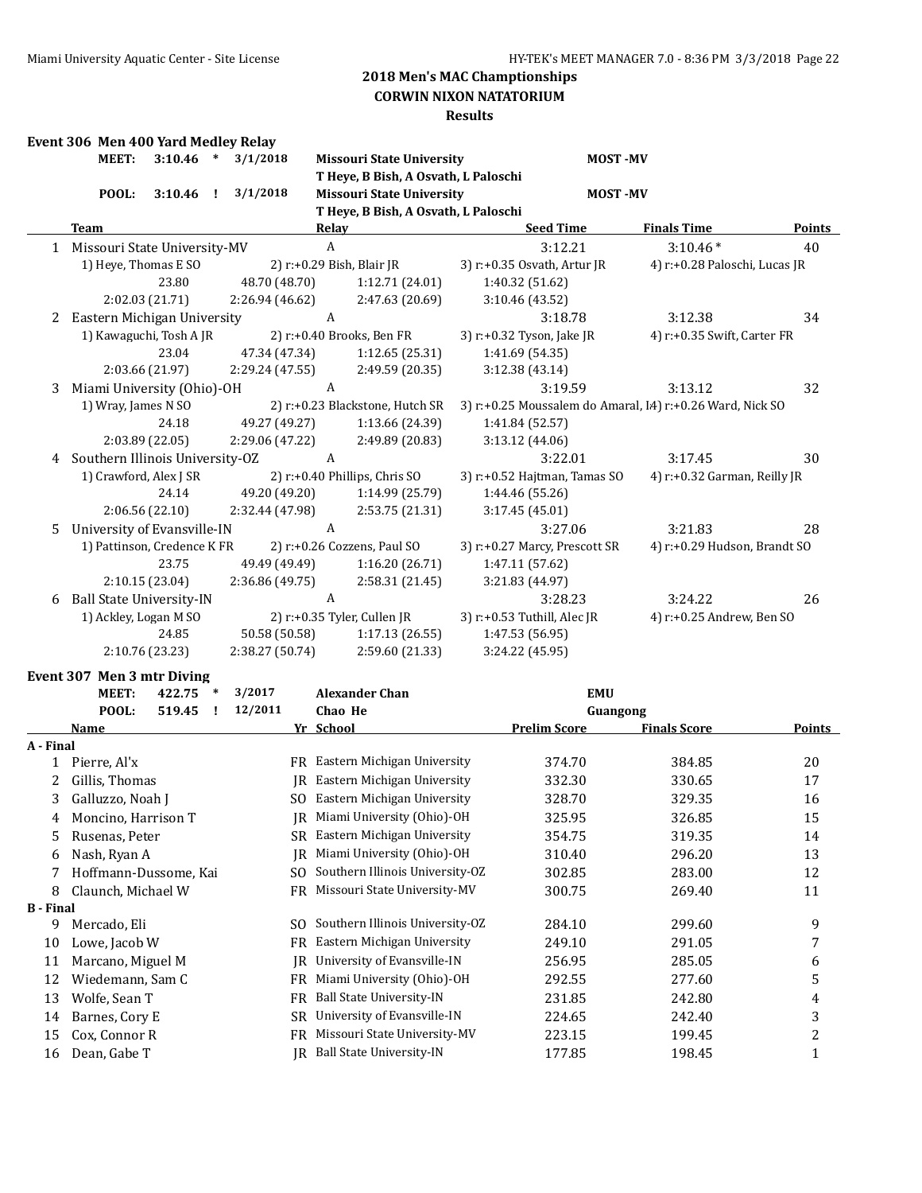## 2018 Men's MAC Championships
### CORWIN NIXON NATATORIUM
### Results

### Event 306 Men 400 Yard Medley Relay

MEET: 3:10.46 * 3/1/2018 Missouri State University MOST -MV
T Heye, B Bish, A Osvath, L Paloschi

POOL: 3:10.46 ! 3/1/2018 Missouri State University MOST -MV
T Heye, B Bish, A Osvath, L Paloschi

| | Team | Relay | Seed Time | Finals Time | Points |
|---|---|---|---|---|---|
| 1 | Missouri State University-MV | A | 3:12.21 | 3:10.46 * | 40 |
| | 1) Heye, Thomas E SO | 2) r:+0.29 Bish, Blair JR | 3) r:+0.35 Osvath, Artur JR | 4) r:+0.28 Paloschi, Lucas JR | |
| | 23.80 | 48.70 (48.70) | 1:12.71 (24.01) | 1:40.32 (51.62) | |
| | 2:02.03 (21.71) | 2:26.94 (46.62) | 2:47.63 (20.69) | 3:10.46 (43.52) | |
| 2 | Eastern Michigan University | A | 3:18.78 | 3:12.38 | 34 |
| | 1) Kawaguchi, Tosh A JR | 2) r:+0.40 Brooks, Ben FR | 3) r:+0.32 Tyson, Jake JR | 4) r:+0.35 Swift, Carter FR | |
| | 23.04 | 47.34 (47.34) | 1:12.65 (25.31) | 1:41.69 (54.35) | |
| | 2:03.66 (21.97) | 2:29.24 (47.55) | 2:49.59 (20.35) | 3:12.38 (43.14) | |
| 3 | Miami University (Ohio)-OH | A | 3:19.59 | 3:13.12 | 32 |
| | 1) Wray, James N SO | 2) r:+0.23 Blackstone, Hutch SR | 3) r:+0.25 Moussalem do Amaral, I | 4) r:+0.26 Ward, Nick SO | |
| | 24.18 | 49.27 (49.27) | 1:13.66 (24.39) | 1:41.84 (52.57) | |
| | 2:03.89 (22.05) | 2:29.06 (47.22) | 2:49.89 (20.83) | 3:13.12 (44.06) | |
| 4 | Southern Illinois University-OZ | A | 3:22.01 | 3:17.45 | 30 |
| | 1) Crawford, Alex J SR | 2) r:+0.40 Phillips, Chris SO | 3) r:+0.52 Hajtman, Tamas SO | 4) r:+0.32 Garman, Reilly JR | |
| | 24.14 | 49.20 (49.20) | 1:14.99 (25.79) | 1:44.46 (55.26) | |
| | 2:06.56 (22.10) | 2:32.44 (47.98) | 2:53.75 (21.31) | 3:17.45 (45.01) | |
| 5 | University of Evansville-IN | A | 3:27.06 | 3:21.83 | 28 |
| | 1) Pattinson, Credence K FR | 2) r:+0.26 Cozzens, Paul SO | 3) r:+0.27 Marcy, Prescott SR | 4) r:+0.29 Hudson, Brandt SO | |
| | 23.75 | 49.49 (49.49) | 1:16.20 (26.71) | 1:47.11 (57.62) | |
| | 2:10.15 (23.04) | 2:36.86 (49.75) | 2:58.31 (21.45) | 3:21.83 (44.97) | |
| 6 | Ball State University-IN | A | 3:28.23 | 3:24.22 | 26 |
| | 1) Ackley, Logan M SO | 2) r:+0.35 Tyler, Cullen JR | 3) r:+0.53 Tuthill, Alec JR | 4) r:+0.25 Andrew, Ben SO | |
| | 24.85 | 50.58 (50.58) | 1:17.13 (26.55) | 1:47.53 (56.95) | |
| | 2:10.76 (23.23) | 2:38.27 (50.74) | 2:59.60 (21.33) | 3:24.22 (45.95) | |

### Event 307 Men 3 mtr Diving

MEET: 422.75 * 3/2017 Alexander Chan EMU

POOL: 519.45 ! 12/2011 Chao He Guangong

| | Name | Yr | School | Prelim Score | Finals Score | Points |
|---|---|---|---|---|---|---|
| **A - Final** | | | | | | |
| 1 | Pierre, Al'x | FR | Eastern Michigan University | 374.70 | 384.85 | 20 |
| 2 | Gillis, Thomas | JR | Eastern Michigan University | 332.30 | 330.65 | 17 |
| 3 | Galluzzo, Noah J | SO | Eastern Michigan University | 328.70 | 329.35 | 16 |
| 4 | Moncino, Harrison T | JR | Miami University (Ohio)-OH | 325.95 | 326.85 | 15 |
| 5 | Rusenas, Peter | SR | Eastern Michigan University | 354.75 | 319.35 | 14 |
| 6 | Nash, Ryan A | JR | Miami University (Ohio)-OH | 310.40 | 296.20 | 13 |
| 7 | Hoffmann-Dussome, Kai | SO | Southern Illinois University-OZ | 302.85 | 283.00 | 12 |
| 8 | Claunch, Michael W | FR | Missouri State University-MV | 300.75 | 269.40 | 11 |
| **B - Final** | | | | | | |
| 9 | Mercado, Eli | SO | Southern Illinois University-OZ | 284.10 | 299.60 | 9 |
| 10 | Lowe, Jacob W | FR | Eastern Michigan University | 249.10 | 291.05 | 7 |
| 11 | Marcano, Miguel M | JR | University of Evansville-IN | 256.95 | 285.05 | 6 |
| 12 | Wiedemann, Sam C | FR | Miami University (Ohio)-OH | 292.55 | 277.60 | 5 |
| 13 | Wolfe, Sean T | FR | Ball State University-IN | 231.85 | 242.80 | 4 |
| 14 | Barnes, Cory E | SR | University of Evansville-IN | 224.65 | 242.40 | 3 |
| 15 | Cox, Connor R | FR | Missouri State University-MV | 223.15 | 199.45 | 2 |
| 16 | Dean, Gabe T | JR | Ball State University-IN | 177.85 | 198.45 | 1 |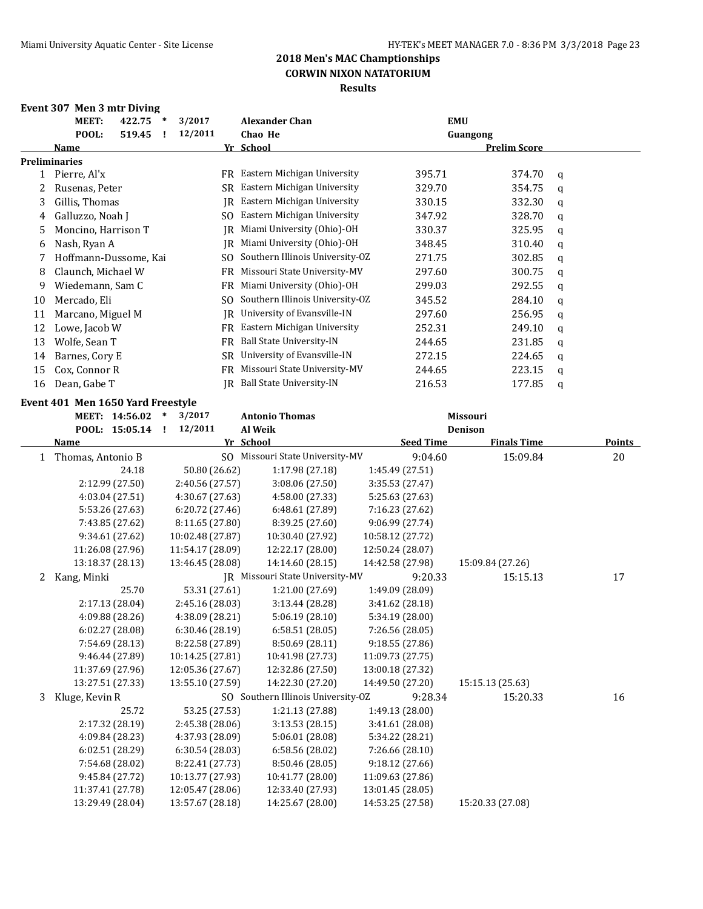## 2018 Men's MAC Championships
## CORWIN NIXON NATATORIUM
## Results

### Event 307 Men 3 mtr Diving

| | | | | | |
|---|---|---|---|---|---|
| MEET: | 422.75 | * | 3/2017 | Alexander Chan | EMU |
| POOL: | 519.45 | ! | 12/2011 | Chao He | Guangong |

| | Name | Yr | School | | Prelim Score | |
|---|---|---|---|---|---|---|
| **Preliminaries** | | | | | | |
| 1 | Pierre, Al'x | FR | Eastern Michigan University | 395.71 | 374.70 | q |
| 2 | Rusenas, Peter | SR | Eastern Michigan University | 329.70 | 354.75 | q |
| 3 | Gillis, Thomas | JR | Eastern Michigan University | 330.15 | 332.30 | q |
| 4 | Galluzzo, Noah J | SO | Eastern Michigan University | 347.92 | 328.70 | q |
| 5 | Moncino, Harrison T | JR | Miami University (Ohio)-OH | 330.37 | 325.95 | q |
| 6 | Nash, Ryan A | JR | Miami University (Ohio)-OH | 348.45 | 310.40 | q |
| 7 | Hoffmann-Dussome, Kai | SO | Southern Illinois University-OZ | 271.75 | 302.85 | q |
| 8 | Claunch, Michael W | FR | Missouri State University-MV | 297.60 | 300.75 | q |
| 9 | Wiedemann, Sam C | FR | Miami University (Ohio)-OH | 299.03 | 292.55 | q |
| 10 | Mercado, Eli | SO | Southern Illinois University-OZ | 345.52 | 284.10 | q |
| 11 | Marcano, Miguel M | JR | University of Evansville-IN | 297.60 | 256.95 | q |
| 12 | Lowe, Jacob W | FR | Eastern Michigan University | 252.31 | 249.10 | q |
| 13 | Wolfe, Sean T | FR | Ball State University-IN | 244.65 | 231.85 | q |
| 14 | Barnes, Cory E | SR | University of Evansville-IN | 272.15 | 224.65 | q |
| 15 | Cox, Connor R | FR | Missouri State University-MV | 244.65 | 223.15 | q |
| 16 | Dean, Gabe T | JR | Ball State University-IN | 216.53 | 177.85 | q |

### Event 401 Men 1650 Yard Freestyle

| | | | | | |
|---|---|---|---|---|---|
| MEET: | 14:56.02 | * | 3/2017 | Antonio Thomas | Missouri |
| POOL: | 15:05.14 | ! | 12/2011 | Al Weik | Denison |

| | Name | Yr | School | Seed Time | Finals Time | Points |
|---|---|---|---|---|---|---|
| 1 | Thomas, Antonio B | SO | Missouri State University-MV | 9:04.60 | 15:09.84 | 20 |
| | 24.18 | 50.80 (26.62) | 1:17.98 (27.18) | 1:45.49 (27.51) | | |
| | 2:12.99 (27.50) | 2:40.56 (27.57) | 3:08.06 (27.50) | 3:35.53 (27.47) | | |
| | 4:03.04 (27.51) | 4:30.67 (27.63) | 4:58.00 (27.33) | 5:25.63 (27.63) | | |
| | 5:53.26 (27.63) | 6:20.72 (27.46) | 6:48.61 (27.89) | 7:16.23 (27.62) | | |
| | 7:43.85 (27.62) | 8:11.65 (27.80) | 8:39.25 (27.60) | 9:06.99 (27.74) | | |
| | 9:34.61 (27.62) | 10:02.48 (27.87) | 10:30.40 (27.92) | 10:58.12 (27.72) | | |
| | 11:26.08 (27.96) | 11:54.17 (28.09) | 12:22.17 (28.00) | 12:50.24 (28.07) | | |
| | 13:18.37 (28.13) | 13:46.45 (28.08) | 14:14.60 (28.15) | 14:42.58 (27.98) | 15:09.84 (27.26) | |
| 2 | Kang, Minki | JR | Missouri State University-MV | 9:20.33 | 15:15.13 | 17 |
| | 25.70 | 53.31 (27.61) | 1:21.00 (27.69) | 1:49.09 (28.09) | | |
| | 2:17.13 (28.04) | 2:45.16 (28.03) | 3:13.44 (28.28) | 3:41.62 (28.18) | | |
| | 4:09.88 (28.26) | 4:38.09 (28.21) | 5:06.19 (28.10) | 5:34.19 (28.00) | | |
| | 6:02.27 (28.08) | 6:30.46 (28.19) | 6:58.51 (28.05) | 7:26.56 (28.05) | | |
| | 7:54.69 (28.13) | 8:22.58 (27.89) | 8:50.69 (28.11) | 9:18.55 (27.86) | | |
| | 9:46.44 (27.89) | 10:14.25 (27.81) | 10:41.98 (27.73) | 11:09.73 (27.75) | | |
| | 11:37.69 (27.96) | 12:05.36 (27.67) | 12:32.86 (27.50) | 13:00.18 (27.32) | | |
| | 13:27.51 (27.33) | 13:55.10 (27.59) | 14:22.30 (27.20) | 14:49.50 (27.20) | 15:15.13 (25.63) | |
| 3 | Kluge, Kevin R | SO | Southern Illinois University-OZ | 9:28.34 | 15:20.33 | 16 |
| | 25.72 | 53.25 (27.53) | 1:21.13 (27.88) | 1:49.13 (28.00) | | |
| | 2:17.32 (28.19) | 2:45.38 (28.06) | 3:13.53 (28.15) | 3:41.61 (28.08) | | |
| | 4:09.84 (28.23) | 4:37.93 (28.09) | 5:06.01 (28.08) | 5:34.22 (28.21) | | |
| | 6:02.51 (28.29) | 6:30.54 (28.03) | 6:58.56 (28.02) | 7:26.66 (28.10) | | |
| | 7:54.68 (28.02) | 8:22.41 (27.73) | 8:50.46 (28.05) | 9:18.12 (27.66) | | |
| | 9:45.84 (27.72) | 10:13.77 (27.93) | 10:41.77 (28.00) | 11:09.63 (27.86) | | |
| | 11:37.41 (27.78) | 12:05.47 (28.06) | 12:33.40 (27.93) | 13:01.45 (28.05) | | |
| | 13:29.49 (28.04) | 13:57.67 (28.18) | 14:25.67 (28.00) | 14:53.25 (27.58) | 15:20.33 (27.08) | |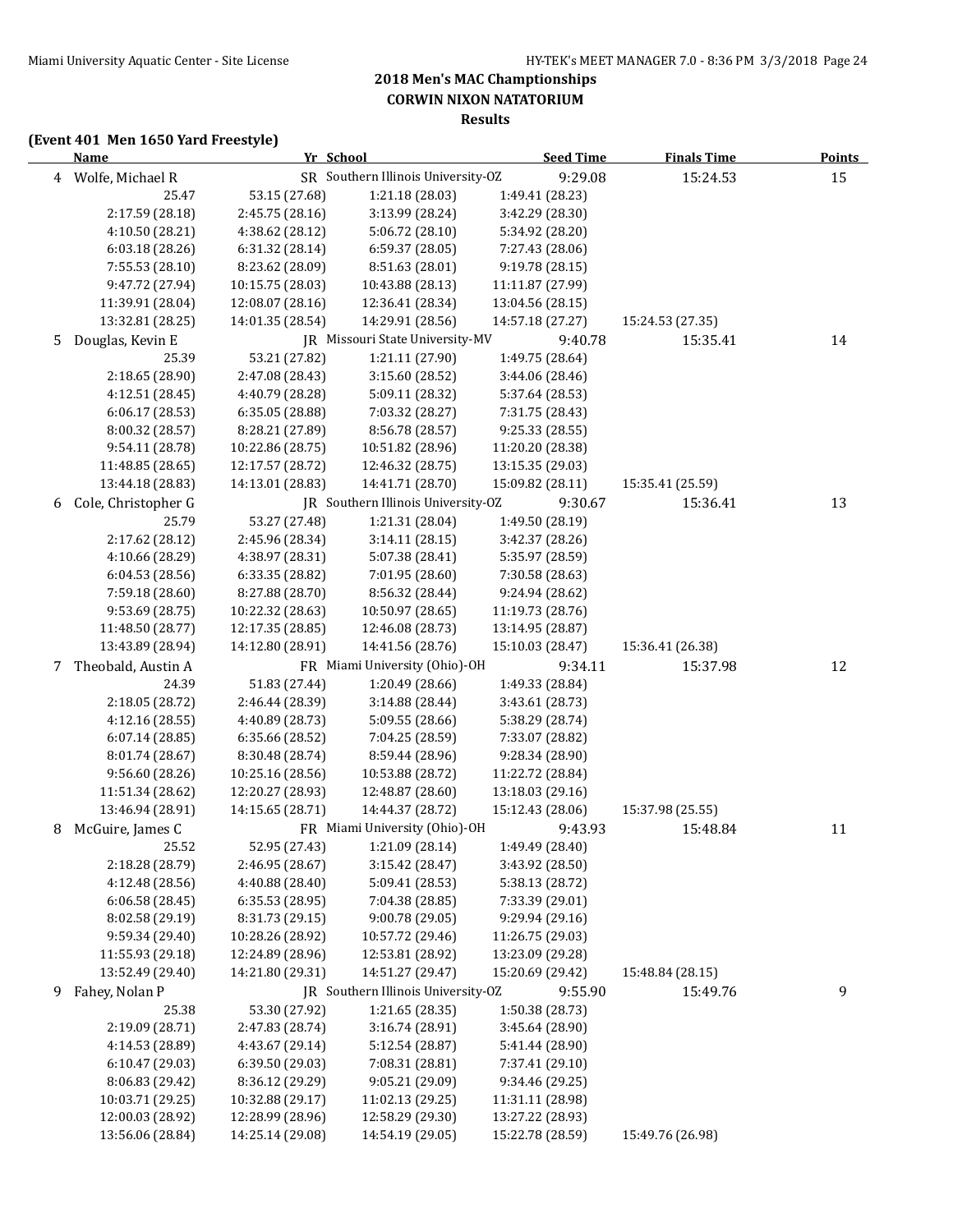## 2018 Men's MAC Championships
### CORWIN NIXON NATATORIUM
### Results

**(Event 401 Men 1650 Yard Freestyle)**

| | Name | Yr | School | Seed Time | Finals Time | Points |
|---|---|---|---|---|---|---|
| 4 | Wolfe, Michael R | SR | Southern Illinois University-OZ | 9:29.08 | 15:24.53 | 15 |
| | 25.47 | 53.15 (27.68) | 1:21.18 (28.03) | 1:49.41 (28.23) | | |
| | 2:17.59 (28.18) | 2:45.75 (28.16) | 3:13.99 (28.24) | 3:42.29 (28.30) | | |
| | 4:10.50 (28.21) | 4:38.62 (28.12) | 5:06.72 (28.10) | 5:34.92 (28.20) | | |
| | 6:03.18 (28.26) | 6:31.32 (28.14) | 6:59.37 (28.05) | 7:27.43 (28.06) | | |
| | 7:55.53 (28.10) | 8:23.62 (28.09) | 8:51.63 (28.01) | 9:19.78 (28.15) | | |
| | 9:47.72 (27.94) | 10:15.75 (28.03) | 10:43.88 (28.13) | 11:11.87 (27.99) | | |
| | 11:39.91 (28.04) | 12:08.07 (28.16) | 12:36.41 (28.34) | 13:04.56 (28.15) | | |
| | 13:32.81 (28.25) | 14:01.35 (28.54) | 14:29.91 (28.56) | 14:57.18 (27.27) | 15:24.53 (27.35) | |
| 5 | Douglas, Kevin E | JR | Missouri State University-MV | 9:40.78 | 15:35.41 | 14 |
| | 25.39 | 53.21 (27.82) | 1:21.11 (27.90) | 1:49.75 (28.64) | | |
| | 2:18.65 (28.90) | 2:47.08 (28.43) | 3:15.60 (28.52) | 3:44.06 (28.46) | | |
| | 4:12.51 (28.45) | 4:40.79 (28.28) | 5:09.11 (28.32) | 5:37.64 (28.53) | | |
| | 6:06.17 (28.53) | 6:35.05 (28.88) | 7:03.32 (28.27) | 7:31.75 (28.43) | | |
| | 8:00.32 (28.57) | 8:28.21 (27.89) | 8:56.78 (28.57) | 9:25.33 (28.55) | | |
| | 9:54.11 (28.78) | 10:22.86 (28.75) | 10:51.82 (28.96) | 11:20.20 (28.38) | | |
| | 11:48.85 (28.65) | 12:17.57 (28.72) | 12:46.32 (28.75) | 13:15.35 (29.03) | | |
| | 13:44.18 (28.83) | 14:13.01 (28.83) | 14:41.71 (28.70) | 15:09.82 (28.11) | 15:35.41 (25.59) | |
| 6 | Cole, Christopher G | JR | Southern Illinois University-OZ | 9:30.67 | 15:36.41 | 13 |
| | 25.79 | 53.27 (27.48) | 1:21.31 (28.04) | 1:49.50 (28.19) | | |
| | 2:17.62 (28.12) | 2:45.96 (28.34) | 3:14.11 (28.15) | 3:42.37 (28.26) | | |
| | 4:10.66 (28.29) | 4:38.97 (28.31) | 5:07.38 (28.41) | 5:35.97 (28.59) | | |
| | 6:04.53 (28.56) | 6:33.35 (28.82) | 7:01.95 (28.60) | 7:30.58 (28.63) | | |
| | 7:59.18 (28.60) | 8:27.88 (28.70) | 8:56.32 (28.44) | 9:24.94 (28.62) | | |
| | 9:53.69 (28.75) | 10:22.32 (28.63) | 10:50.97 (28.65) | 11:19.73 (28.76) | | |
| | 11:48.50 (28.77) | 12:17.35 (28.85) | 12:46.08 (28.73) | 13:14.95 (28.87) | | |
| | 13:43.89 (28.94) | 14:12.80 (28.91) | 14:41.56 (28.76) | 15:10.03 (28.47) | 15:36.41 (26.38) | |
| 7 | Theobald, Austin A | FR | Miami University (Ohio)-OH | 9:34.11 | 15:37.98 | 12 |
| | 24.39 | 51.83 (27.44) | 1:20.49 (28.66) | 1:49.33 (28.84) | | |
| | 2:18.05 (28.72) | 2:46.44 (28.39) | 3:14.88 (28.44) | 3:43.61 (28.73) | | |
| | 4:12.16 (28.55) | 4:40.89 (28.73) | 5:09.55 (28.66) | 5:38.29 (28.74) | | |
| | 6:07.14 (28.85) | 6:35.66 (28.52) | 7:04.25 (28.59) | 7:33.07 (28.82) | | |
| | 8:01.74 (28.67) | 8:30.48 (28.74) | 8:59.44 (28.96) | 9:28.34 (28.90) | | |
| | 9:56.60 (28.26) | 10:25.16 (28.56) | 10:53.88 (28.72) | 11:22.72 (28.84) | | |
| | 11:51.34 (28.62) | 12:20.27 (28.93) | 12:48.87 (28.60) | 13:18.03 (29.16) | | |
| | 13:46.94 (28.91) | 14:15.65 (28.71) | 14:44.37 (28.72) | 15:12.43 (28.06) | 15:37.98 (25.55) | |
| 8 | McGuire, James C | FR | Miami University (Ohio)-OH | 9:43.93 | 15:48.84 | 11 |
| | 25.52 | 52.95 (27.43) | 1:21.09 (28.14) | 1:49.49 (28.40) | | |
| | 2:18.28 (28.79) | 2:46.95 (28.67) | 3:15.42 (28.47) | 3:43.92 (28.50) | | |
| | 4:12.48 (28.56) | 4:40.88 (28.40) | 5:09.41 (28.53) | 5:38.13 (28.72) | | |
| | 6:06.58 (28.45) | 6:35.53 (28.95) | 7:04.38 (28.85) | 7:33.39 (29.01) | | |
| | 8:02.58 (29.19) | 8:31.73 (29.15) | 9:00.78 (29.05) | 9:29.94 (29.16) | | |
| | 9:59.34 (29.40) | 10:28.26 (28.92) | 10:57.72 (29.46) | 11:26.75 (29.03) | | |
| | 11:55.93 (29.18) | 12:24.89 (28.96) | 12:53.81 (28.92) | 13:23.09 (29.28) | | |
| | 13:52.49 (29.40) | 14:21.80 (29.31) | 14:51.27 (29.47) | 15:20.69 (29.42) | 15:48.84 (28.15) | |
| 9 | Fahey, Nolan P | JR | Southern Illinois University-OZ | 9:55.90 | 15:49.76 | 9 |
| | 25.38 | 53.30 (27.92) | 1:21.65 (28.35) | 1:50.38 (28.73) | | |
| | 2:19.09 (28.71) | 2:47.83 (28.74) | 3:16.74 (28.91) | 3:45.64 (28.90) | | |
| | 4:14.53 (28.89) | 4:43.67 (29.14) | 5:12.54 (28.87) | 5:41.44 (28.90) | | |
| | 6:10.47 (29.03) | 6:39.50 (29.03) | 7:08.31 (28.81) | 7:37.41 (29.10) | | |
| | 8:06.83 (29.42) | 8:36.12 (29.29) | 9:05.21 (29.09) | 9:34.46 (29.25) | | |
| | 10:03.71 (29.25) | 10:32.88 (29.17) | 11:02.13 (29.25) | 11:31.11 (28.98) | | |
| | 12:00.03 (28.92) | 12:28.99 (28.96) | 12:58.29 (29.30) | 13:27.22 (28.93) | | |
| | 13:56.06 (28.84) | 14:25.14 (29.08) | 14:54.19 (29.05) | 15:22.78 (28.59) | 15:49.76 (26.98) | |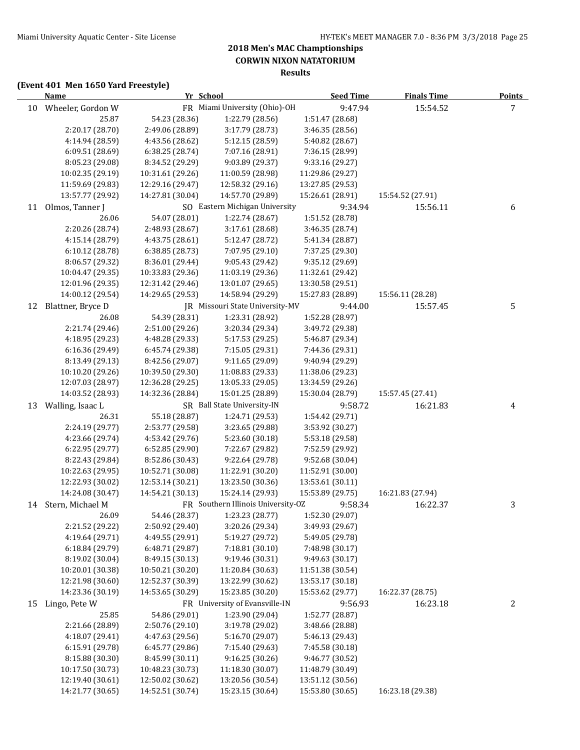## 2018 Men's MAC Championships
## CORWIN NIXON NATATORIUM
## Results

### (Event 401 Men 1650 Yard Freestyle)

| | Name | Yr | School | Seed Time | Finals Time | Points |
|---|---|---|---|---|---|---|
| 10 | Wheeler, Gordon W | FR | Miami University (Ohio)-OH | 9:47.94 | 15:54.52 | 7 |
| | 25.87 | 54.23 (28.36) | 1:22.79 (28.56) | 1:51.47 (28.68) | | |
| | 2:20.17 (28.70) | 2:49.06 (28.89) | 3:17.79 (28.73) | 3:46.35 (28.56) | | |
| | 4:14.94 (28.59) | 4:43.56 (28.62) | 5:12.15 (28.59) | 5:40.82 (28.67) | | |
| | 6:09.51 (28.69) | 6:38.25 (28.74) | 7:07.16 (28.91) | 7:36.15 (28.99) | | |
| | 8:05.23 (29.08) | 8:34.52 (29.29) | 9:03.89 (29.37) | 9:33.16 (29.27) | | |
| | 10:02.35 (29.19) | 10:31.61 (29.26) | 11:00.59 (28.98) | 11:29.86 (29.27) | | |
| | 11:59.69 (29.83) | 12:29.16 (29.47) | 12:58.32 (29.16) | 13:27.85 (29.53) | | |
| | 13:57.77 (29.92) | 14:27.81 (30.04) | 14:57.70 (29.89) | 15:26.61 (28.91) | 15:54.52 (27.91) | |
| 11 | Olmos, Tanner J | SO | Eastern Michigan University | 9:34.94 | 15:56.11 | 6 |
| | 26.06 | 54.07 (28.01) | 1:22.74 (28.67) | 1:51.52 (28.78) | | |
| | 2:20.26 (28.74) | 2:48.93 (28.67) | 3:17.61 (28.68) | 3:46.35 (28.74) | | |
| | 4:15.14 (28.79) | 4:43.75 (28.61) | 5:12.47 (28.72) | 5:41.34 (28.87) | | |
| | 6:10.12 (28.78) | 6:38.85 (28.73) | 7:07.95 (29.10) | 7:37.25 (29.30) | | |
| | 8:06.57 (29.32) | 8:36.01 (29.44) | 9:05.43 (29.42) | 9:35.12 (29.69) | | |
| | 10:04.47 (29.35) | 10:33.83 (29.36) | 11:03.19 (29.36) | 11:32.61 (29.42) | | |
| | 12:01.96 (29.35) | 12:31.42 (29.46) | 13:01.07 (29.65) | 13:30.58 (29.51) | | |
| | 14:00.12 (29.54) | 14:29.65 (29.53) | 14:58.94 (29.29) | 15:27.83 (28.89) | 15:56.11 (28.28) | |
| 12 | Blattner, Bryce D | JR | Missouri State University-MV | 9:44.00 | 15:57.45 | 5 |
| | 26.08 | 54.39 (28.31) | 1:23.31 (28.92) | 1:52.28 (28.97) | | |
| | 2:21.74 (29.46) | 2:51.00 (29.26) | 3:20.34 (29.34) | 3:49.72 (29.38) | | |
| | 4:18.95 (29.23) | 4:48.28 (29.33) | 5:17.53 (29.25) | 5:46.87 (29.34) | | |
| | 6:16.36 (29.49) | 6:45.74 (29.38) | 7:15.05 (29.31) | 7:44.36 (29.31) | | |
| | 8:13.49 (29.13) | 8:42.56 (29.07) | 9:11.65 (29.09) | 9:40.94 (29.29) | | |
| | 10:10.20 (29.26) | 10:39.50 (29.30) | 11:08.83 (29.33) | 11:38.06 (29.23) | | |
| | 12:07.03 (28.97) | 12:36.28 (29.25) | 13:05.33 (29.05) | 13:34.59 (29.26) | | |
| | 14:03.52 (28.93) | 14:32.36 (28.84) | 15:01.25 (28.89) | 15:30.04 (28.79) | 15:57.45 (27.41) | |
| 13 | Walling, Isaac L | SR | Ball State University-IN | 9:58.72 | 16:21.83 | 4 |
| | 26.31 | 55.18 (28.87) | 1:24.71 (29.53) | 1:54.42 (29.71) | | |
| | 2:24.19 (29.77) | 2:53.77 (29.58) | 3:23.65 (29.88) | 3:53.92 (30.27) | | |
| | 4:23.66 (29.74) | 4:53.42 (29.76) | 5:23.60 (30.18) | 5:53.18 (29.58) | | |
| | 6:22.95 (29.77) | 6:52.85 (29.90) | 7:22.67 (29.82) | 7:52.59 (29.92) | | |
| | 8:22.43 (29.84) | 8:52.86 (30.43) | 9:22.64 (29.78) | 9:52.68 (30.04) | | |
| | 10:22.63 (29.95) | 10:52.71 (30.08) | 11:22.91 (30.20) | 11:52.91 (30.00) | | |
| | 12:22.93 (30.02) | 12:53.14 (30.21) | 13:23.50 (30.36) | 13:53.61 (30.11) | | |
| | 14:24.08 (30.47) | 14:54.21 (30.13) | 15:24.14 (29.93) | 15:53.89 (29.75) | 16:21.83 (27.94) | |
| 14 | Stern, Michael M | FR | Southern Illinois University-OZ | 9:58.34 | 16:22.37 | 3 |
| | 26.09 | 54.46 (28.37) | 1:23.23 (28.77) | 1:52.30 (29.07) | | |
| | 2:21.52 (29.22) | 2:50.92 (29.40) | 3:20.26 (29.34) | 3:49.93 (29.67) | | |
| | 4:19.64 (29.71) | 4:49.55 (29.91) | 5:19.27 (29.72) | 5:49.05 (29.78) | | |
| | 6:18.84 (29.79) | 6:48.71 (29.87) | 7:18.81 (30.10) | 7:48.98 (30.17) | | |
| | 8:19.02 (30.04) | 8:49.15 (30.13) | 9:19.46 (30.31) | 9:49.63 (30.17) | | |
| | 10:20.01 (30.38) | 10:50.21 (30.20) | 11:20.84 (30.63) | 11:51.38 (30.54) | | |
| | 12:21.98 (30.60) | 12:52.37 (30.39) | 13:22.99 (30.62) | 13:53.17 (30.18) | | |
| | 14:23.36 (30.19) | 14:53.65 (30.29) | 15:23.85 (30.20) | 15:53.62 (29.77) | 16:22.37 (28.75) | |
| 15 | Lingo, Pete W | FR | University of Evansville-IN | 9:56.93 | 16:23.18 | 2 |
| | 25.85 | 54.86 (29.01) | 1:23.90 (29.04) | 1:52.77 (28.87) | | |
| | 2:21.66 (28.89) | 2:50.76 (29.10) | 3:19.78 (29.02) | 3:48.66 (28.88) | | |
| | 4:18.07 (29.41) | 4:47.63 (29.56) | 5:16.70 (29.07) | 5:46.13 (29.43) | | |
| | 6:15.91 (29.78) | 6:45.77 (29.86) | 7:15.40 (29.63) | 7:45.58 (30.18) | | |
| | 8:15.88 (30.30) | 8:45.99 (30.11) | 9:16.25 (30.26) | 9:46.77 (30.52) | | |
| | 10:17.50 (30.73) | 10:48.23 (30.73) | 11:18.30 (30.07) | 11:48.79 (30.49) | | |
| | 12:19.40 (30.61) | 12:50.02 (30.62) | 13:20.56 (30.54) | 13:51.12 (30.56) | | |
| | 14:21.77 (30.65) | 14:52.51 (30.74) | 15:23.15 (30.64) | 15:53.80 (30.65) | 16:23.18 (29.38) | |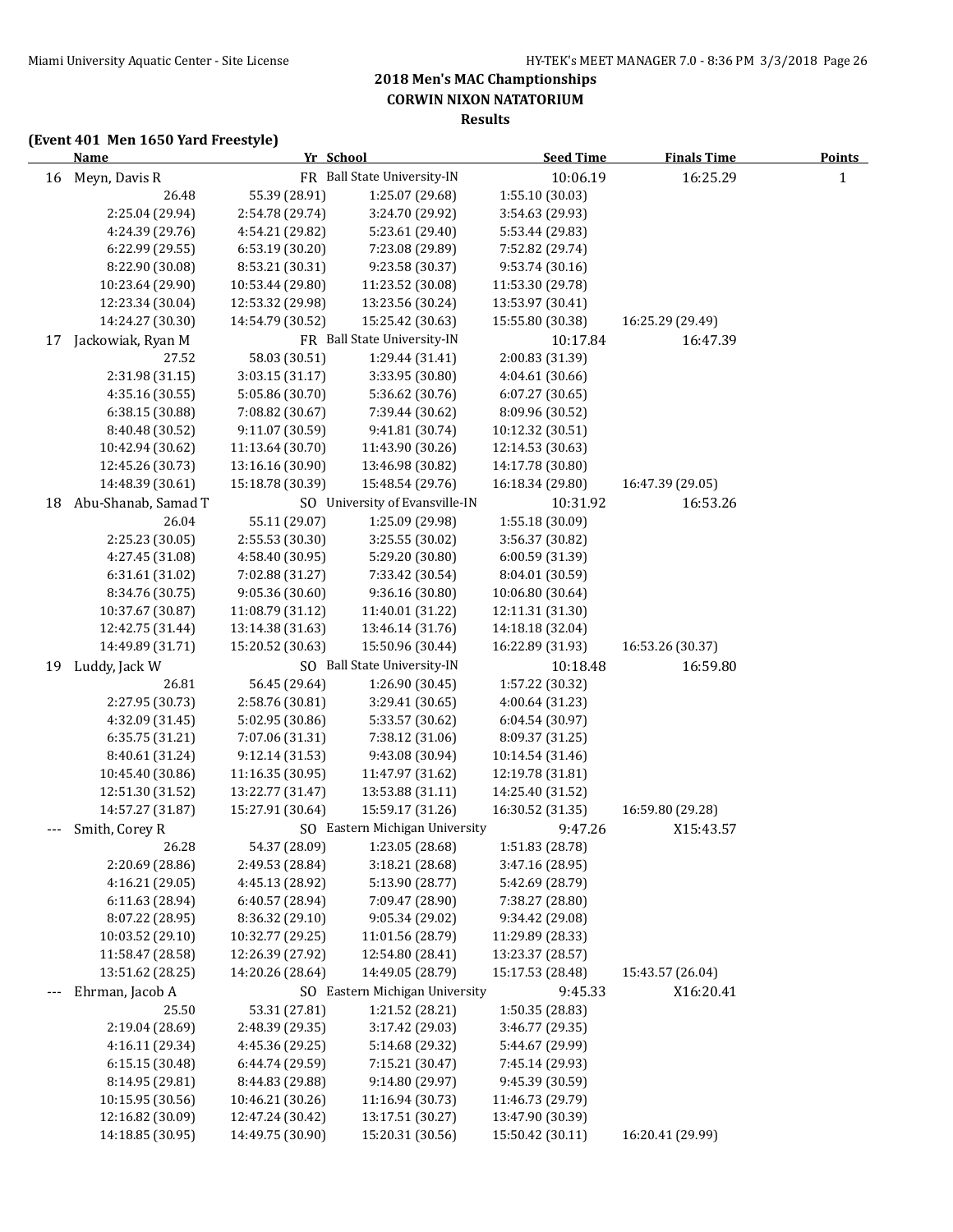## 2018 Men's MAC Championships
### CORWIN NIXON NATATORIUM
### Results

**(Event 401 Men 1650 Yard Freestyle)**

| | Name | Yr | School | Seed Time | Finals Time | Points |
|---|---|---|---|---|---|---|
| 16 | Meyn, Davis R | FR | Ball State University-IN | 10:06.19 | 16:25.29 | 1 |
| | 26.48 | 55.39 (28.91) | 1:25.07 (29.68) | 1:55.10 (30.03) | | |
| | 2:25.04 (29.94) | 2:54.78 (29.74) | 3:24.70 (29.92) | 3:54.63 (29.93) | | |
| | 4:24.39 (29.76) | 4:54.21 (29.82) | 5:23.61 (29.40) | 5:53.44 (29.83) | | |
| | 6:22.99 (29.55) | 6:53.19 (30.20) | 7:23.08 (29.89) | 7:52.82 (29.74) | | |
| | 8:22.90 (30.08) | 8:53.21 (30.31) | 9:23.58 (30.37) | 9:53.74 (30.16) | | |
| | 10:23.64 (29.90) | 10:53.44 (29.80) | 11:23.52 (30.08) | 11:53.30 (29.78) | | |
| | 12:23.34 (30.04) | 12:53.32 (29.98) | 13:23.56 (30.24) | 13:53.97 (30.41) | | |
| | 14:24.27 (30.30) | 14:54.79 (30.52) | 15:25.42 (30.63) | 15:55.80 (30.38) | 16:25.29 (29.49) | |
| 17 | Jackowiak, Ryan M | FR | Ball State University-IN | 10:17.84 | 16:47.39 | |
| | 27.52 | 58.03 (30.51) | 1:29.44 (31.41) | 2:00.83 (31.39) | | |
| | 2:31.98 (31.15) | 3:03.15 (31.17) | 3:33.95 (30.80) | 4:04.61 (30.66) | | |
| | 4:35.16 (30.55) | 5:05.86 (30.70) | 5:36.62 (30.76) | 6:07.27 (30.65) | | |
| | 6:38.15 (30.88) | 7:08.82 (30.67) | 7:39.44 (30.62) | 8:09.96 (30.52) | | |
| | 8:40.48 (30.52) | 9:11.07 (30.59) | 9:41.81 (30.74) | 10:12.32 (30.51) | | |
| | 10:42.94 (30.62) | 11:13.64 (30.70) | 11:43.90 (30.26) | 12:14.53 (30.63) | | |
| | 12:45.26 (30.73) | 13:16.16 (30.90) | 13:46.98 (30.82) | 14:17.78 (30.80) | | |
| | 14:48.39 (30.61) | 15:18.78 (30.39) | 15:48.54 (29.76) | 16:18.34 (29.80) | 16:47.39 (29.05) | |
| 18 | Abu-Shanab, Samad T | SO | University of Evansville-IN | 10:31.92 | 16:53.26 | |
| | 26.04 | 55.11 (29.07) | 1:25.09 (29.98) | 1:55.18 (30.09) | | |
| | 2:25.23 (30.05) | 2:55.53 (30.30) | 3:25.55 (30.02) | 3:56.37 (30.82) | | |
| | 4:27.45 (31.08) | 4:58.40 (30.95) | 5:29.20 (30.80) | 6:00.59 (31.39) | | |
| | 6:31.61 (31.02) | 7:02.88 (31.27) | 7:33.42 (30.54) | 8:04.01 (30.59) | | |
| | 8:34.76 (30.75) | 9:05.36 (30.60) | 9:36.16 (30.80) | 10:06.80 (30.64) | | |
| | 10:37.67 (30.87) | 11:08.79 (31.12) | 11:40.01 (31.22) | 12:11.31 (31.30) | | |
| | 12:42.75 (31.44) | 13:14.38 (31.63) | 13:46.14 (31.76) | 14:18.18 (32.04) | | |
| | 14:49.89 (31.71) | 15:20.52 (30.63) | 15:50.96 (30.44) | 16:22.89 (31.93) | 16:53.26 (30.37) | |
| 19 | Luddy, Jack W | SO | Ball State University-IN | 10:18.48 | 16:59.80 | |
| | 26.81 | 56.45 (29.64) | 1:26.90 (30.45) | 1:57.22 (30.32) | | |
| | 2:27.95 (30.73) | 2:58.76 (30.81) | 3:29.41 (30.65) | 4:00.64 (31.23) | | |
| | 4:32.09 (31.45) | 5:02.95 (30.86) | 5:33.57 (30.62) | 6:04.54 (30.97) | | |
| | 6:35.75 (31.21) | 7:07.06 (31.31) | 7:38.12 (31.06) | 8:09.37 (31.25) | | |
| | 8:40.61 (31.24) | 9:12.14 (31.53) | 9:43.08 (30.94) | 10:14.54 (31.46) | | |
| | 10:45.40 (30.86) | 11:16.35 (30.95) | 11:47.97 (31.62) | 12:19.78 (31.81) | | |
| | 12:51.30 (31.52) | 13:22.77 (31.47) | 13:53.88 (31.11) | 14:25.40 (31.52) | | |
| | 14:57.27 (31.87) | 15:27.91 (30.64) | 15:59.17 (31.26) | 16:30.52 (31.35) | 16:59.80 (29.28) | |
| --- | Smith, Corey R | SO | Eastern Michigan University | 9:47.26 | X15:43.57 | |
| | 26.28 | 54.37 (28.09) | 1:23.05 (28.68) | 1:51.83 (28.78) | | |
| | 2:20.69 (28.86) | 2:49.53 (28.84) | 3:18.21 (28.68) | 3:47.16 (28.95) | | |
| | 4:16.21 (29.05) | 4:45.13 (28.92) | 5:13.90 (28.77) | 5:42.69 (28.79) | | |
| | 6:11.63 (28.94) | 6:40.57 (28.94) | 7:09.47 (28.90) | 7:38.27 (28.80) | | |
| | 8:07.22 (28.95) | 8:36.32 (29.10) | 9:05.34 (29.02) | 9:34.42 (29.08) | | |
| | 10:03.52 (29.10) | 10:32.77 (29.25) | 11:01.56 (28.79) | 11:29.89 (28.33) | | |
| | 11:58.47 (28.58) | 12:26.39 (27.92) | 12:54.80 (28.41) | 13:23.37 (28.57) | | |
| | 13:51.62 (28.25) | 14:20.26 (28.64) | 14:49.05 (28.79) | 15:17.53 (28.48) | 15:43.57 (26.04) | |
| --- | Ehrman, Jacob A | SO | Eastern Michigan University | 9:45.33 | X16:20.41 | |
| | 25.50 | 53.31 (27.81) | 1:21.52 (28.21) | 1:50.35 (28.83) | | |
| | 2:19.04 (28.69) | 2:48.39 (29.35) | 3:17.42 (29.03) | 3:46.77 (29.35) | | |
| | 4:16.11 (29.34) | 4:45.36 (29.25) | 5:14.68 (29.32) | 5:44.67 (29.99) | | |
| | 6:15.15 (30.48) | 6:44.74 (29.59) | 7:15.21 (30.47) | 7:45.14 (29.93) | | |
| | 8:14.95 (29.81) | 8:44.83 (29.88) | 9:14.80 (29.97) | 9:45.39 (30.59) | | |
| | 10:15.95 (30.56) | 10:46.21 (30.26) | 11:16.94 (30.73) | 11:46.73 (29.79) | | |
| | 12:16.82 (30.09) | 12:47.24 (30.42) | 13:17.51 (30.27) | 13:47.90 (30.39) | | |
| | 14:18.85 (30.95) | 14:49.75 (30.90) | 15:20.31 (30.56) | 15:50.42 (30.11) | 16:20.41 (29.99) | |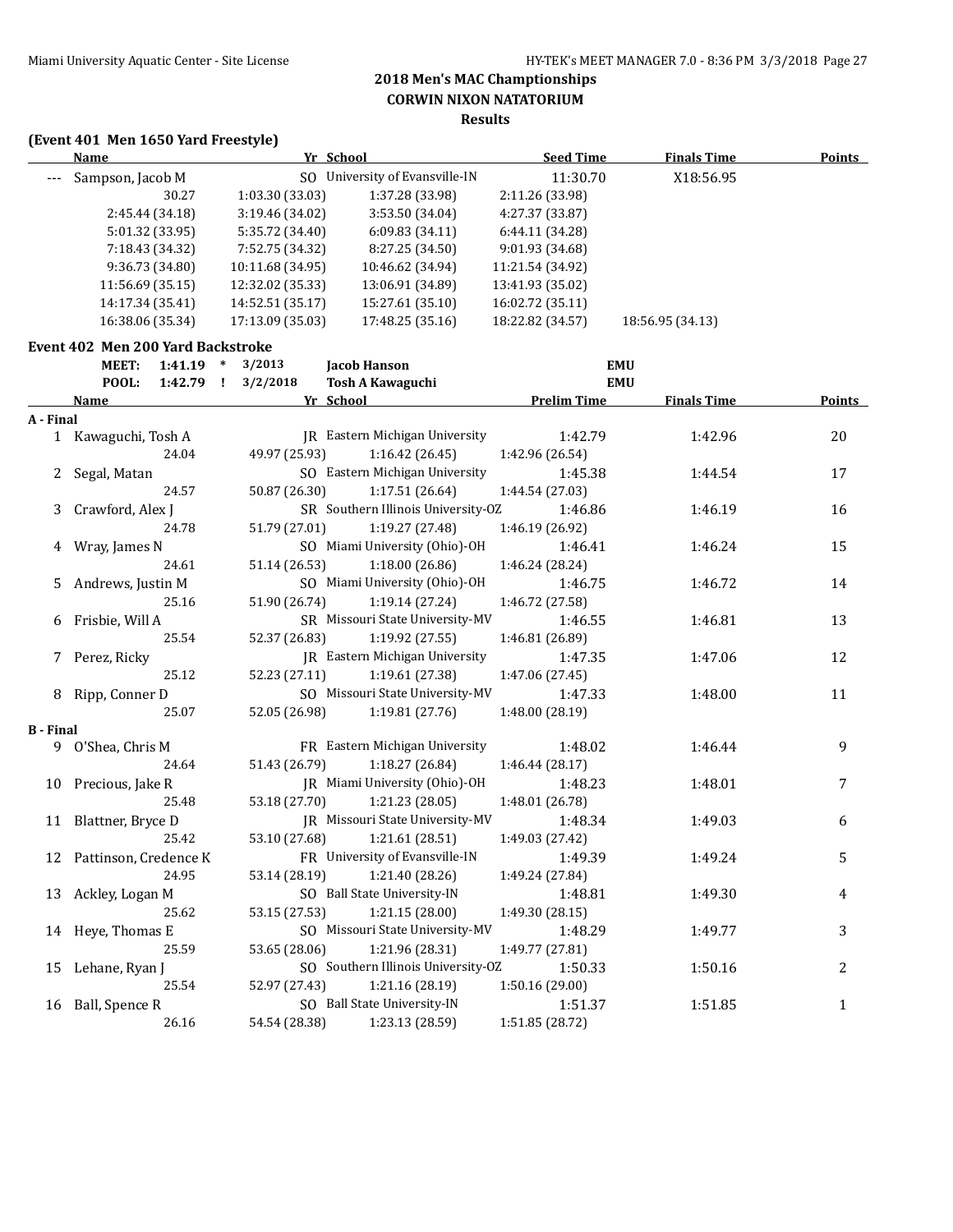**2018 Men's MAC Championships**
**CORWIN NIXON NATATORIUM**
**Results**

### (Event 401 Men 1650 Yard Freestyle)

| | Name | Yr | School | Seed Time | Finals Time | Points |
|---|---|---|---|---|---|---|
| --- | Sampson, Jacob M | SO | University of Evansville-IN | 11:30.70 | X18:56.95 | |

| | | | | |
|---|---|---|---|---|
| 30.27 | 1:03.30 (33.03) | 1:37.28 (33.98) | 2:11.26 (33.98) | |
| 2:45.44 (34.18) | 3:19.46 (34.02) | 3:53.50 (34.04) | 4:27.37 (33.87) | |
| 5:01.32 (33.95) | 5:35.72 (34.40) | 6:09.83 (34.11) | 6:44.11 (34.28) | |
| 7:18.43 (34.32) | 7:52.75 (34.32) | 8:27.25 (34.50) | 9:01.93 (34.68) | |
| 9:36.73 (34.80) | 10:11.68 (34.95) | 10:46.62 (34.94) | 11:21.54 (34.92) | |
| 11:56.69 (35.15) | 12:32.02 (35.33) | 13:06.91 (34.89) | 13:41.93 (35.02) | |
| 14:17.34 (35.41) | 14:52.51 (35.17) | 15:27.61 (35.10) | 16:02.72 (35.11) | |
| 16:38.06 (35.34) | 17:13.09 (35.03) | 17:48.25 (35.16) | 18:22.82 (34.57) | 18:56.95 (34.13) |

### Event 402 Men 200 Yard Backstroke

| | | | | | |
|---|---|---|---|---|---|
| MEET: | 1:41.19 | * | 3/2013 | Jacob Hanson | EMU |
| POOL: | 1:42.79 | ! | 3/2/2018 | Tosh A Kawaguchi | EMU |

| | Name | Yr | School | Prelim Time | Finals Time | Points |
|---|---|---|---|---|---|---|
| **A - Final** | | | | | | |
| 1 | Kawaguchi, Tosh A | JR | Eastern Michigan University | 1:42.79 | 1:42.96 | 20 |
| | 24.04 | 49.97 (25.93) | 1:16.42 (26.45) | 1:42.96 (26.54) | | |
| 2 | Segal, Matan | SO | Eastern Michigan University | 1:45.38 | 1:44.54 | 17 |
| | 24.57 | 50.87 (26.30) | 1:17.51 (26.64) | 1:44.54 (27.03) | | |
| 3 | Crawford, Alex J | SR | Southern Illinois University-OZ | 1:46.86 | 1:46.19 | 16 |
| | 24.78 | 51.79 (27.01) | 1:19.27 (27.48) | 1:46.19 (26.92) | | |
| 4 | Wray, James N | SO | Miami University (Ohio)-OH | 1:46.41 | 1:46.24 | 15 |
| | 24.61 | 51.14 (26.53) | 1:18.00 (26.86) | 1:46.24 (28.24) | | |
| 5 | Andrews, Justin M | SO | Miami University (Ohio)-OH | 1:46.75 | 1:46.72 | 14 |
| | 25.16 | 51.90 (26.74) | 1:19.14 (27.24) | 1:46.72 (27.58) | | |
| 6 | Frisbie, Will A | SR | Missouri State University-MV | 1:46.55 | 1:46.81 | 13 |
| | 25.54 | 52.37 (26.83) | 1:19.92 (27.55) | 1:46.81 (26.89) | | |
| 7 | Perez, Ricky | JR | Eastern Michigan University | 1:47.35 | 1:47.06 | 12 |
| | 25.12 | 52.23 (27.11) | 1:19.61 (27.38) | 1:47.06 (27.45) | | |
| 8 | Ripp, Conner D | SO | Missouri State University-MV | 1:47.33 | 1:48.00 | 11 |
| | 25.07 | 52.05 (26.98) | 1:19.81 (27.76) | 1:48.00 (28.19) | | |
| **B - Final** | | | | | | |
| 9 | O'Shea, Chris M | FR | Eastern Michigan University | 1:48.02 | 1:46.44 | 9 |
| | 24.64 | 51.43 (26.79) | 1:18.27 (26.84) | 1:46.44 (28.17) | | |
| 10 | Precious, Jake R | JR | Miami University (Ohio)-OH | 1:48.23 | 1:48.01 | 7 |
| | 25.48 | 53.18 (27.70) | 1:21.23 (28.05) | 1:48.01 (26.78) | | |
| 11 | Blattner, Bryce D | JR | Missouri State University-MV | 1:48.34 | 1:49.03 | 6 |
| | 25.42 | 53.10 (27.68) | 1:21.61 (28.51) | 1:49.03 (27.42) | | |
| 12 | Pattinson, Credence K | FR | University of Evansville-IN | 1:49.39 | 1:49.24 | 5 |
| | 24.95 | 53.14 (28.19) | 1:21.40 (28.26) | 1:49.24 (27.84) | | |
| 13 | Ackley, Logan M | SO | Ball State University-IN | 1:48.81 | 1:49.30 | 4 |
| | 25.62 | 53.15 (27.53) | 1:21.15 (28.00) | 1:49.30 (28.15) | | |
| 14 | Heye, Thomas E | SO | Missouri State University-MV | 1:48.29 | 1:49.77 | 3 |
| | 25.59 | 53.65 (28.06) | 1:21.96 (28.31) | 1:49.77 (27.81) | | |
| 15 | Lehane, Ryan J | SO | Southern Illinois University-OZ | 1:50.33 | 1:50.16 | 2 |
| | 25.54 | 52.97 (27.43) | 1:21.16 (28.19) | 1:50.16 (29.00) | | |
| 16 | Ball, Spence R | SO | Ball State University-IN | 1:51.37 | 1:51.85 | 1 |
| | 26.16 | 54.54 (28.38) | 1:23.13 (28.59) | 1:51.85 (28.72) | | |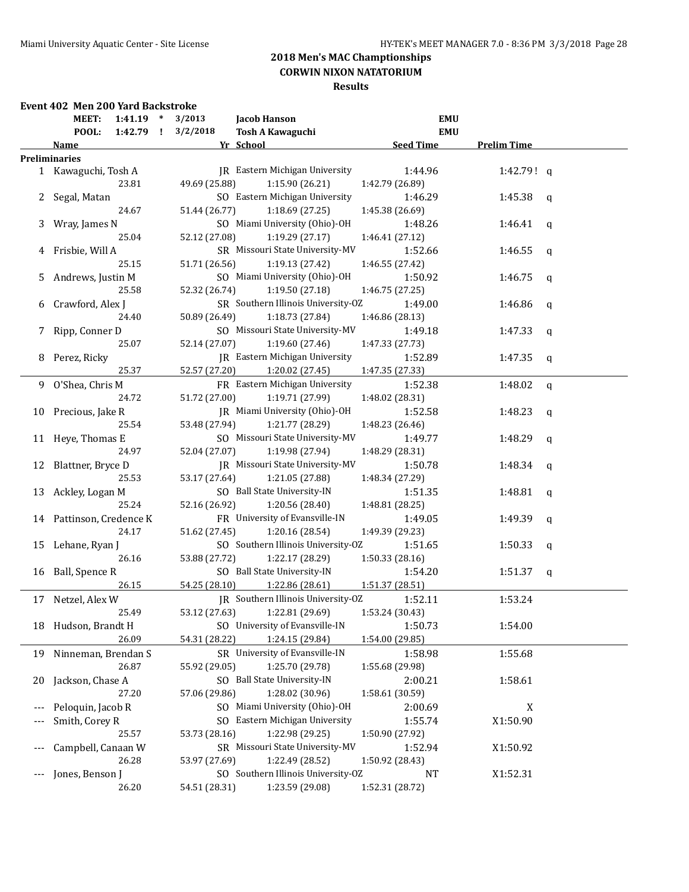# 2018 Men's MAC Championships

## CORWIN NIXON NATATORIUM

### Results

**Event 402 Men 200 Yard Backstroke**

| | | | | |
|---|---|---|---|---|
| MEET: | 1:41.19 * | 3/2013 | Jacob Hanson | EMU |
| POOL: | 1:42.79 ! | 3/2/2018 | Tosh A Kawaguchi | EMU |

**Preliminaries**

| Place | Name | Yr | School | Seed Time | Prelim Time | |
|---|---|---|---|---|---|---|
| 1 | Kawaguchi, Tosh A | JR | Eastern Michigan University | 1:44.96 | 1:42.79 ! | q |
| | 23.81 | 49.69 (25.88) | 1:15.90 (26.21) | 1:42.79 (26.89) | | |
| 2 | Segal, Matan | SO | Eastern Michigan University | 1:46.29 | 1:45.38 | q |
| | 24.67 | 51.44 (26.77) | 1:18.69 (27.25) | 1:45.38 (26.69) | | |
| 3 | Wray, James N | SO | Miami University (Ohio)-OH | 1:48.26 | 1:46.41 | q |
| | 25.04 | 52.12 (27.08) | 1:19.29 (27.17) | 1:46.41 (27.12) | | |
| 4 | Frisbie, Will A | SR | Missouri State University-MV | 1:52.66 | 1:46.55 | q |
| | 25.15 | 51.71 (26.56) | 1:19.13 (27.42) | 1:46.55 (27.42) | | |
| 5 | Andrews, Justin M | SO | Miami University (Ohio)-OH | 1:50.92 | 1:46.75 | q |
| | 25.58 | 52.32 (26.74) | 1:19.50 (27.18) | 1:46.75 (27.25) | | |
| 6 | Crawford, Alex J | SR | Southern Illinois University-OZ | 1:49.00 | 1:46.86 | q |
| | 24.40 | 50.89 (26.49) | 1:18.73 (27.84) | 1:46.86 (28.13) | | |
| 7 | Ripp, Conner D | SO | Missouri State University-MV | 1:49.18 | 1:47.33 | q |
| | 25.07 | 52.14 (27.07) | 1:19.60 (27.46) | 1:47.33 (27.73) | | |
| 8 | Perez, Ricky | JR | Eastern Michigan University | 1:52.89 | 1:47.35 | q |
| | 25.37 | 52.57 (27.20) | 1:20.02 (27.45) | 1:47.35 (27.33) | | |
| 9 | O'Shea, Chris M | FR | Eastern Michigan University | 1:52.38 | 1:48.02 | q |
| | 24.72 | 51.72 (27.00) | 1:19.71 (27.99) | 1:48.02 (28.31) | | |
| 10 | Precious, Jake R | JR | Miami University (Ohio)-OH | 1:52.58 | 1:48.23 | q |
| | 25.54 | 53.48 (27.94) | 1:21.77 (28.29) | 1:48.23 (26.46) | | |
| 11 | Heye, Thomas E | SO | Missouri State University-MV | 1:49.77 | 1:48.29 | q |
| | 24.97 | 52.04 (27.07) | 1:19.98 (27.94) | 1:48.29 (28.31) | | |
| 12 | Blattner, Bryce D | JR | Missouri State University-MV | 1:50.78 | 1:48.34 | q |
| | 25.53 | 53.17 (27.64) | 1:21.05 (27.88) | 1:48.34 (27.29) | | |
| 13 | Ackley, Logan M | SO | Ball State University-IN | 1:51.35 | 1:48.81 | q |
| | 25.24 | 52.16 (26.92) | 1:20.56 (28.40) | 1:48.81 (28.25) | | |
| 14 | Pattinson, Credence K | FR | University of Evansville-IN | 1:49.05 | 1:49.39 | q |
| | 24.17 | 51.62 (27.45) | 1:20.16 (28.54) | 1:49.39 (29.23) | | |
| 15 | Lehane, Ryan J | SO | Southern Illinois University-OZ | 1:51.65 | 1:50.33 | q |
| | 26.16 | 53.88 (27.72) | 1:22.17 (28.29) | 1:50.33 (28.16) | | |
| 16 | Ball, Spence R | SO | Ball State University-IN | 1:54.20 | 1:51.37 | q |
| | 26.15 | 54.25 (28.10) | 1:22.86 (28.61) | 1:51.37 (28.51) | | |
| 17 | Netzel, Alex W | JR | Southern Illinois University-OZ | 1:52.11 | 1:53.24 | |
| | 25.49 | 53.12 (27.63) | 1:22.81 (29.69) | 1:53.24 (30.43) | | |
| 18 | Hudson, Brandt H | SO | University of Evansville-IN | 1:50.73 | 1:54.00 | |
| | 26.09 | 54.31 (28.22) | 1:24.15 (29.84) | 1:54.00 (29.85) | | |
| 19 | Ninneman, Brendan S | SR | University of Evansville-IN | 1:58.98 | 1:55.68 | |
| | 26.87 | 55.92 (29.05) | 1:25.70 (29.78) | 1:55.68 (29.98) | | |
| 20 | Jackson, Chase A | SO | Ball State University-IN | 2:00.21 | 1:58.61 | |
| | 27.20 | 57.06 (29.86) | 1:28.02 (30.96) | 1:58.61 (30.59) | | |
| --- | Peloquin, Jacob R | SO | Miami University (Ohio)-OH | 2:00.69 | X | |
| --- | Smith, Corey R | SO | Eastern Michigan University | 1:55.74 | X1:50.90 | |
| | 25.57 | 53.73 (28.16) | 1:22.98 (29.25) | 1:50.90 (27.92) | | |
| --- | Campbell, Canaan W | SR | Missouri State University-MV | 1:52.94 | X1:50.92 | |
| | 26.28 | 53.97 (27.69) | 1:22.49 (28.52) | 1:50.92 (28.43) | | |
| --- | Jones, Benson J | SO | Southern Illinois University-OZ | NT | X1:52.31 | |
| | 26.20 | 54.51 (28.31) | 1:23.59 (29.08) | 1:52.31 (28.72) | | |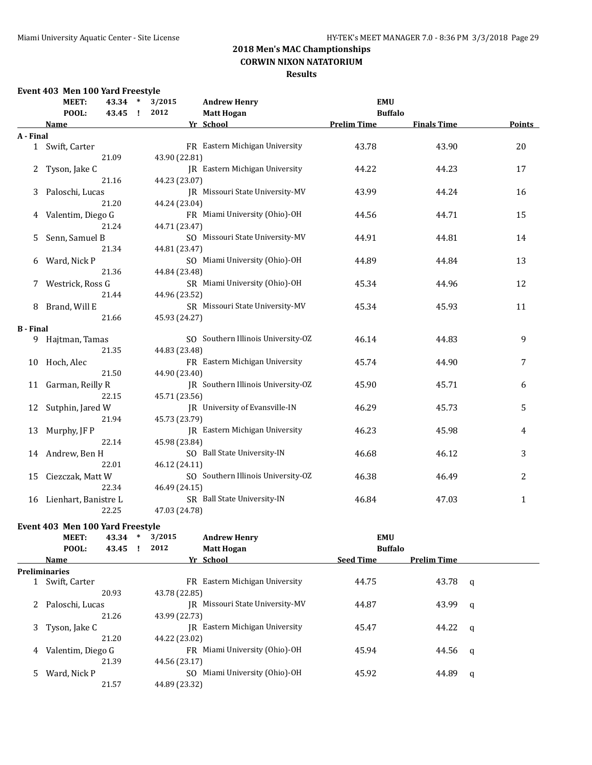## 2018 Men's MAC Championships
## CORWIN NIXON NATATORIUM
## Results

### Event 403 Men 100 Yard Freestyle

| | | | | | |
|---|---|---|---|---|---|
| MEET: | 43.34 * | 3/2015 | Andrew Henry | EMU | |
| POOL: | 43.45 ! | 2012 | Matt Hogan | Buffalo | |

| Place | Name | Yr | School | Prelim Time | Finals Time | Points |
|---|---|---|---|---|---|---|
| **A - Final** | | | | | | |
| 1 | Swift, Carter | FR | Eastern Michigan University | 43.78 | 43.90 | 20 |
| | 21.09 | | 43.90 (22.81) | | | |
| 2 | Tyson, Jake C | JR | Eastern Michigan University | 44.22 | 44.23 | 17 |
| | 21.16 | | 44.23 (23.07) | | | |
| 3 | Paloschi, Lucas | JR | Missouri State University-MV | 43.99 | 44.24 | 16 |
| | 21.20 | | 44.24 (23.04) | | | |
| 4 | Valentim, Diego G | FR | Miami University (Ohio)-OH | 44.56 | 44.71 | 15 |
| | 21.24 | | 44.71 (23.47) | | | |
| 5 | Senn, Samuel B | SO | Missouri State University-MV | 44.91 | 44.81 | 14 |
| | 21.34 | | 44.81 (23.47) | | | |
| 6 | Ward, Nick P | SO | Miami University (Ohio)-OH | 44.89 | 44.84 | 13 |
| | 21.36 | | 44.84 (23.48) | | | |
| 7 | Westrick, Ross G | SR | Miami University (Ohio)-OH | 45.34 | 44.96 | 12 |
| | 21.44 | | 44.96 (23.52) | | | |
| 8 | Brand, Will E | SR | Missouri State University-MV | 45.34 | 45.93 | 11 |
| | 21.66 | | 45.93 (24.27) | | | |
| **B - Final** | | | | | | |
| 9 | Hajtman, Tamas | SO | Southern Illinois University-OZ | 46.14 | 44.83 | 9 |
| | 21.35 | | 44.83 (23.48) | | | |
| 10 | Hoch, Alec | FR | Eastern Michigan University | 45.74 | 44.90 | 7 |
| | 21.50 | | 44.90 (23.40) | | | |
| 11 | Garman, Reilly R | JR | Southern Illinois University-OZ | 45.90 | 45.71 | 6 |
| | 22.15 | | 45.71 (23.56) | | | |
| 12 | Sutphin, Jared W | JR | University of Evansville-IN | 46.29 | 45.73 | 5 |
| | 21.94 | | 45.73 (23.79) | | | |
| 13 | Murphy, JF P | JR | Eastern Michigan University | 46.23 | 45.98 | 4 |
| | 22.14 | | 45.98 (23.84) | | | |
| 14 | Andrew, Ben H | SO | Ball State University-IN | 46.68 | 46.12 | 3 |
| | 22.01 | | 46.12 (24.11) | | | |
| 15 | Ciezczak, Matt W | SO | Southern Illinois University-OZ | 46.38 | 46.49 | 2 |
| | 22.34 | | 46.49 (24.15) | | | |
| 16 | Lienhart, Banistre L | SR | Ball State University-IN | 46.84 | 47.03 | 1 |
| | 22.25 | | 47.03 (24.78) | | | |

### Event 403 Men 100 Yard Freestyle

| | | | | | |
|---|---|---|---|---|---|
| MEET: | 43.34 * | 3/2015 | Andrew Henry | EMU | |
| POOL: | 43.45 ! | 2012 | Matt Hogan | Buffalo | |

| Place | Name | Yr | School | Seed Time | Prelim Time | |
|---|---|---|---|---|---|---|
| **Preliminaries** | | | | | | |
| 1 | Swift, Carter | FR | Eastern Michigan University | 44.75 | 43.78 | q |
| | 20.93 | | 43.78 (22.85) | | | |
| 2 | Paloschi, Lucas | JR | Missouri State University-MV | 44.87 | 43.99 | q |
| | 21.26 | | 43.99 (22.73) | | | |
| 3 | Tyson, Jake C | JR | Eastern Michigan University | 45.47 | 44.22 | q |
| | 21.20 | | 44.22 (23.02) | | | |
| 4 | Valentim, Diego G | FR | Miami University (Ohio)-OH | 45.94 | 44.56 | q |
| | 21.39 | | 44.56 (23.17) | | | |
| 5 | Ward, Nick P | SO | Miami University (Ohio)-OH | 45.92 | 44.89 | q |
| | 21.57 | | 44.89 (23.32) | | | |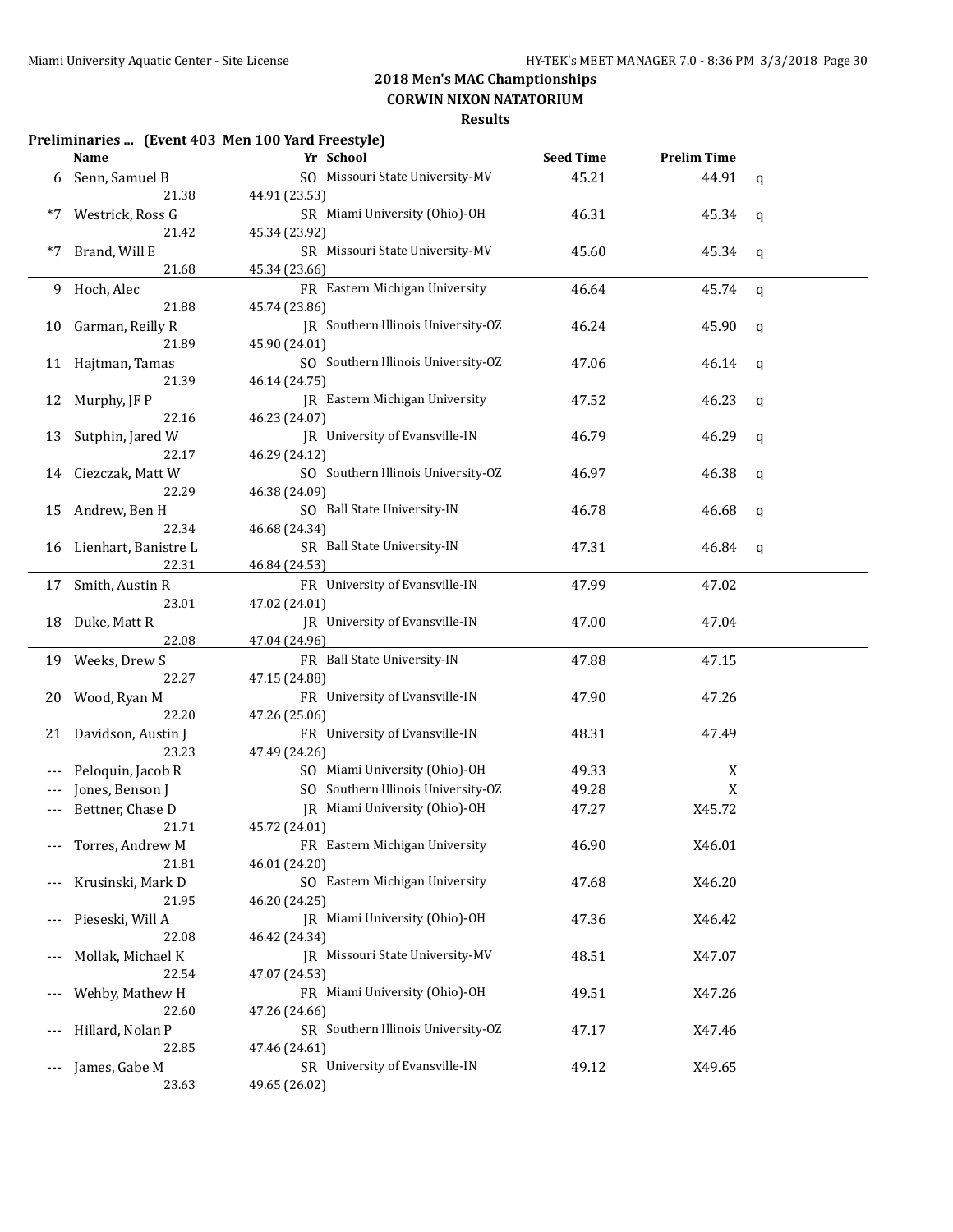## 2018 Men's MAC Championships

### CORWIN NIXON NATATORIUM

### Results

**Preliminaries ... (Event 403 Men 100 Yard Freestyle)**

| | Name | Yr | School | Seed Time | Prelim Time | |
|---|---|---|---|---|---|---|
| 6 | Senn, Samuel B | SO | Missouri State University-MV | 45.21 | 44.91 | q |
| | 21.38 | 44.91 (23.53) | | | | |
| *7 | Westrick, Ross G | SR | Miami University (Ohio)-OH | 46.31 | 45.34 | q |
| | 21.42 | 45.34 (23.92) | | | | |
| *7 | Brand, Will E | SR | Missouri State University-MV | 45.60 | 45.34 | q |
| | 21.68 | 45.34 (23.66) | | | | |
| 9 | Hoch, Alec | FR | Eastern Michigan University | 46.64 | 45.74 | q |
| | 21.88 | 45.74 (23.86) | | | | |
| 10 | Garman, Reilly R | JR | Southern Illinois University-OZ | 46.24 | 45.90 | q |
| | 21.89 | 45.90 (24.01) | | | | |
| 11 | Hajtman, Tamas | SO | Southern Illinois University-OZ | 47.06 | 46.14 | q |
| | 21.39 | 46.14 (24.75) | | | | |
| 12 | Murphy, JF P | JR | Eastern Michigan University | 47.52 | 46.23 | q |
| | 22.16 | 46.23 (24.07) | | | | |
| 13 | Sutphin, Jared W | JR | University of Evansville-IN | 46.79 | 46.29 | q |
| | 22.17 | 46.29 (24.12) | | | | |
| 14 | Ciezczak, Matt W | SO | Southern Illinois University-OZ | 46.97 | 46.38 | q |
| | 22.29 | 46.38 (24.09) | | | | |
| 15 | Andrew, Ben H | SO | Ball State University-IN | 46.78 | 46.68 | q |
| | 22.34 | 46.68 (24.34) | | | | |
| 16 | Lienhart, Banistre L | SR | Ball State University-IN | 47.31 | 46.84 | q |
| | 22.31 | 46.84 (24.53) | | | | |
| 17 | Smith, Austin R | FR | University of Evansville-IN | 47.99 | 47.02 | |
| | 23.01 | 47.02 (24.01) | | | | |
| 18 | Duke, Matt R | JR | University of Evansville-IN | 47.00 | 47.04 | |
| | 22.08 | 47.04 (24.96) | | | | |
| 19 | Weeks, Drew S | FR | Ball State University-IN | 47.88 | 47.15 | |
| | 22.27 | 47.15 (24.88) | | | | |
| 20 | Wood, Ryan M | FR | University of Evansville-IN | 47.90 | 47.26 | |
| | 22.20 | 47.26 (25.06) | | | | |
| 21 | Davidson, Austin J | FR | University of Evansville-IN | 48.31 | 47.49 | |
| | 23.23 | 47.49 (24.26) | | | | |
| --- | Peloquin, Jacob R | SO | Miami University (Ohio)-OH | 49.33 | X | |
| --- | Jones, Benson J | SO | Southern Illinois University-OZ | 49.28 | X | |
| --- | Bettner, Chase D | JR | Miami University (Ohio)-OH | 47.27 | X45.72 | |
| | 21.71 | 45.72 (24.01) | | | | |
| --- | Torres, Andrew M | FR | Eastern Michigan University | 46.90 | X46.01 | |
| | 21.81 | 46.01 (24.20) | | | | |
| --- | Krusinski, Mark D | SO | Eastern Michigan University | 47.68 | X46.20 | |
| | 21.95 | 46.20 (24.25) | | | | |
| --- | Pieseski, Will A | JR | Miami University (Ohio)-OH | 47.36 | X46.42 | |
| | 22.08 | 46.42 (24.34) | | | | |
| --- | Mollak, Michael K | JR | Missouri State University-MV | 48.51 | X47.07 | |
| | 22.54 | 47.07 (24.53) | | | | |
| --- | Wehby, Mathew H | FR | Miami University (Ohio)-OH | 49.51 | X47.26 | |
| | 22.60 | 47.26 (24.66) | | | | |
| --- | Hillard, Nolan P | SR | Southern Illinois University-OZ | 47.17 | X47.46 | |
| | 22.85 | 47.46 (24.61) | | | | |
| --- | James, Gabe M | SR | University of Evansville-IN | 49.12 | X49.65 | |
| | 23.63 | 49.65 (26.02) | | | | |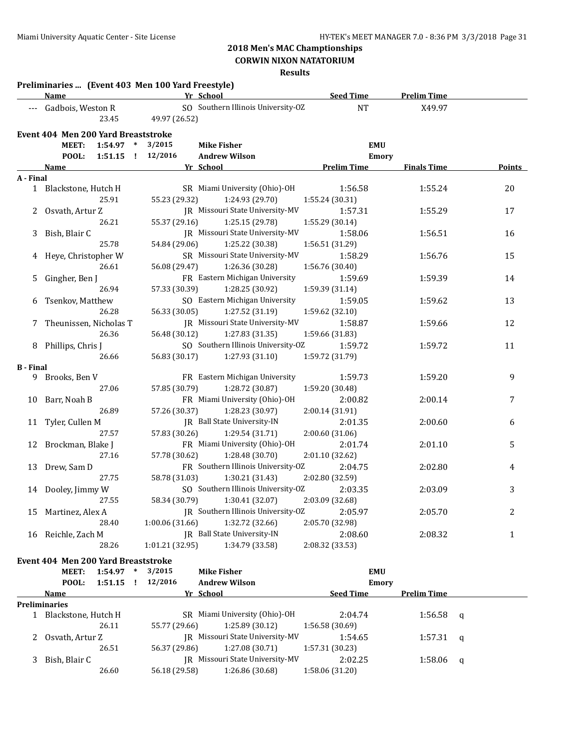## 2018 Men's MAC Championships
### CORWIN NIXON NATATORIUM
#### Results

**Preliminaries ... (Event 403 Men 100 Yard Freestyle)**

| | Name | Yr | School | Seed Time | Prelim Time |
|---|---|---|---|---|---|
| --- | Gadbois, Weston R | SO | Southern Illinois University-OZ | NT | X49.97 |
| | 23.45 | 49.97 (26.52) | | | |

**Event 404 Men 200 Yard Breaststroke**

| | | | | | |
|---|---|---|---|---|---|
| MEET: | 1:54.97 | * | 3/2015 | Mike Fisher | EMU |
| POOL: | 1:51.15 | ! | 12/2016 | Andrew Wilson | Emory |

| | Name | Yr | School | Prelim Time | Finals Time | Points |
|---|---|---|---|---|---|---|
| **A - Final** | | | | | | |
| 1 | Blackstone, Hutch H | SR | Miami University (Ohio)-OH | 1:56.58 | 1:55.24 | 20 |
| | 25.91 | 55.23 (29.32) | 1:24.93 (29.70) | 1:55.24 (30.31) | | |
| 2 | Osvath, Artur Z | JR | Missouri State University-MV | 1:57.31 | 1:55.29 | 17 |
| | 26.21 | 55.37 (29.16) | 1:25.15 (29.78) | 1:55.29 (30.14) | | |
| 3 | Bish, Blair C | JR | Missouri State University-MV | 1:58.06 | 1:56.51 | 16 |
| | 25.78 | 54.84 (29.06) | 1:25.22 (30.38) | 1:56.51 (31.29) | | |
| 4 | Heye, Christopher W | SR | Missouri State University-MV | 1:58.29 | 1:56.76 | 15 |
| | 26.61 | 56.08 (29.47) | 1:26.36 (30.28) | 1:56.76 (30.40) | | |
| 5 | Gingher, Ben J | FR | Eastern Michigan University | 1:59.69 | 1:59.39 | 14 |
| | 26.94 | 57.33 (30.39) | 1:28.25 (30.92) | 1:59.39 (31.14) | | |
| 6 | Tsenkov, Matthew | SO | Eastern Michigan University | 1:59.05 | 1:59.62 | 13 |
| | 26.28 | 56.33 (30.05) | 1:27.52 (31.19) | 1:59.62 (32.10) | | |
| 7 | Theunissen, Nicholas T | JR | Missouri State University-MV | 1:58.87 | 1:59.66 | 12 |
| | 26.36 | 56.48 (30.12) | 1:27.83 (31.35) | 1:59.66 (31.83) | | |
| 8 | Phillips, Chris J | SO | Southern Illinois University-OZ | 1:59.72 | 1:59.72 | 11 |
| | 26.66 | 56.83 (30.17) | 1:27.93 (31.10) | 1:59.72 (31.79) | | |
| **B - Final** | | | | | | |
| 9 | Brooks, Ben V | FR | Eastern Michigan University | 1:59.73 | 1:59.20 | 9 |
| | 27.06 | 57.85 (30.79) | 1:28.72 (30.87) | 1:59.20 (30.48) | | |
| 10 | Barr, Noah B | FR | Miami University (Ohio)-OH | 2:00.82 | 2:00.14 | 7 |
| | 26.89 | 57.26 (30.37) | 1:28.23 (30.97) | 2:00.14 (31.91) | | |
| 11 | Tyler, Cullen M | JR | Ball State University-IN | 2:01.35 | 2:00.60 | 6 |
| | 27.57 | 57.83 (30.26) | 1:29.54 (31.71) | 2:00.60 (31.06) | | |
| 12 | Brockman, Blake J | FR | Miami University (Ohio)-OH | 2:01.74 | 2:01.10 | 5 |
| | 27.16 | 57.78 (30.62) | 1:28.48 (30.70) | 2:01.10 (32.62) | | |
| 13 | Drew, Sam D | FR | Southern Illinois University-OZ | 2:04.75 | 2:02.80 | 4 |
| | 27.75 | 58.78 (31.03) | 1:30.21 (31.43) | 2:02.80 (32.59) | | |
| 14 | Dooley, Jimmy W | SO | Southern Illinois University-OZ | 2:03.35 | 2:03.09 | 3 |
| | 27.55 | 58.34 (30.79) | 1:30.41 (32.07) | 2:03.09 (32.68) | | |
| 15 | Martinez, Alex A | JR | Southern Illinois University-OZ | 2:05.97 | 2:05.70 | 2 |
| | 28.40 | 1:00.06 (31.66) | 1:32.72 (32.66) | 2:05.70 (32.98) | | |
| 16 | Reichle, Zach M | JR | Ball State University-IN | 2:08.60 | 2:08.32 | 1 |
| | 28.26 | 1:01.21 (32.95) | 1:34.79 (33.58) | 2:08.32 (33.53) | | |

**Event 404 Men 200 Yard Breaststroke**

| | | | | | |
|---|---|---|---|---|---|
| MEET: | 1:54.97 | * | 3/2015 | Mike Fisher | EMU |
| POOL: | 1:51.15 | ! | 12/2016 | Andrew Wilson | Emory |

| | Name | Yr | School | Seed Time | Prelim Time | |
|---|---|---|---|---|---|---|
| **Preliminaries** | | | | | | |
| 1 | Blackstone, Hutch H | SR | Miami University (Ohio)-OH | 2:04.74 | 1:56.58 | q |
| | 26.11 | 55.77 (29.66) | 1:25.89 (30.12) | 1:56.58 (30.69) | | |
| 2 | Osvath, Artur Z | JR | Missouri State University-MV | 1:54.65 | 1:57.31 | q |
| | 26.51 | 56.37 (29.86) | 1:27.08 (30.71) | 1:57.31 (30.23) | | |
| 3 | Bish, Blair C | JR | Missouri State University-MV | 2:02.25 | 1:58.06 | q |
| | 26.60 | 56.18 (29.58) | 1:26.86 (30.68) | 1:58.06 (31.20) | | |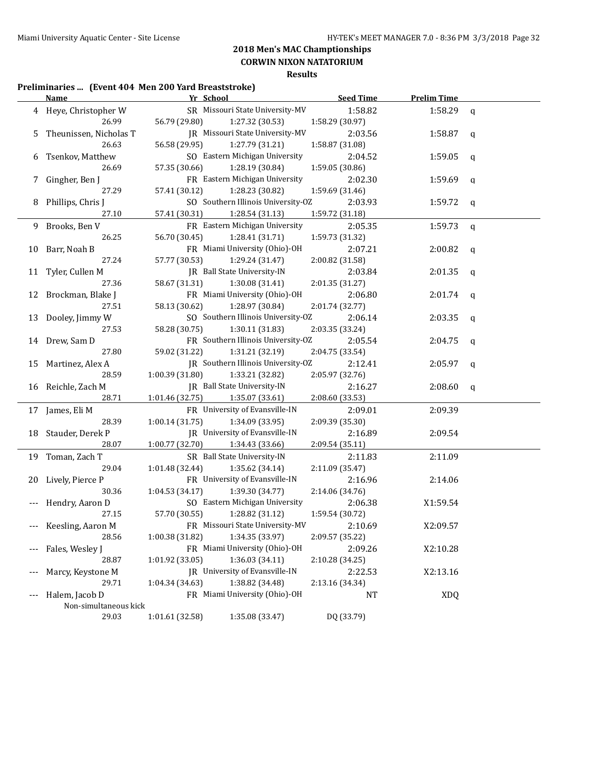## 2018 Men's MAC Championships

### CORWIN NIXON NATATORIUM

### Results

**Preliminaries ... (Event 404 Men 200 Yard Breaststroke)**

| | Name | Yr | School | Seed Time | Prelim Time | |
|---|---|---|---|---|---|---|
| 4 | Heye, Christopher W | SR | Missouri State University-MV | 1:58.82 | 1:58.29 | q |
| | 26.99 | 56.79 (29.80) | 1:27.32 (30.53) | 1:58.29 (30.97) | | |
| 5 | Theunissen, Nicholas T | JR | Missouri State University-MV | 2:03.56 | 1:58.87 | q |
| | 26.63 | 56.58 (29.95) | 1:27.79 (31.21) | 1:58.87 (31.08) | | |
| 6 | Tsenkov, Matthew | SO | Eastern Michigan University | 2:04.52 | 1:59.05 | q |
| | 26.69 | 57.35 (30.66) | 1:28.19 (30.84) | 1:59.05 (30.86) | | |
| 7 | Gingher, Ben J | FR | Eastern Michigan University | 2:02.30 | 1:59.69 | q |
| | 27.29 | 57.41 (30.12) | 1:28.23 (30.82) | 1:59.69 (31.46) | | |
| 8 | Phillips, Chris J | SO | Southern Illinois University-OZ | 2:03.93 | 1:59.72 | q |
| | 27.10 | 57.41 (30.31) | 1:28.54 (31.13) | 1:59.72 (31.18) | | |
| 9 | Brooks, Ben V | FR | Eastern Michigan University | 2:05.35 | 1:59.73 | q |
| | 26.25 | 56.70 (30.45) | 1:28.41 (31.71) | 1:59.73 (31.32) | | |
| 10 | Barr, Noah B | FR | Miami University (Ohio)-OH | 2:07.21 | 2:00.82 | q |
| | 27.24 | 57.77 (30.53) | 1:29.24 (31.47) | 2:00.82 (31.58) | | |
| 11 | Tyler, Cullen M | JR | Ball State University-IN | 2:03.84 | 2:01.35 | q |
| | 27.36 | 58.67 (31.31) | 1:30.08 (31.41) | 2:01.35 (31.27) | | |
| 12 | Brockman, Blake J | FR | Miami University (Ohio)-OH | 2:06.80 | 2:01.74 | q |
| | 27.51 | 58.13 (30.62) | 1:28.97 (30.84) | 2:01.74 (32.77) | | |
| 13 | Dooley, Jimmy W | SO | Southern Illinois University-OZ | 2:06.14 | 2:03.35 | q |
| | 27.53 | 58.28 (30.75) | 1:30.11 (31.83) | 2:03.35 (33.24) | | |
| 14 | Drew, Sam D | FR | Southern Illinois University-OZ | 2:05.54 | 2:04.75 | q |
| | 27.80 | 59.02 (31.22) | 1:31.21 (32.19) | 2:04.75 (33.54) | | |
| 15 | Martinez, Alex A | JR | Southern Illinois University-OZ | 2:12.41 | 2:05.97 | q |
| | 28.59 | 1:00.39 (31.80) | 1:33.21 (32.82) | 2:05.97 (32.76) | | |
| 16 | Reichle, Zach M | JR | Ball State University-IN | 2:16.27 | 2:08.60 | q |
| | 28.71 | 1:01.46 (32.75) | 1:35.07 (33.61) | 2:08.60 (33.53) | | |
| 17 | James, Eli M | FR | University of Evansville-IN | 2:09.01 | 2:09.39 | |
| | 28.39 | 1:00.14 (31.75) | 1:34.09 (33.95) | 2:09.39 (35.30) | | |
| 18 | Stauder, Derek P | JR | University of Evansville-IN | 2:16.89 | 2:09.54 | |
| | 28.07 | 1:00.77 (32.70) | 1:34.43 (33.66) | 2:09.54 (35.11) | | |
| 19 | Toman, Zach T | SR | Ball State University-IN | 2:11.83 | 2:11.09 | |
| | 29.04 | 1:01.48 (32.44) | 1:35.62 (34.14) | 2:11.09 (35.47) | | |
| 20 | Lively, Pierce P | FR | University of Evansville-IN | 2:16.96 | 2:14.06 | |
| | 30.36 | 1:04.53 (34.17) | 1:39.30 (34.77) | 2:14.06 (34.76) | | |
| --- | Hendry, Aaron D | SO | Eastern Michigan University | 2:06.38 | X1:59.54 | |
| | 27.15 | 57.70 (30.55) | 1:28.82 (31.12) | 1:59.54 (30.72) | | |
| --- | Keesling, Aaron M | FR | Missouri State University-MV | 2:10.69 | X2:09.57 | |
| | 28.56 | 1:00.38 (31.82) | 1:34.35 (33.97) | 2:09.57 (35.22) | | |
| --- | Fales, Wesley J | FR | Miami University (Ohio)-OH | 2:09.26 | X2:10.28 | |
| | 28.87 | 1:01.92 (33.05) | 1:36.03 (34.11) | 2:10.28 (34.25) | | |
| --- | Marcy, Keystone M | JR | University of Evansville-IN | 2:22.53 | X2:13.16 | |
| | 29.71 | 1:04.34 (34.63) | 1:38.82 (34.48) | 2:13.16 (34.34) | | |
| --- | Halem, Jacob D | FR | Miami University (Ohio)-OH | NT | XDQ | |
| | Non-simultaneous kick | | | | | |
| | 29.03 | 1:01.61 (32.58) | 1:35.08 (33.47) | DQ (33.79) | | |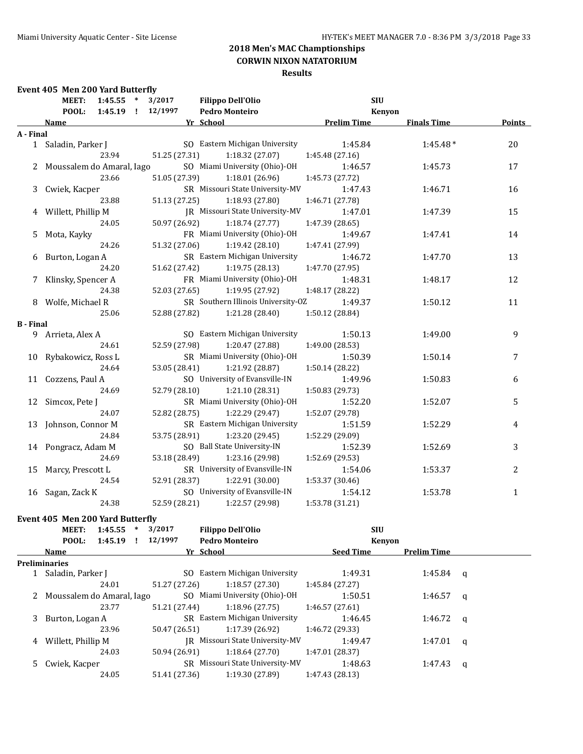**2018 Men's MAC Championships**
**CORWIN NIXON NATATORIUM**
**Results**

### Event 405 Men 200 Yard Butterfly

| | | | | | |
|---|---|---|---|---|---|
| MEET: | 1:45.55 | * | 3/2017 | Filippo Dell'Olio | SIU |
| POOL: | 1:45.19 | ! | 12/1997 | Pedro Monteiro | Kenyon |

| | Name | Yr | School | Prelim Time | Finals Time | Points |
|---|---|---|---|---|---|---|
| **A - Final** | | | | | | |
| 1 | Saladin, Parker J | SO | Eastern Michigan University | 1:45.84 | 1:45.48* | 20 |
| | 23.94 | 51.25 (27.31) | 1:18.32 (27.07) | 1:45.48 (27.16) | | |
| 2 | Moussalem do Amaral, Iago | SO | Miami University (Ohio)-OH | 1:46.57 | 1:45.73 | 17 |
| | 23.66 | 51.05 (27.39) | 1:18.01 (26.96) | 1:45.73 (27.72) | | |
| 3 | Cwiek, Kacper | SR | Missouri State University-MV | 1:47.43 | 1:46.71 | 16 |
| | 23.88 | 51.13 (27.25) | 1:18.93 (27.80) | 1:46.71 (27.78) | | |
| 4 | Willett, Phillip M | JR | Missouri State University-MV | 1:47.01 | 1:47.39 | 15 |
| | 24.05 | 50.97 (26.92) | 1:18.74 (27.77) | 1:47.39 (28.65) | | |
| 5 | Mota, Kayky | FR | Miami University (Ohio)-OH | 1:49.67 | 1:47.41 | 14 |
| | 24.26 | 51.32 (27.06) | 1:19.42 (28.10) | 1:47.41 (27.99) | | |
| 6 | Burton, Logan A | SR | Eastern Michigan University | 1:46.72 | 1:47.70 | 13 |
| | 24.20 | 51.62 (27.42) | 1:19.75 (28.13) | 1:47.70 (27.95) | | |
| 7 | Klinsky, Spencer A | FR | Miami University (Ohio)-OH | 1:48.31 | 1:48.17 | 12 |
| | 24.38 | 52.03 (27.65) | 1:19.95 (27.92) | 1:48.17 (28.22) | | |
| 8 | Wolfe, Michael R | SR | Southern Illinois University-OZ | 1:49.37 | 1:50.12 | 11 |
| | 25.06 | 52.88 (27.82) | 1:21.28 (28.40) | 1:50.12 (28.84) | | |
| **B - Final** | | | | | | |
| 9 | Arrieta, Alex A | SO | Eastern Michigan University | 1:50.13 | 1:49.00 | 9 |
| | 24.61 | 52.59 (27.98) | 1:20.47 (27.88) | 1:49.00 (28.53) | | |
| 10 | Rybakowicz, Ross L | SR | Miami University (Ohio)-OH | 1:50.39 | 1:50.14 | 7 |
| | 24.64 | 53.05 (28.41) | 1:21.92 (28.87) | 1:50.14 (28.22) | | |
| 11 | Cozzens, Paul A | SO | University of Evansville-IN | 1:49.96 | 1:50.83 | 6 |
| | 24.69 | 52.79 (28.10) | 1:21.10 (28.31) | 1:50.83 (29.73) | | |
| 12 | Simcox, Pete J | SR | Miami University (Ohio)-OH | 1:52.20 | 1:52.07 | 5 |
| | 24.07 | 52.82 (28.75) | 1:22.29 (29.47) | 1:52.07 (29.78) | | |
| 13 | Johnson, Connor M | SR | Eastern Michigan University | 1:51.59 | 1:52.29 | 4 |
| | 24.84 | 53.75 (28.91) | 1:23.20 (29.45) | 1:52.29 (29.09) | | |
| 14 | Pongracz, Adam M | SO | Ball State University-IN | 1:52.39 | 1:52.69 | 3 |
| | 24.69 | 53.18 (28.49) | 1:23.16 (29.98) | 1:52.69 (29.53) | | |
| 15 | Marcy, Prescott L | SR | University of Evansville-IN | 1:54.06 | 1:53.37 | 2 |
| | 24.54 | 52.91 (28.37) | 1:22.91 (30.00) | 1:53.37 (30.46) | | |
| 16 | Sagan, Zack K | SO | University of Evansville-IN | 1:54.12 | 1:53.78 | 1 |
| | 24.38 | 52.59 (28.21) | 1:22.57 (29.98) | 1:53.78 (31.21) | | |

### Event 405 Men 200 Yard Butterfly

| | | | | | |
|---|---|---|---|---|---|
| MEET: | 1:45.55 | * | 3/2017 | Filippo Dell'Olio | SIU |
| POOL: | 1:45.19 | ! | 12/1997 | Pedro Monteiro | Kenyon |

| | Name | Yr | School | Seed Time | Prelim Time | |
|---|---|---|---|---|---|---|
| **Preliminaries** | | | | | | |
| 1 | Saladin, Parker J | SO | Eastern Michigan University | 1:49.31 | 1:45.84 | q |
| | 24.01 | 51.27 (27.26) | 1:18.57 (27.30) | 1:45.84 (27.27) | | |
| 2 | Moussalem do Amaral, Iago | SO | Miami University (Ohio)-OH | 1:50.51 | 1:46.57 | q |
| | 23.77 | 51.21 (27.44) | 1:18.96 (27.75) | 1:46.57 (27.61) | | |
| 3 | Burton, Logan A | SR | Eastern Michigan University | 1:46.45 | 1:46.72 | q |
| | 23.96 | 50.47 (26.51) | 1:17.39 (26.92) | 1:46.72 (29.33) | | |
| 4 | Willett, Phillip M | JR | Missouri State University-MV | 1:49.47 | 1:47.01 | q |
| | 24.03 | 50.94 (26.91) | 1:18.64 (27.70) | 1:47.01 (28.37) | | |
| 5 | Cwiek, Kacper | SR | Missouri State University-MV | 1:48.63 | 1:47.43 | q |
| | 24.05 | 51.41 (27.36) | 1:19.30 (27.89) | 1:47.43 (28.13) | | |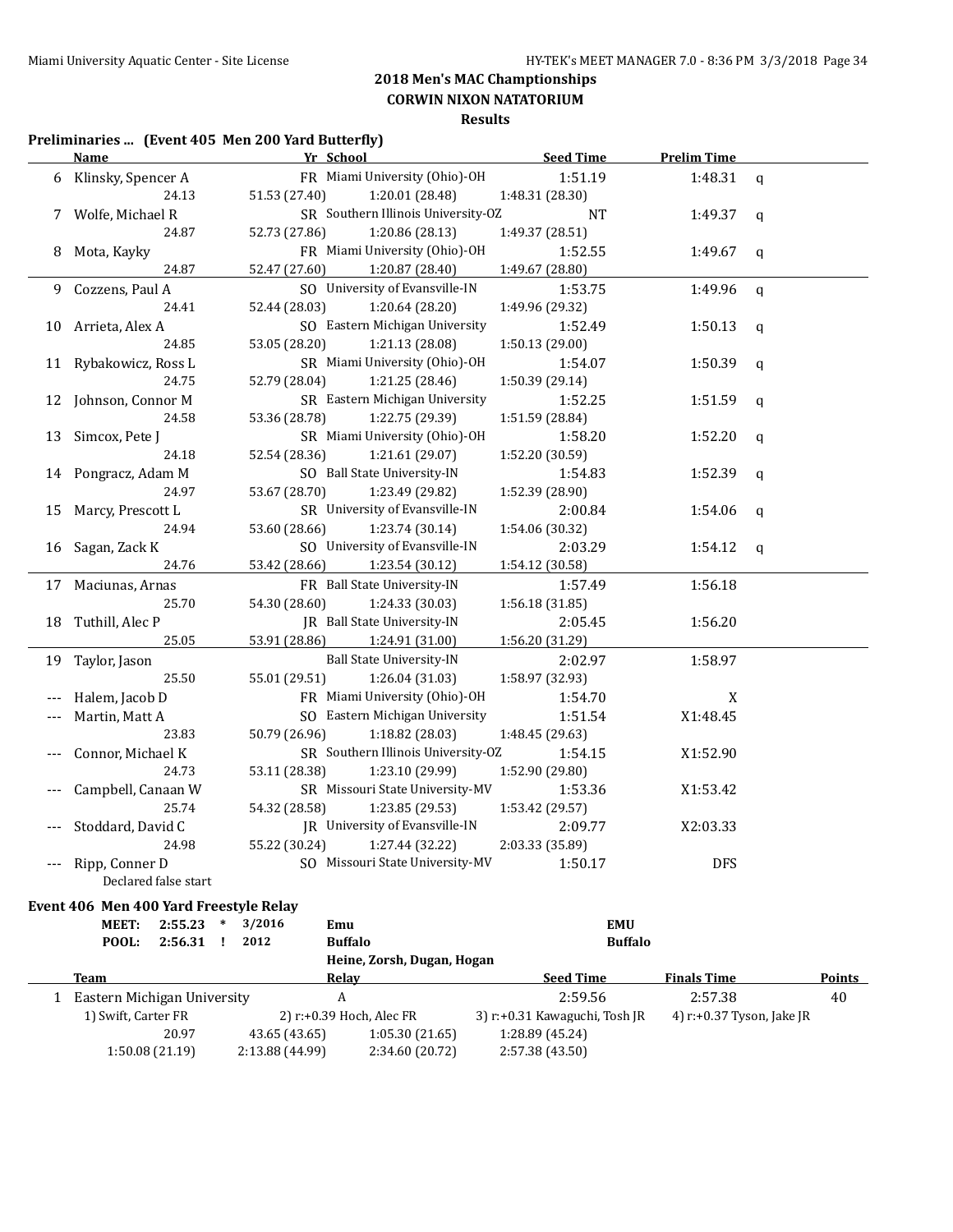## 2018 Men's MAC Championships

### CORWIN NIXON NATATORIUM

### Results

**Preliminaries ... (Event 405 Men 200 Yard Butterfly)**

| | Name | Yr | School | Seed Time | Prelim Time | |
|---|---|---|---|---|---|---|
| 6 | Klinsky, Spencer A | FR | Miami University (Ohio)-OH | 1:51.19 | 1:48.31 | q |
| | 24.13 | 51.53 (27.40) | 1:20.01 (28.48) | 1:48.31 (28.30) | | |
| 7 | Wolfe, Michael R | SR | Southern Illinois University-OZ | NT | 1:49.37 | q |
| | 24.87 | 52.73 (27.86) | 1:20.86 (28.13) | 1:49.37 (28.51) | | |
| 8 | Mota, Kayky | FR | Miami University (Ohio)-OH | 1:52.55 | 1:49.67 | q |
| | 24.87 | 52.47 (27.60) | 1:20.87 (28.40) | 1:49.67 (28.80) | | |
| 9 | Cozzens, Paul A | SO | University of Evansville-IN | 1:53.75 | 1:49.96 | q |
| | 24.41 | 52.44 (28.03) | 1:20.64 (28.20) | 1:49.96 (29.32) | | |
| 10 | Arrieta, Alex A | SO | Eastern Michigan University | 1:52.49 | 1:50.13 | q |
| | 24.85 | 53.05 (28.20) | 1:21.13 (28.08) | 1:50.13 (29.00) | | |
| 11 | Rybakowicz, Ross L | SR | Miami University (Ohio)-OH | 1:54.07 | 1:50.39 | q |
| | 24.75 | 52.79 (28.04) | 1:21.25 (28.46) | 1:50.39 (29.14) | | |
| 12 | Johnson, Connor M | SR | Eastern Michigan University | 1:52.25 | 1:51.59 | q |
| | 24.58 | 53.36 (28.78) | 1:22.75 (29.39) | 1:51.59 (28.84) | | |
| 13 | Simcox, Pete J | SR | Miami University (Ohio)-OH | 1:58.20 | 1:52.20 | q |
| | 24.18 | 52.54 (28.36) | 1:21.61 (29.07) | 1:52.20 (30.59) | | |
| 14 | Pongracz, Adam M | SO | Ball State University-IN | 1:54.83 | 1:52.39 | q |
| | 24.97 | 53.67 (28.70) | 1:23.49 (29.82) | 1:52.39 (28.90) | | |
| 15 | Marcy, Prescott L | SR | University of Evansville-IN | 2:00.84 | 1:54.06 | q |
| | 24.94 | 53.60 (28.66) | 1:23.74 (30.14) | 1:54.06 (30.32) | | |
| 16 | Sagan, Zack K | SO | University of Evansville-IN | 2:03.29 | 1:54.12 | q |
| | 24.76 | 53.42 (28.66) | 1:23.54 (30.12) | 1:54.12 (30.58) | | |
| 17 | Maciunas, Arnas | FR | Ball State University-IN | 1:57.49 | 1:56.18 | |
| | 25.70 | 54.30 (28.60) | 1:24.33 (30.03) | 1:56.18 (31.85) | | |
| 18 | Tuthill, Alec P | JR | Ball State University-IN | 2:05.45 | 1:56.20 | |
| | 25.05 | 53.91 (28.86) | 1:24.91 (31.00) | 1:56.20 (31.29) | | |
| 19 | Taylor, Jason | | Ball State University-IN | 2:02.97 | 1:58.97 | |
| | 25.50 | 55.01 (29.51) | 1:26.04 (31.03) | 1:58.97 (32.93) | | |
| --- | Halem, Jacob D | FR | Miami University (Ohio)-OH | 1:54.70 | X | |
| --- | Martin, Matt A | SO | Eastern Michigan University | 1:51.54 | X1:48.45 | |
| | 23.83 | 50.79 (26.96) | 1:18.82 (28.03) | 1:48.45 (29.63) | | |
| --- | Connor, Michael K | SR | Southern Illinois University-OZ | 1:54.15 | X1:52.90 | |
| | 24.73 | 53.11 (28.38) | 1:23.10 (29.99) | 1:52.90 (29.80) | | |
| --- | Campbell, Canaan W | SR | Missouri State University-MV | 1:53.36 | X1:53.42 | |
| | 25.74 | 54.32 (28.58) | 1:23.85 (29.53) | 1:53.42 (29.57) | | |
| --- | Stoddard, David C | JR | University of Evansville-IN | 2:09.77 | X2:03.33 | |
| | 24.98 | 55.22 (30.24) | 1:27.44 (32.22) | 2:03.33 (35.89) | | |
| --- | Ripp, Conner D | SO | Missouri State University-MV | 1:50.17 | DFS | |
| | Declared false start | | | | | |

**Event 406 Men 400 Yard Freestyle Relay**

| | | | | | |
|---|---|---|---|---|---|
| MEET: | 2:55.23 | * | 3/2016 | Emu | EMU |
| POOL: | 2:56.31 | ! | 2012 | Buffalo | Buffalo |
| | | | | Heine, Zorsh, Dugan, Hogan | |

| | Team | Relay | Seed Time | Finals Time | Points |
|---|---|---|---|---|---|
| 1 | Eastern Michigan University | A | 2:59.56 | 2:57.38 | 40 |
| | 1) Swift, Carter FR | 2) r:+0.39 Hoch, Alec FR | 3) r:+0.31 Kawaguchi, Tosh JR | 4) r:+0.37 Tyson, Jake JR | |
| | 20.97 | 43.65 (43.65) | 1:05.30 (21.65) | 1:28.89 (45.24) | |
| | 1:50.08 (21.19) | 2:13.88 (44.99) | 2:34.60 (20.72) | 2:57.38 (43.50) | |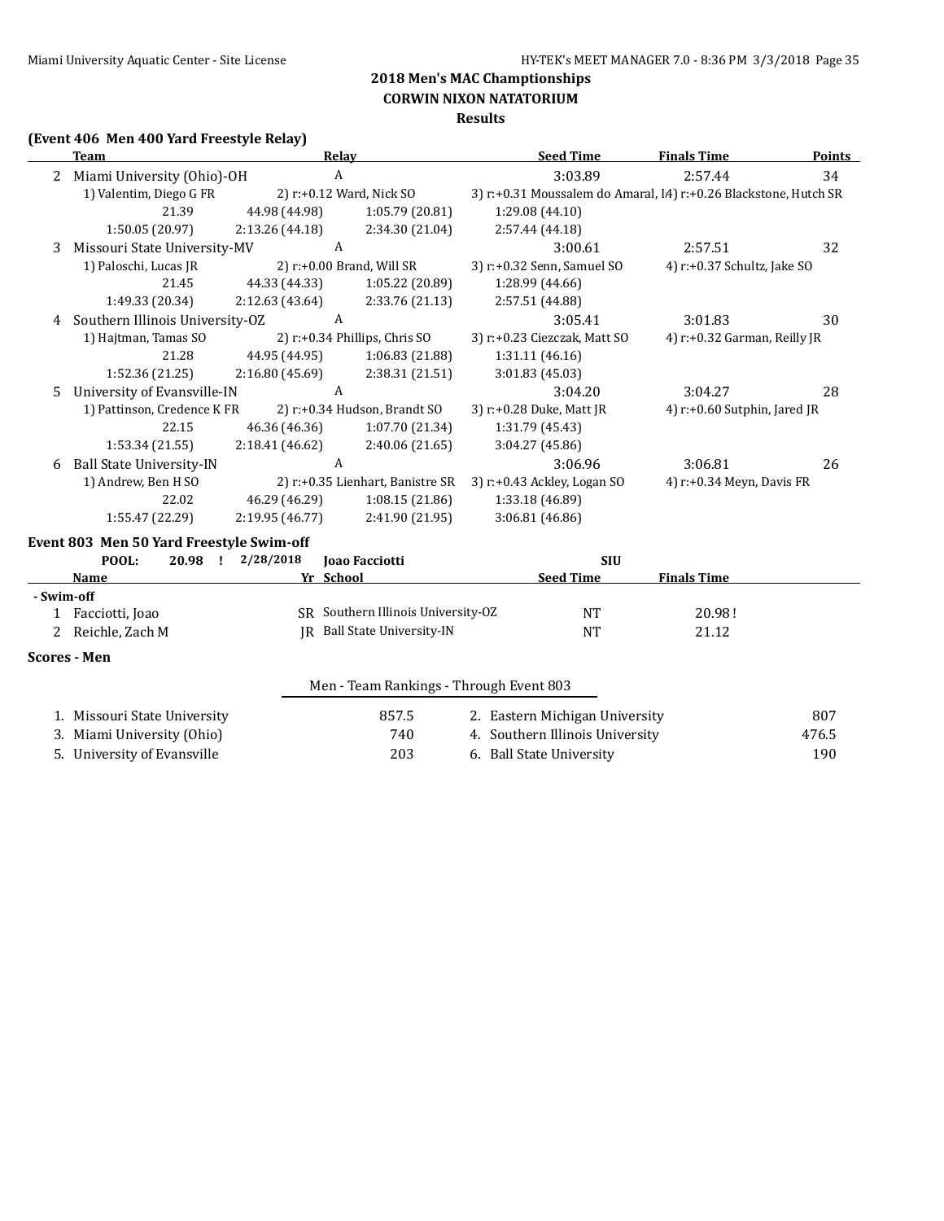**2018 Men's MAC Championships**
**CORWIN NIXON NATATORIUM**
**Results**

### (Event 406 Men 400 Yard Freestyle Relay)

| | Team | Relay | | Seed Time | Finals Time | Points |
|---|---|---|---|---|---|---|
| 2 | Miami University (Ohio)-OH | A | | 3:03.89 | 2:57.44 | 34 |
| | 1) Valentim, Diego G FR | 2) r:+0.12 Ward, Nick SO | | 3) r:+0.31 Moussalem do Amaral, I4) r:+0.26 Blackstone, Hutch SR | | |
| | 21.39 | 44.98 (44.98) | 1:05.79 (20.81) | 1:29.08 (44.10) | | |
| | 1:50.05 (20.97) | 2:13.26 (44.18) | 2:34.30 (21.04) | 2:57.44 (44.18) | | |
| 3 | Missouri State University-MV | A | | 3:00.61 | 2:57.51 | 32 |
| | 1) Paloschi, Lucas JR | 2) r:+0.00 Brand, Will SR | | 3) r:+0.32 Senn, Samuel SO | 4) r:+0.37 Schultz, Jake SO | |
| | 21.45 | 44.33 (44.33) | 1:05.22 (20.89) | 1:28.99 (44.66) | | |
| | 1:49.33 (20.34) | 2:12.63 (43.64) | 2:33.76 (21.13) | 2:57.51 (44.88) | | |
| 4 | Southern Illinois University-OZ | A | | 3:05.41 | 3:01.83 | 30 |
| | 1) Hajtman, Tamas SO | 2) r:+0.34 Phillips, Chris SO | | 3) r:+0.23 Ciezczak, Matt SO | 4) r:+0.32 Garman, Reilly JR | |
| | 21.28 | 44.95 (44.95) | 1:06.83 (21.88) | 1:31.11 (46.16) | | |
| | 1:52.36 (21.25) | 2:16.80 (45.69) | 2:38.31 (21.51) | 3:01.83 (45.03) | | |
| 5 | University of Evansville-IN | A | | 3:04.20 | 3:04.27 | 28 |
| | 1) Pattinson, Credence K FR | 2) r:+0.34 Hudson, Brandt SO | | 3) r:+0.28 Duke, Matt JR | 4) r:+0.60 Sutphin, Jared JR | |
| | 22.15 | 46.36 (46.36) | 1:07.70 (21.34) | 1:31.79 (45.43) | | |
| | 1:53.34 (21.55) | 2:18.41 (46.62) | 2:40.06 (21.65) | 3:04.27 (45.86) | | |
| 6 | Ball State University-IN | A | | 3:06.96 | 3:06.81 | 26 |
| | 1) Andrew, Ben H SO | 2) r:+0.35 Lienhart, Banistre SR | | 3) r:+0.43 Ackley, Logan SO | 4) r:+0.34 Meyn, Davis FR | |
| | 22.02 | 46.29 (46.29) | 1:08.15 (21.86) | 1:33.18 (46.89) | | |
| | 1:55.47 (22.29) | 2:19.95 (46.77) | 2:41.90 (21.95) | 3:06.81 (46.86) | | |

### Event 803 Men 50 Yard Freestyle Swim-off

**POOL: 20.98 ! 2/28/2018 Joao Facciotti SIU**

| | Name | Yr | School | Seed Time | Finals Time |
|---|---|---|---|---|---|
| - Swim-off | | | | | |
| 1 | Facciotti, Joao | SR | Southern Illinois University-OZ | NT | 20.98 ! |
| 2 | Reichle, Zach M | JR | Ball State University-IN | NT | 21.12 |

### Scores - Men

Men - Team Rankings - Through Event 803

| | | | |
|---|---|---|---|
| 1. Missouri State University | 857.5 | 2. Eastern Michigan University | 807 |
| 3. Miami University (Ohio) | 740 | 4. Southern Illinois University | 476.5 |
| 5. University of Evansville | 203 | 6. Ball State University | 190 |